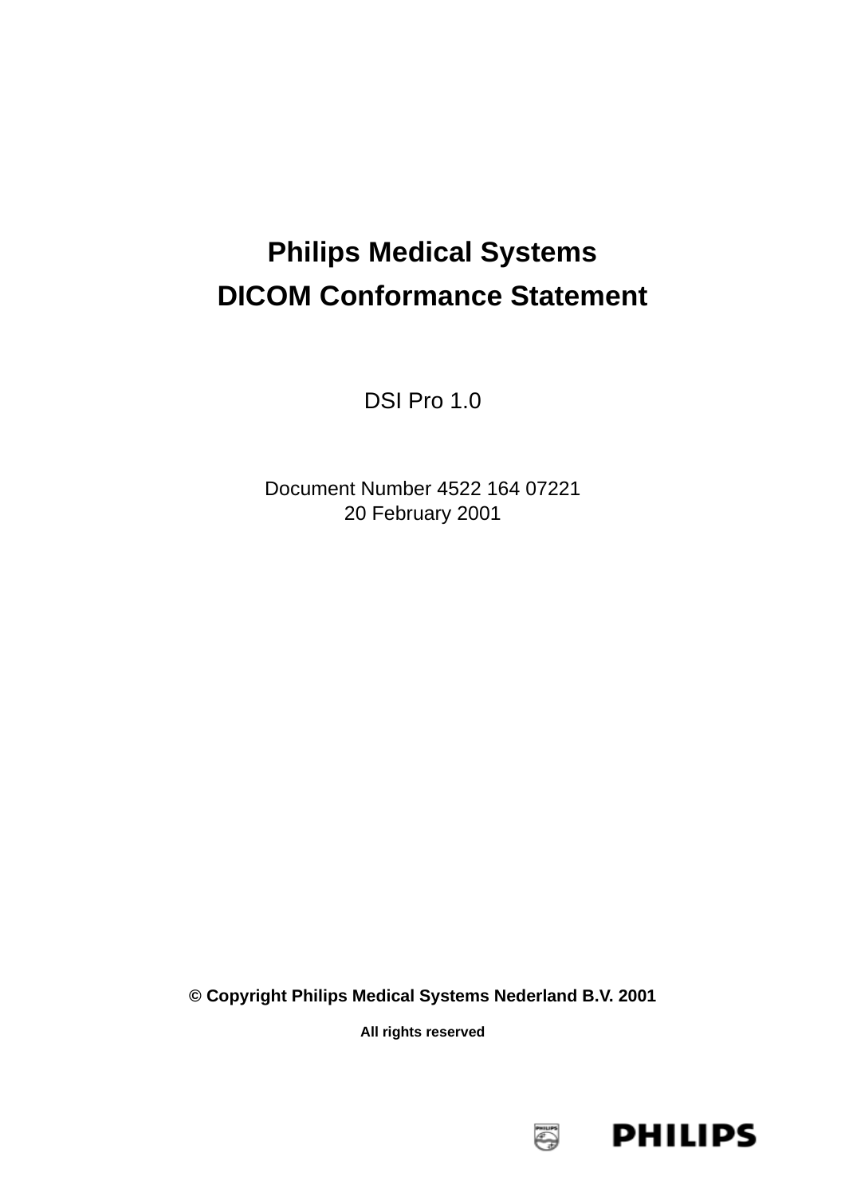# Philips Medical Systems
# DICOM Conformance Statement

DSI Pro 1.0

Document Number 4522 164 07221
20 February 2001

**© Copyright Philips Medical Systems Nederland B.V. 2001**

**All rights reserved**

PHILIPS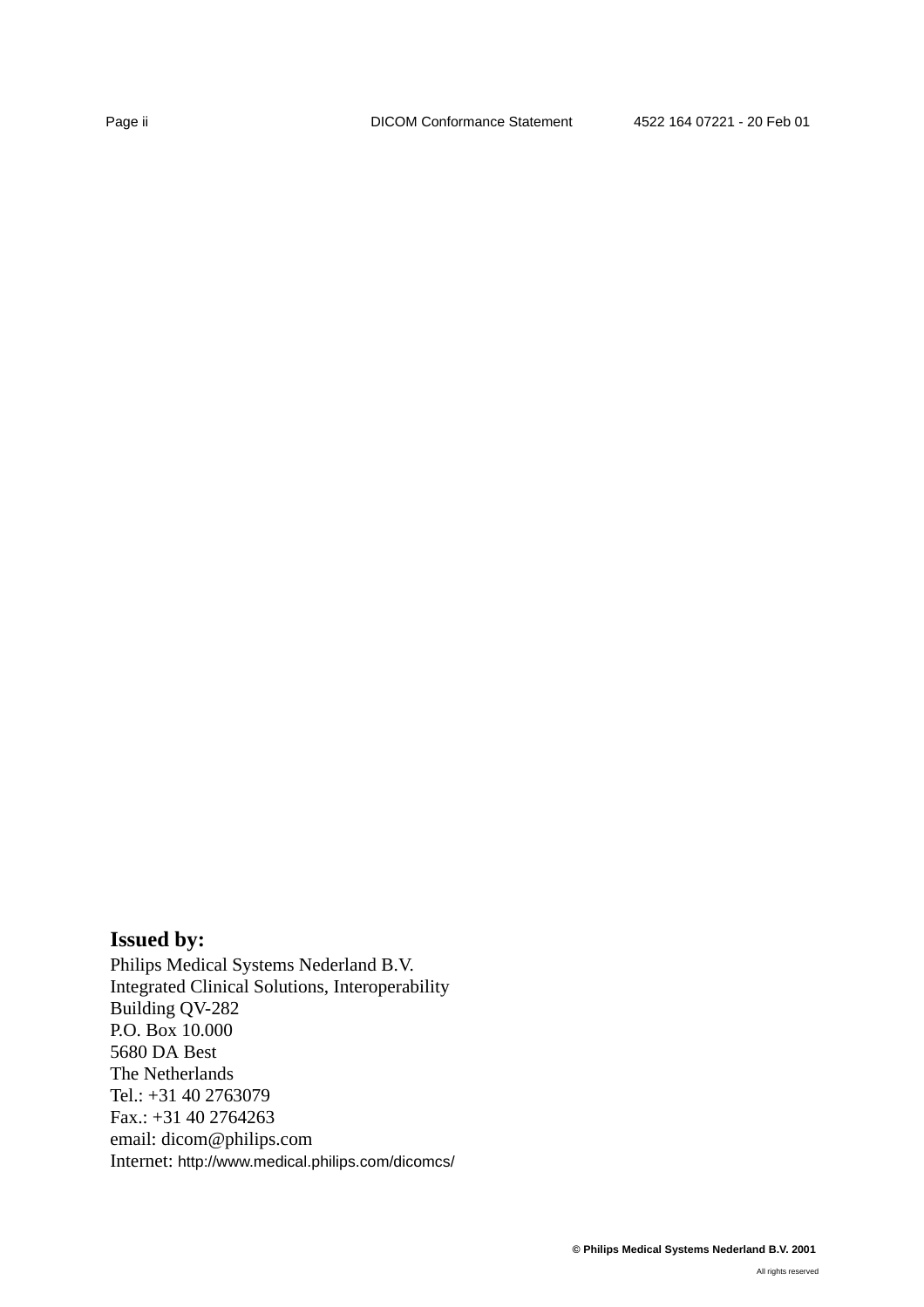**Issued by:**

Philips Medical Systems Nederland B.V.
Integrated Clinical Solutions, Interoperability
Building QV-282
P.O. Box 10.000
5680 DA Best
The Netherlands
Tel.: +31 40 2763079
Fax.: +31 40 2764263
email: dicom@philips.com
Internet: http://www.medical.philips.com/dicomcs/

**© Philips Medical Systems Nederland B.V. 2001**

All rights reserved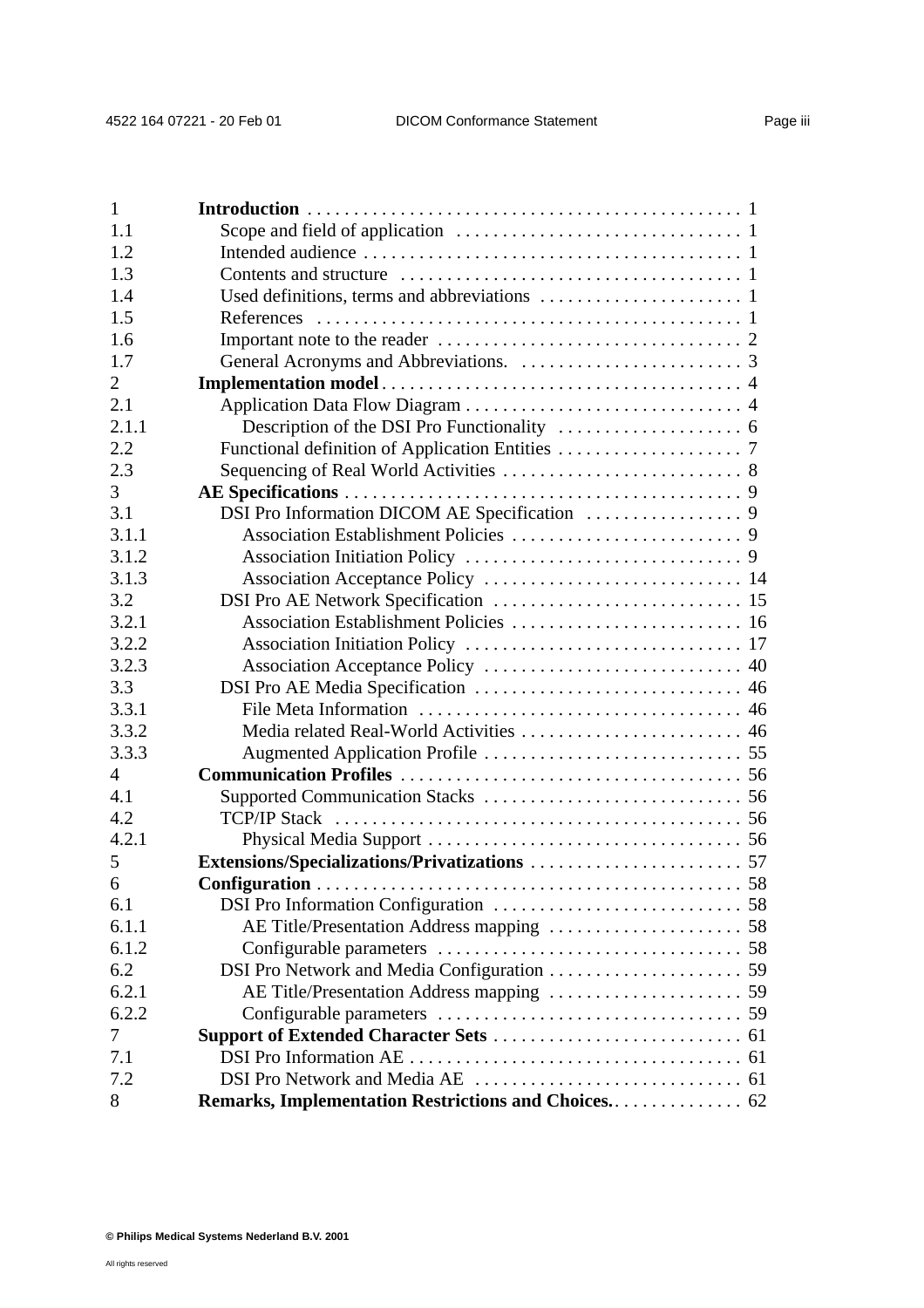| | | |
|---|---|---|
| 1 | **Introduction** | 1 |
| 1.1 | Scope and field of application | 1 |
| 1.2 | Intended audience | 1 |
| 1.3 | Contents and structure | 1 |
| 1.4 | Used definitions, terms and abbreviations | 1 |
| 1.5 | References | 1 |
| 1.6 | Important note to the reader | 2 |
| 1.7 | General Acronyms and Abbreviations. | 3 |
| 2 | **Implementation model** | 4 |
| 2.1 | Application Data Flow Diagram | 4 |
| 2.1.1 | Description of the DSI Pro Functionality | 6 |
| 2.2 | Functional definition of Application Entities | 7 |
| 2.3 | Sequencing of Real World Activities | 8 |
| 3 | **AE Specifications** | 9 |
| 3.1 | DSI Pro Information DICOM AE Specification | 9 |
| 3.1.1 | Association Establishment Policies | 9 |
| 3.1.2 | Association Initiation Policy | 9 |
| 3.1.3 | Association Acceptance Policy | 14 |
| 3.2 | DSI Pro AE Network Specification | 15 |
| 3.2.1 | Association Establishment Policies | 16 |
| 3.2.2 | Association Initiation Policy | 17 |
| 3.2.3 | Association Acceptance Policy | 40 |
| 3.3 | DSI Pro AE Media Specification | 46 |
| 3.3.1 | File Meta Information | 46 |
| 3.3.2 | Media related Real-World Activities | 46 |
| 3.3.3 | Augmented Application Profile | 55 |
| 4 | **Communication Profiles** | 56 |
| 4.1 | Supported Communication Stacks | 56 |
| 4.2 | TCP/IP Stack | 56 |
| 4.2.1 | Physical Media Support | 56 |
| 5 | **Extensions/Specializations/Privatizations** | 57 |
| 6 | **Configuration** | 58 |
| 6.1 | DSI Pro Information Configuration | 58 |
| 6.1.1 | AE Title/Presentation Address mapping | 58 |
| 6.1.2 | Configurable parameters | 58 |
| 6.2 | DSI Pro Network and Media Configuration | 59 |
| 6.2.1 | AE Title/Presentation Address mapping | 59 |
| 6.2.2 | Configurable parameters | 59 |
| 7 | **Support of Extended Character Sets** | 61 |
| 7.1 | DSI Pro Information AE | 61 |
| 7.2 | DSI Pro Network and Media AE | 61 |
| 8 | **Remarks, Implementation Restrictions and Choices.** | 62 |

**© Philips Medical Systems Nederland B.V. 2001**

All rights reserved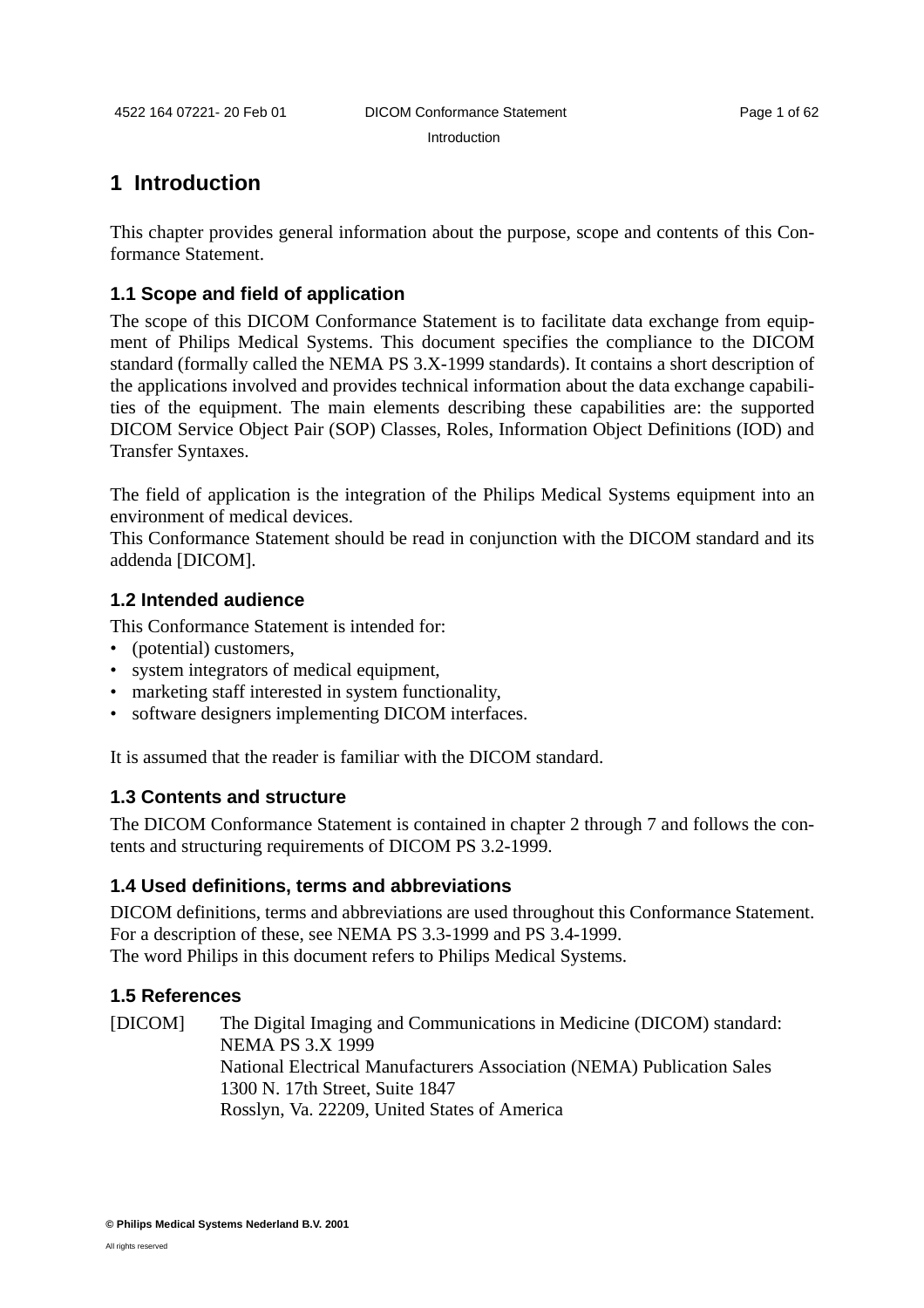# 1 Introduction

This chapter provides general information about the purpose, scope and contents of this Conformance Statement.

## 1.1 Scope and field of application

The scope of this DICOM Conformance Statement is to facilitate data exchange from equipment of Philips Medical Systems. This document specifies the compliance to the DICOM standard (formally called the NEMA PS 3.X-1999 standards). It contains a short description of the applications involved and provides technical information about the data exchange capabilities of the equipment. The main elements describing these capabilities are: the supported DICOM Service Object Pair (SOP) Classes, Roles, Information Object Definitions (IOD) and Transfer Syntaxes.

The field of application is the integration of the Philips Medical Systems equipment into an environment of medical devices.
This Conformance Statement should be read in conjunction with the DICOM standard and its addenda [DICOM].

## 1.2 Intended audience

This Conformance Statement is intended for:

- (potential) customers,
- system integrators of medical equipment,
- marketing staff interested in system functionality,
- software designers implementing DICOM interfaces.

It is assumed that the reader is familiar with the DICOM standard.

## 1.3 Contents and structure

The DICOM Conformance Statement is contained in chapter 2 through 7 and follows the contents and structuring requirements of DICOM PS 3.2-1999.

## 1.4 Used definitions, terms and abbreviations

DICOM definitions, terms and abbreviations are used throughout this Conformance Statement. For a description of these, see NEMA PS 3.3-1999 and PS 3.4-1999.
The word Philips in this document refers to Philips Medical Systems.

## 1.5 References

[DICOM] The Digital Imaging and Communications in Medicine (DICOM) standard:
NEMA PS 3.X 1999
National Electrical Manufacturers Association (NEMA) Publication Sales
1300 N. 17th Street, Suite 1847
Rosslyn, Va. 22209, United States of America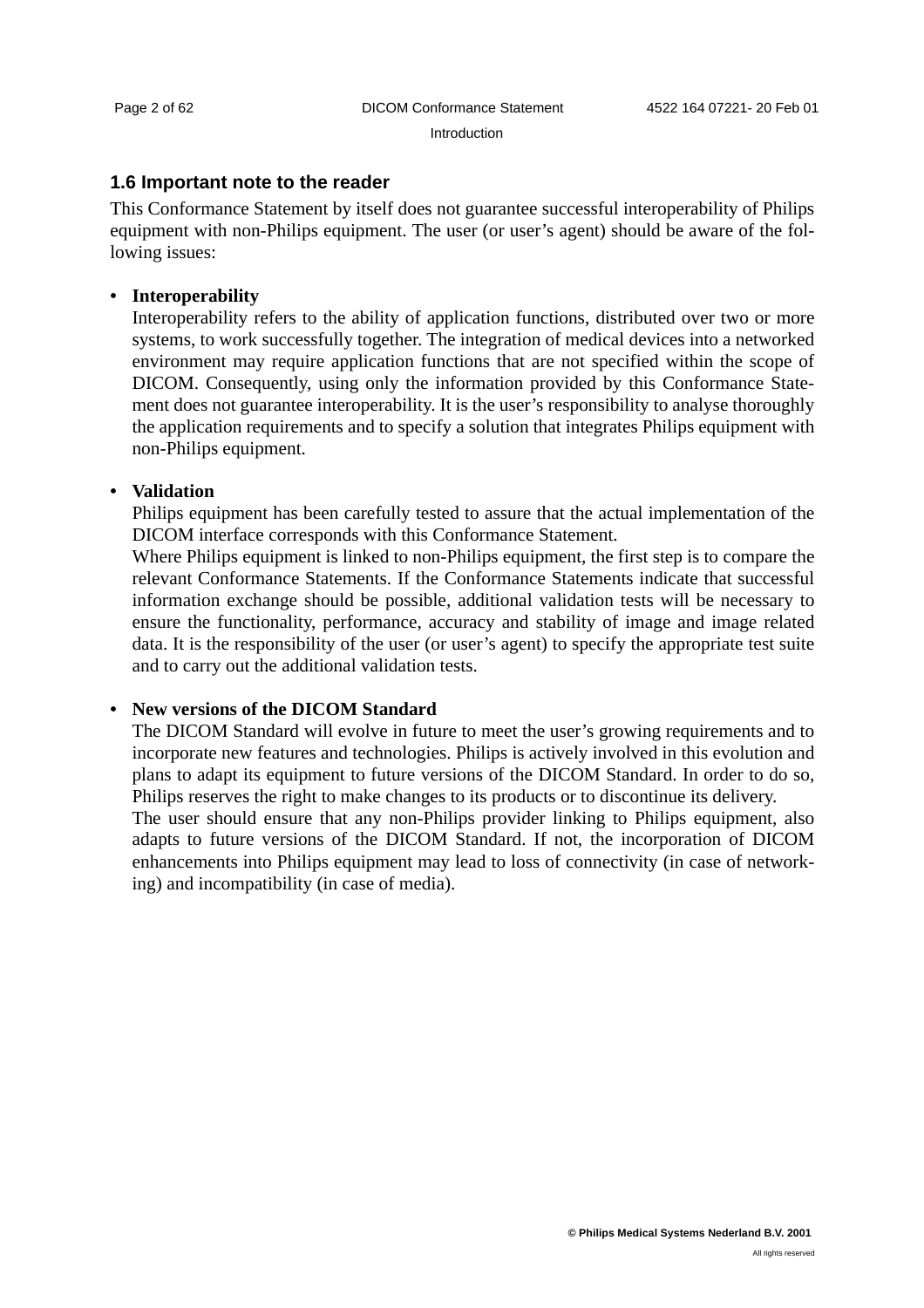## 1.6 Important note to the reader

This Conformance Statement by itself does not guarantee successful interoperability of Philips equipment with non-Philips equipment. The user (or user's agent) should be aware of the following issues:

- **Interoperability**
  Interoperability refers to the ability of application functions, distributed over two or more systems, to work successfully together. The integration of medical devices into a networked environment may require application functions that are not specified within the scope of DICOM. Consequently, using only the information provided by this Conformance Statement does not guarantee interoperability. It is the user's responsibility to analyse thoroughly the application requirements and to specify a solution that integrates Philips equipment with non-Philips equipment.

- **Validation**
  Philips equipment has been carefully tested to assure that the actual implementation of the DICOM interface corresponds with this Conformance Statement.
  Where Philips equipment is linked to non-Philips equipment, the first step is to compare the relevant Conformance Statements. If the Conformance Statements indicate that successful information exchange should be possible, additional validation tests will be necessary to ensure the functionality, performance, accuracy and stability of image and image related data. It is the responsibility of the user (or user's agent) to specify the appropriate test suite and to carry out the additional validation tests.

- **New versions of the DICOM Standard**
  The DICOM Standard will evolve in future to meet the user's growing requirements and to incorporate new features and technologies. Philips is actively involved in this evolution and plans to adapt its equipment to future versions of the DICOM Standard. In order to do so, Philips reserves the right to make changes to its products or to discontinue its delivery.
  The user should ensure that any non-Philips provider linking to Philips equipment, also adapts to future versions of the DICOM Standard. If not, the incorporation of DICOM enhancements into Philips equipment may lead to loss of connectivity (in case of networking) and incompatibility (in case of media).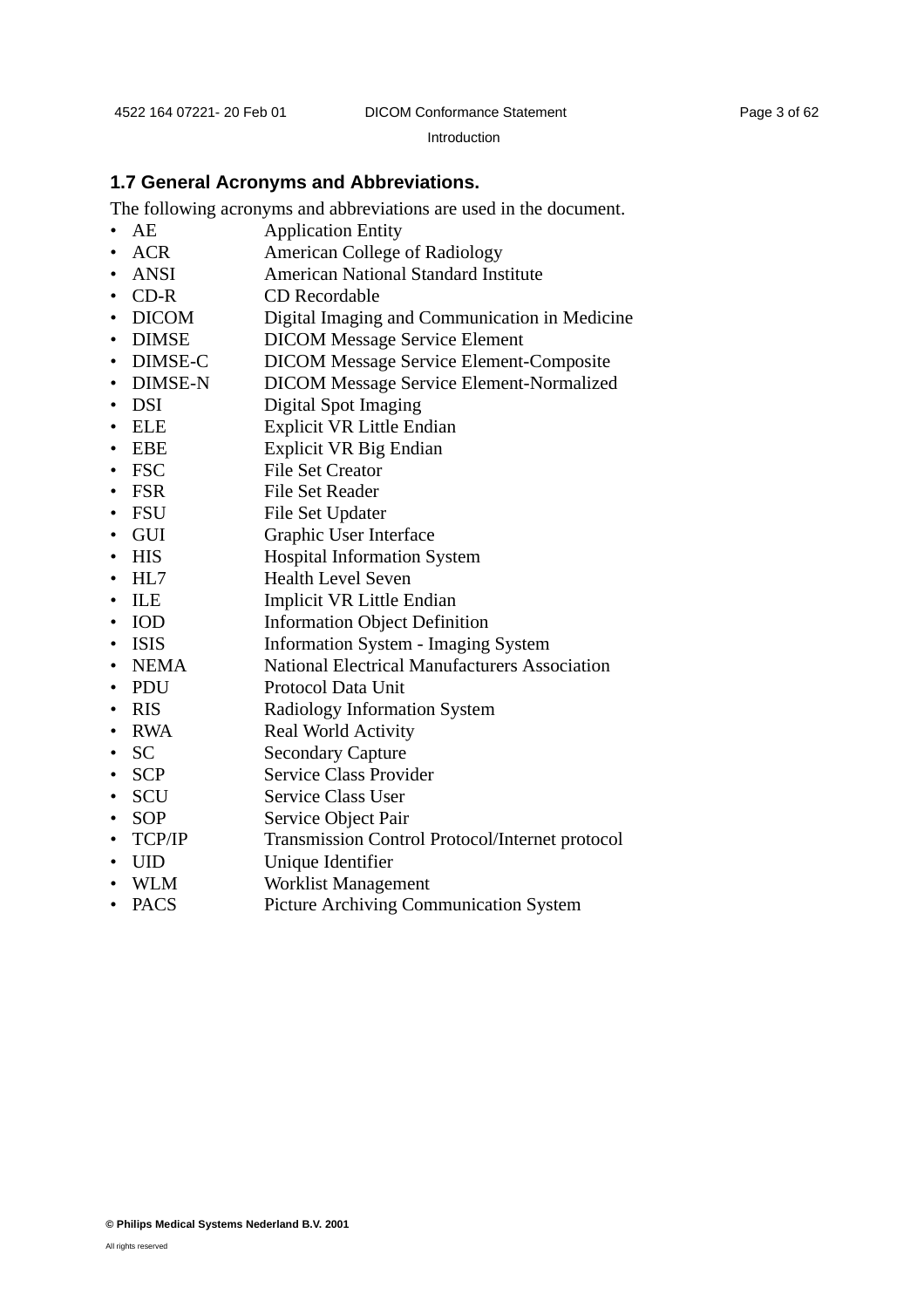## 1.7 General Acronyms and Abbreviations.

The following acronyms and abbreviations are used in the document.

- AE Application Entity
- ACR American College of Radiology
- ANSI American National Standard Institute
- CD-R CD Recordable
- DICOM Digital Imaging and Communication in Medicine
- DIMSE DICOM Message Service Element
- DIMSE-C DICOM Message Service Element-Composite
- DIMSE-N DICOM Message Service Element-Normalized
- DSI Digital Spot Imaging
- ELE Explicit VR Little Endian
- EBE Explicit VR Big Endian
- FSC File Set Creator
- FSR File Set Reader
- FSU File Set Updater
- GUI Graphic User Interface
- HIS Hospital Information System
- HL7 Health Level Seven
- ILE Implicit VR Little Endian
- IOD Information Object Definition
- ISIS Information System - Imaging System
- NEMA National Electrical Manufacturers Association
- PDU Protocol Data Unit
- RIS Radiology Information System
- RWA Real World Activity
- SC Secondary Capture
- SCP Service Class Provider
- SCU Service Class User
- SOP Service Object Pair
- TCP/IP Transmission Control Protocol/Internet protocol
- UID Unique Identifier
- WLM Worklist Management
- PACS Picture Archiving Communication System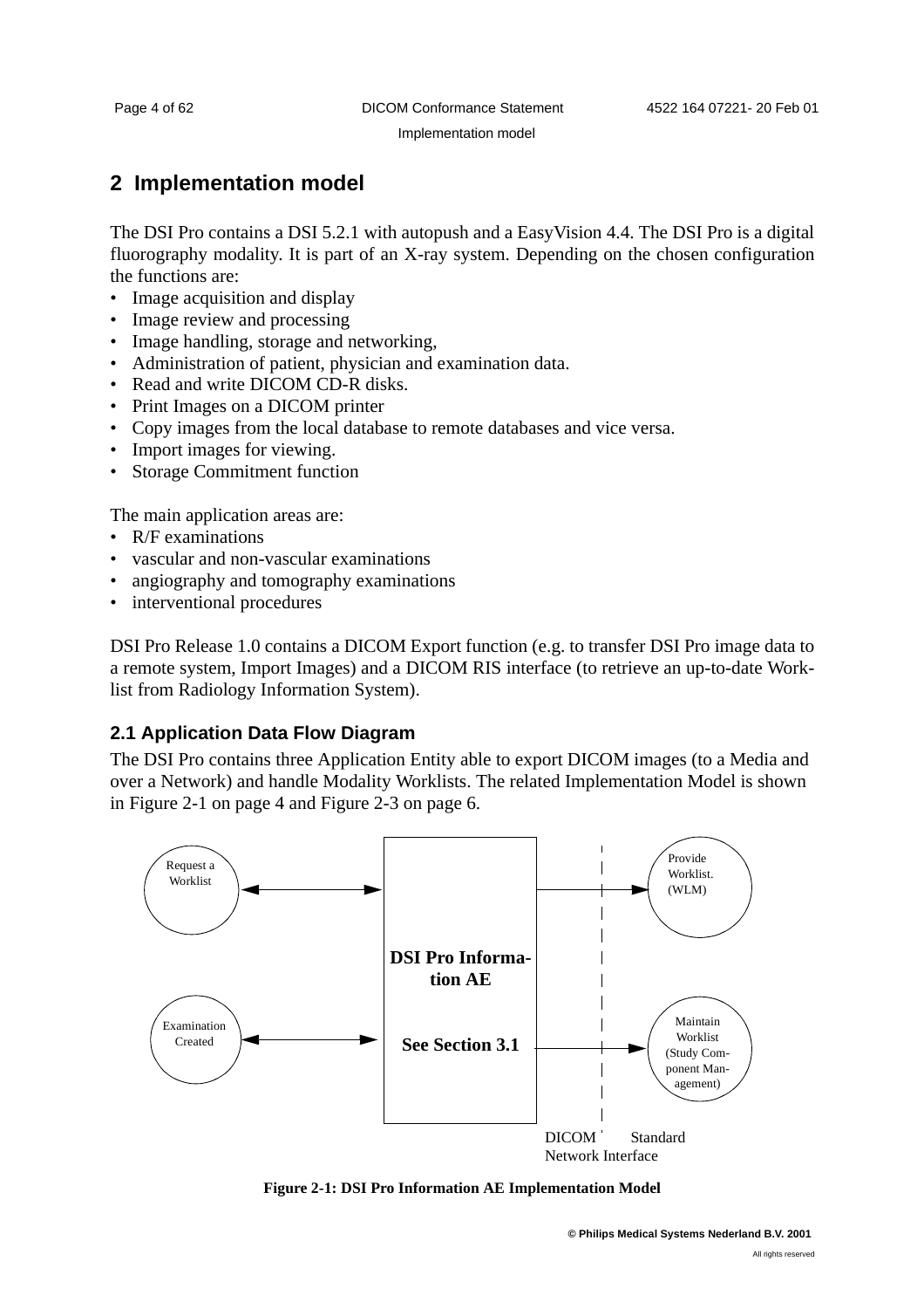# 2 Implementation model

The DSI Pro contains a DSI 5.2.1 with autopush and a EasyVision 4.4. The DSI Pro is a digital fluorography modality. It is part of an X-ray system. Depending on the chosen configuration the functions are:

- Image acquisition and display
- Image review and processing
- Image handling, storage and networking,
- Administration of patient, physician and examination data.
- Read and write DICOM CD-R disks.
- Print Images on a DICOM printer
- Copy images from the local database to remote databases and vice versa.
- Import images for viewing.
- Storage Commitment function

The main application areas are:

- R/F examinations
- vascular and non-vascular examinations
- angiography and tomography examinations
- interventional procedures

DSI Pro Release 1.0 contains a DICOM Export function (e.g. to transfer DSI Pro image data to a remote system, Import Images) and a DICOM RIS interface (to retrieve an up-to-date Work-list from Radiology Information System).

## 2.1 Application Data Flow Diagram

The DSI Pro contains three Application Entity able to export DICOM images (to a Media and over a Network) and handle Modality Worklists. The related Implementation Model is shown in Figure 2-1 on page 4 and Figure 2-3 on page 6.

Request a Worklist

Examination Created

DSI Pro Information AE

See Section 3.1

Provide Worklist. (WLM)

Maintain Worklist (Study Component Management)

DICOM Standard Network Interface

**Figure 2-1: DSI Pro Information AE Implementation Model**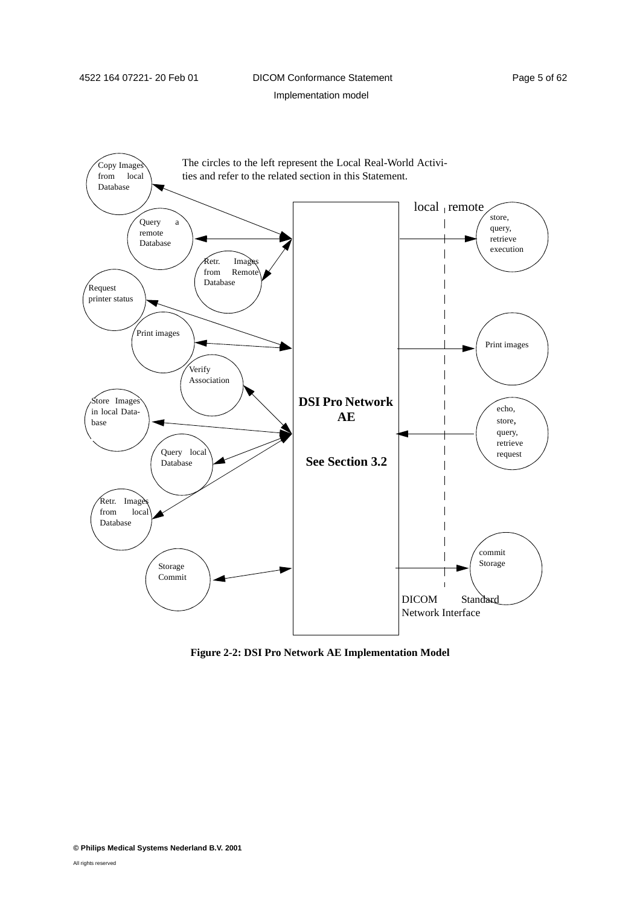The circles to the left represent the Local Real-World Activities and refer to the related section in this Statement.

Copy Images from local Database

Query a remote Database

Retr. Images from Remote Database

Request printer status

Print images

Verify Association

Store Images in local Database

Query local Database

Retr. Images from local Database

Storage Commit

**DSI Pro Network AE**

**See Section 3.2**

local | remote

store, query, retrieve execution

Print images

echo, store, query, retrieve request

commit Storage

DICOM Standard Network Interface

**Figure 2-2: DSI Pro Network AE Implementation Model**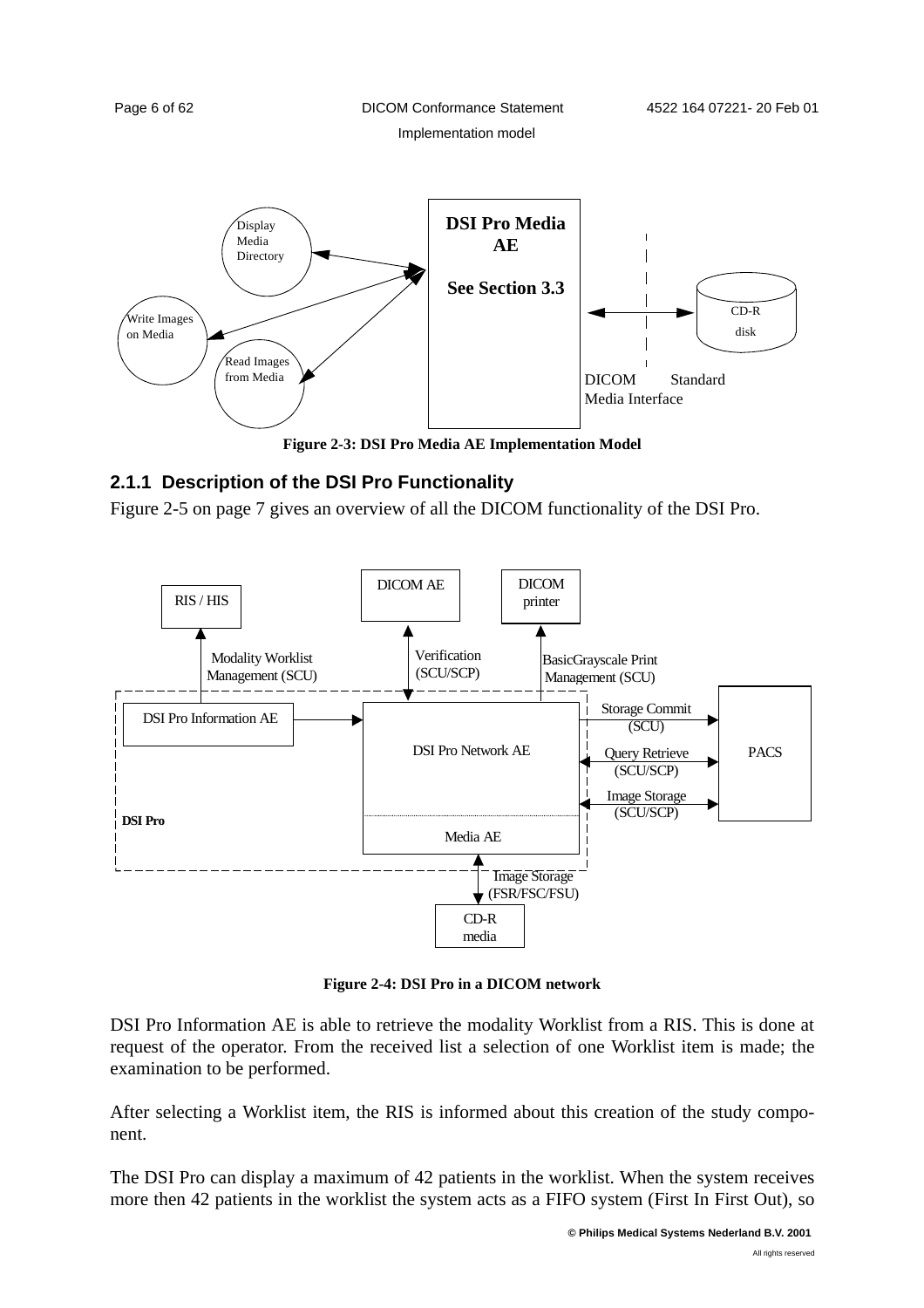Figure 2-3: DSI Pro Media AE Implementation Model

## 2.1.1 Description of the DSI Pro Functionality

Figure 2-5 on page 7 gives an overview of all the DICOM functionality of the DSI Pro.

Figure 2-4: DSI Pro in a DICOM network

DSI Pro Information AE is able to retrieve the modality Worklist from a RIS. This is done at request of the operator. From the received list a selection of one Worklist item is made; the examination to be performed.

After selecting a Worklist item, the RIS is informed about this creation of the study component.

The DSI Pro can display a maximum of 42 patients in the worklist. When the system receives more then 42 patients in the worklist the system acts as a FIFO system (First In First Out), so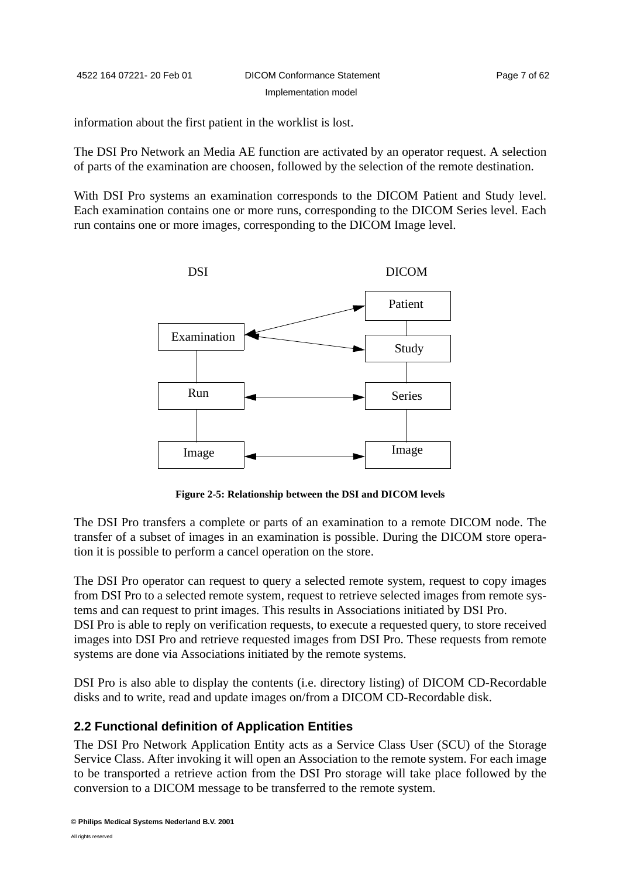information about the first patient in the worklist is lost.

The DSI Pro Network an Media AE function are activated by an operator request. A selection of parts of the examination are choosen, followed by the selection of the remote destination.

With DSI Pro systems an examination corresponds to the DICOM Patient and Study level. Each examination contains one or more runs, corresponding to the DICOM Series level. Each run contains one or more images, corresponding to the DICOM Image level.

DSI DICOM

Examination Patient Study

Run Series

Image Image

**Figure 2-5: Relationship between the DSI and DICOM levels**

The DSI Pro transfers a complete or parts of an examination to a remote DICOM node. The transfer of a subset of images in an examination is possible. During the DICOM store operation it is possible to perform a cancel operation on the store.

The DSI Pro operator can request to query a selected remote system, request to copy images from DSI Pro to a selected remote system, request to retrieve selected images from remote systems and can request to print images. This results in Associations initiated by DSI Pro.
DSI Pro is able to reply on verification requests, to execute a requested query, to store received images into DSI Pro and retrieve requested images from DSI Pro. These requests from remote systems are done via Associations initiated by the remote systems.

DSI Pro is also able to display the contents (i.e. directory listing) of DICOM CD-Recordable disks and to write, read and update images on/from a DICOM CD-Recordable disk.

## 2.2 Functional definition of Application Entities

The DSI Pro Network Application Entity acts as a Service Class User (SCU) of the Storage Service Class. After invoking it will open an Association to the remote system. For each image to be transported a retrieve action from the DSI Pro storage will take place followed by the conversion to a DICOM message to be transferred to the remote system.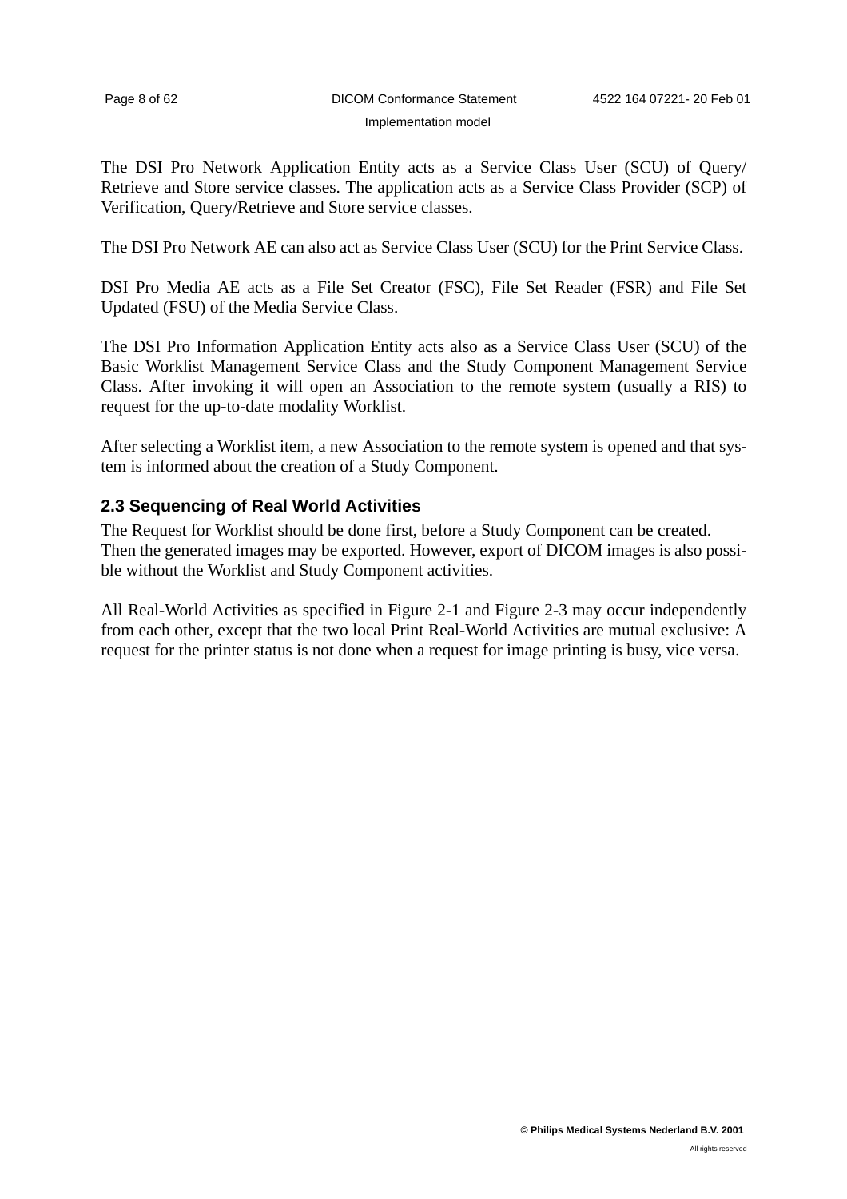The DSI Pro Network Application Entity acts as a Service Class User (SCU) of Query/ Retrieve and Store service classes. The application acts as a Service Class Provider (SCP) of Verification, Query/Retrieve and Store service classes.

The DSI Pro Network AE can also act as Service Class User (SCU) for the Print Service Class.

DSI Pro Media AE acts as a File Set Creator (FSC), File Set Reader (FSR) and File Set Updated (FSU) of the Media Service Class.

The DSI Pro Information Application Entity acts also as a Service Class User (SCU) of the Basic Worklist Management Service Class and the Study Component Management Service Class. After invoking it will open an Association to the remote system (usually a RIS) to request for the up-to-date modality Worklist.

After selecting a Worklist item, a new Association to the remote system is opened and that system is informed about the creation of a Study Component.

### 2.3 Sequencing of Real World Activities

The Request for Worklist should be done first, before a Study Component can be created. Then the generated images may be exported. However, export of DICOM images is also possible without the Worklist and Study Component activities.

All Real-World Activities as specified in Figure 2-1 and Figure 2-3 may occur independently from each other, except that the two local Print Real-World Activities are mutual exclusive: A request for the printer status is not done when a request for image printing is busy, vice versa.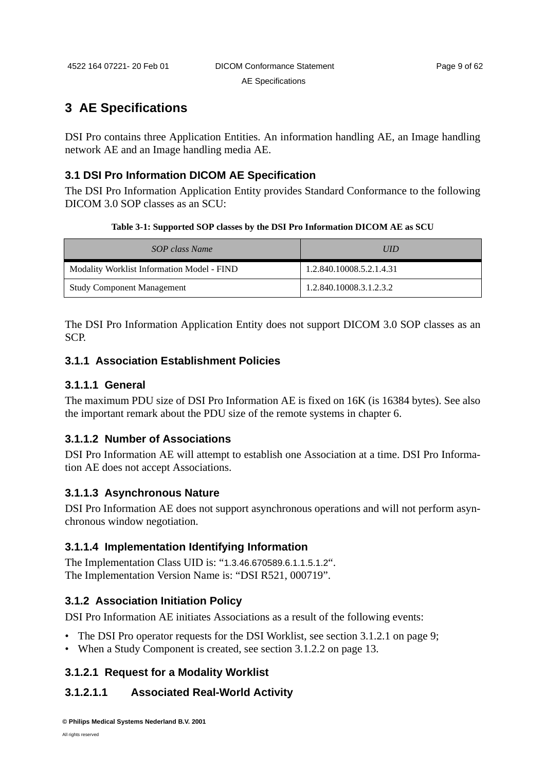# 3 AE Specifications

DSI Pro contains three Application Entities. An information handling AE, an Image handling network AE and an Image handling media AE.

## 3.1 DSI Pro Information DICOM AE Specification

The DSI Pro Information Application Entity provides Standard Conformance to the following DICOM 3.0 SOP classes as an SCU:

**Table 3-1: Supported SOP classes by the DSI Pro Information DICOM AE as SCU**

| *SOP class Name* | *UID* |
|---|---|
| Modality Worklist Information Model - FIND | 1.2.840.10008.5.2.1.4.31 |
| Study Component Management | 1.2.840.10008.3.1.2.3.2 |

The DSI Pro Information Application Entity does not support DICOM 3.0 SOP classes as an SCP.

### 3.1.1 Association Establishment Policies

#### 3.1.1.1 General

The maximum PDU size of DSI Pro Information AE is fixed on 16K (is 16384 bytes). See also the important remark about the PDU size of the remote systems in chapter 6.

#### 3.1.1.2 Number of Associations

DSI Pro Information AE will attempt to establish one Association at a time. DSI Pro Information AE does not accept Associations.

#### 3.1.1.3 Asynchronous Nature

DSI Pro Information AE does not support asynchronous operations and will not perform asynchronous window negotiation.

#### 3.1.1.4 Implementation Identifying Information

The Implementation Class UID is: "1.3.46.670589.6.1.1.5.1.2".
The Implementation Version Name is: "DSI R521, 000719".

### 3.1.2 Association Initiation Policy

DSI Pro Information AE initiates Associations as a result of the following events:

- The DSI Pro operator requests for the DSI Worklist, see section 3.1.2.1 on page 9;
- When a Study Component is created, see section 3.1.2.2 on page 13.

#### 3.1.2.1 Request for a Modality Worklist

#### 3.1.2.1.1 Associated Real-World Activity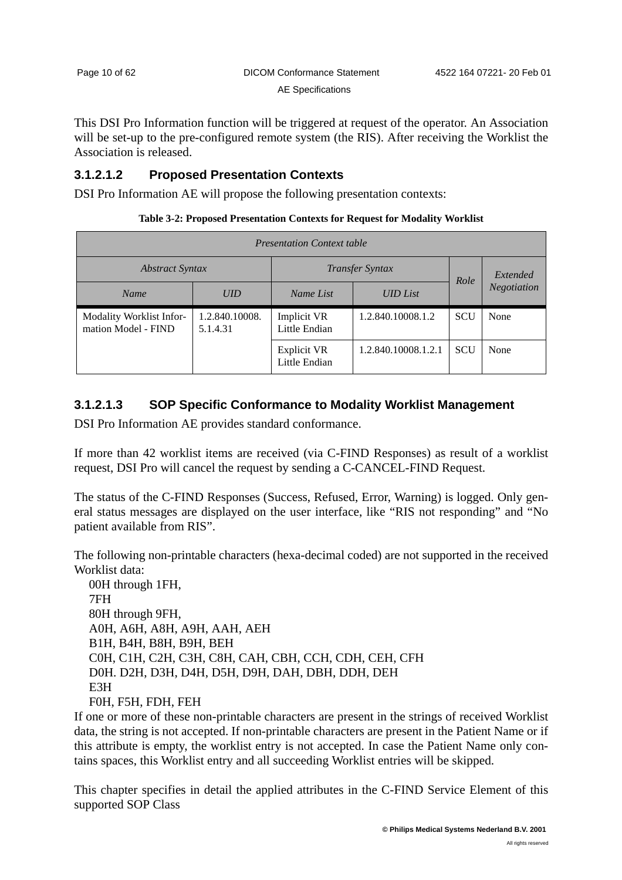This DSI Pro Information function will be triggered at request of the operator. An Association will be set-up to the pre-configured remote system (the RIS). After receiving the Worklist the Association is released.

#### 3.1.2.1.2 Proposed Presentation Contexts

DSI Pro Information AE will propose the following presentation contexts:

**Table 3-2: Proposed Presentation Contexts for Request for Modality Worklist**

| *Presentation Context table* | | | | | |
|---|---|---|---|---|---|
| *Abstract Syntax* | | *Transfer Syntax* | | *Role* | *Extended Negotiation* |
| *Name* | *UID* | *Name List* | *UID List* | | |
| Modality Worklist Information Model - FIND | 1.2.840.10008.5.1.4.31 | Implicit VR Little Endian | 1.2.840.10008.1.2 | SCU | None |
| | | Explicit VR Little Endian | 1.2.840.10008.1.2.1 | SCU | None |

#### 3.1.2.1.3 SOP Specific Conformance to Modality Worklist Management

DSI Pro Information AE provides standard conformance.

If more than 42 worklist items are received (via C-FIND Responses) as result of a worklist request, DSI Pro will cancel the request by sending a C-CANCEL-FIND Request.

The status of the C-FIND Responses (Success, Refused, Error, Warning) is logged. Only general status messages are displayed on the user interface, like "RIS not responding" and "No patient available from RIS".

The following non-printable characters (hexa-decimal coded) are not supported in the received Worklist data:

00H through 1FH,
7FH
80H through 9FH,
A0H, A6H, A8H, A9H, AAH, AEH
B1H, B4H, B8H, B9H, BEH
C0H, C1H, C2H, C3H, C8H, CAH, CBH, CCH, CDH, CEH, CFH
D0H. D2H, D3H, D4H, D5H, D9H, DAH, DBH, DDH, DEH
E3H
F0H, F5H, FDH, FEH

If one or more of these non-printable characters are present in the strings of received Worklist data, the string is not accepted. If non-printable characters are present in the Patient Name or if this attribute is empty, the worklist entry is not accepted. In case the Patient Name only contains spaces, this Worklist entry and all succeeding Worklist entries will be skipped.

This chapter specifies in detail the applied attributes in the C-FIND Service Element of this supported SOP Class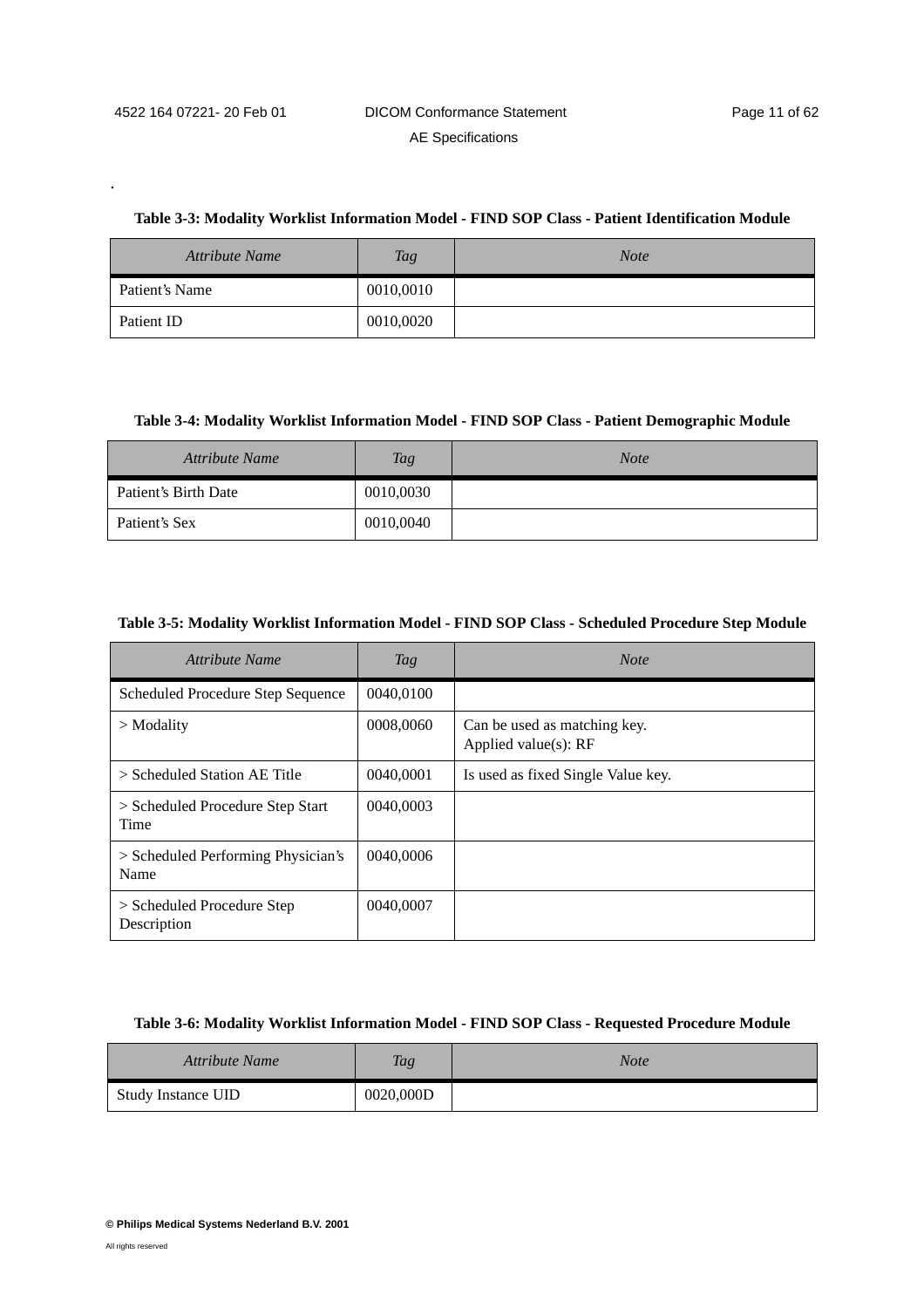**Table 3-3: Modality Worklist Information Model - FIND SOP Class - Patient Identification Module**

| *Attribute Name* | *Tag* | *Note* |
|---|---|---|
| Patient's Name | 0010,0010 | |
| Patient ID | 0010,0020 | |

**Table 3-4: Modality Worklist Information Model - FIND SOP Class - Patient Demographic Module**

| *Attribute Name* | *Tag* | *Note* |
|---|---|---|
| Patient's Birth Date | 0010,0030 | |
| Patient's Sex | 0010,0040 | |

**Table 3-5: Modality Worklist Information Model - FIND SOP Class - Scheduled Procedure Step Module**

| *Attribute Name* | *Tag* | *Note* |
|---|---|---|
| Scheduled Procedure Step Sequence | 0040,0100 | |
| > Modality | 0008,0060 | Can be used as matching key. Applied value(s): RF |
| > Scheduled Station AE Title | 0040,0001 | Is used as fixed Single Value key. |
| > Scheduled Procedure Step Start Time | 0040,0003 | |
| > Scheduled Performing Physician's Name | 0040,0006 | |
| > Scheduled Procedure Step Description | 0040,0007 | |

**Table 3-6: Modality Worklist Information Model - FIND SOP Class - Requested Procedure Module**

| *Attribute Name* | *Tag* | *Note* |
|---|---|---|
| Study Instance UID | 0020,000D | |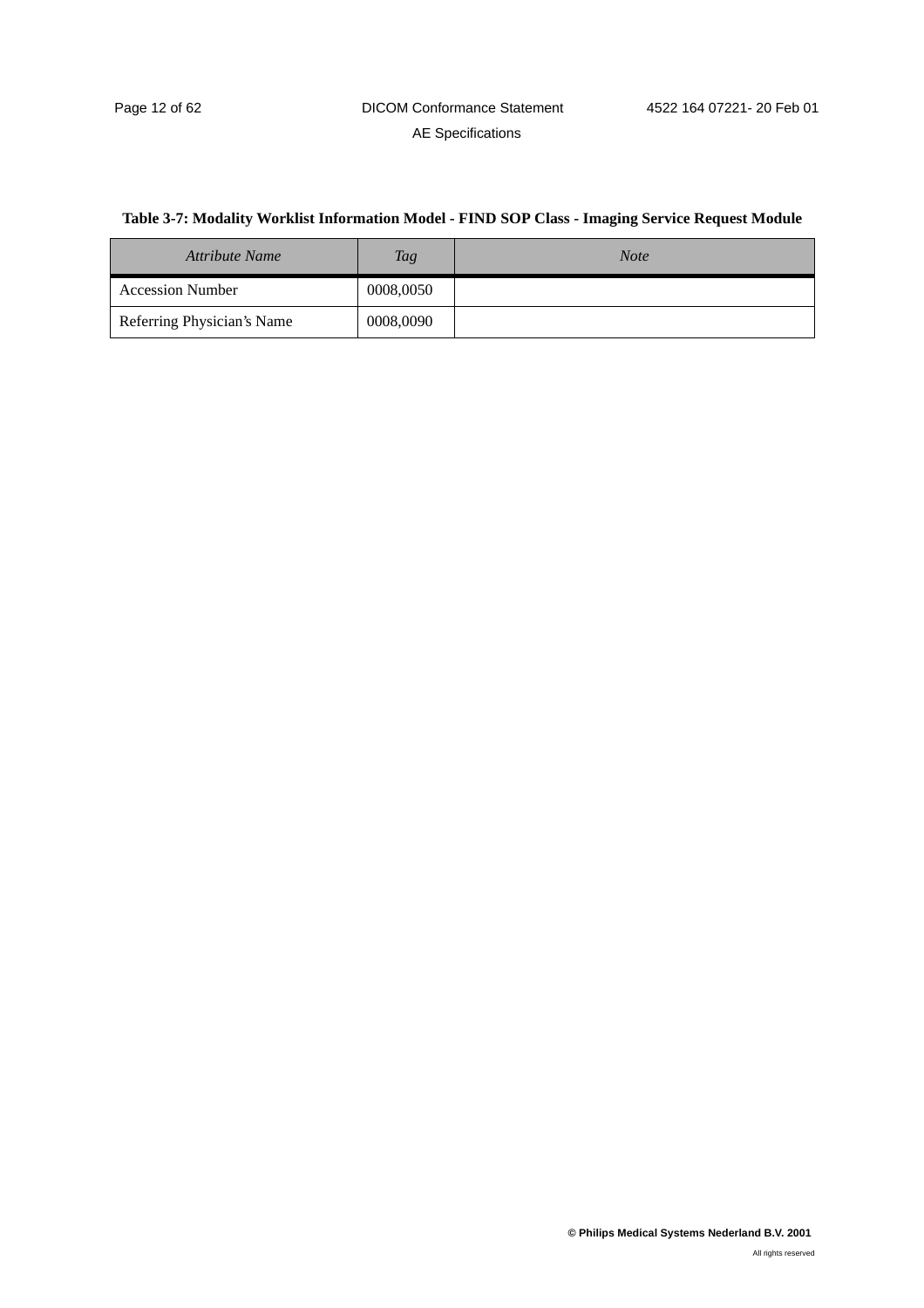**Table 3-7: Modality Worklist Information Model - FIND SOP Class - Imaging Service Request Module**

| *Attribute Name* | *Tag* | *Note* |
| --- | --- | --- |
| Accession Number | 0008,0050 | |
| Referring Physician's Name | 0008,0090 | |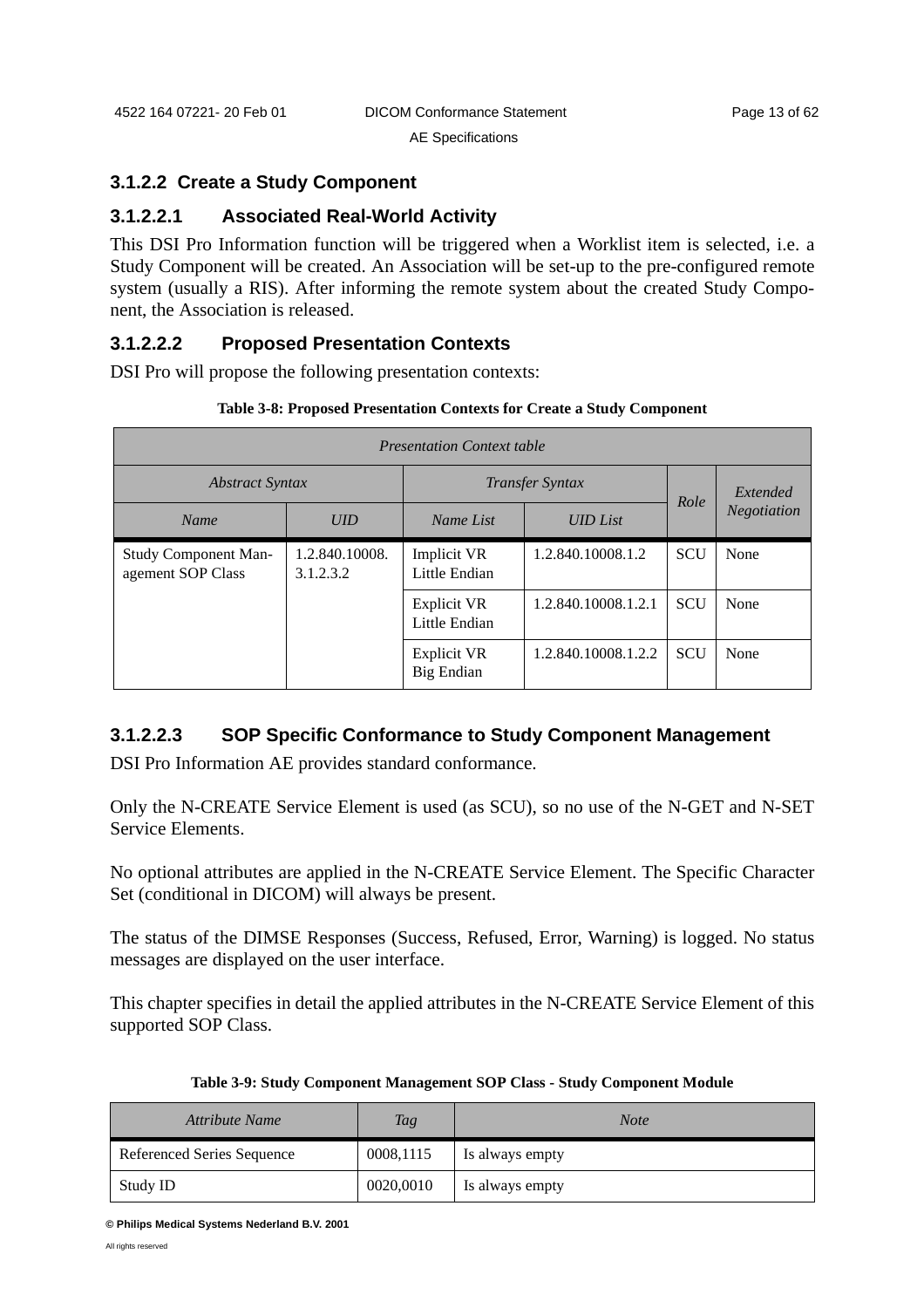### 3.1.2.2 Create a Study Component

#### 3.1.2.2.1 Associated Real-World Activity

This DSI Pro Information function will be triggered when a Worklist item is selected, i.e. a Study Component will be created. An Association will be set-up to the pre-configured remote system (usually a RIS). After informing the remote system about the created Study Component, the Association is released.

#### 3.1.2.2.2 Proposed Presentation Contexts

DSI Pro will propose the following presentation contexts:

**Table 3-8: Proposed Presentation Contexts for Create a Study Component**

| *Presentation Context table* | | | | | |
|---|---|---|---|---|---|
| *Abstract Syntax* | | *Transfer Syntax* | | *Role* | *Extended Negotiation* |
| *Name* | *UID* | *Name List* | *UID List* | | |
| Study Component Management SOP Class | 1.2.840.10008.3.1.2.3.2 | Implicit VR Little Endian | 1.2.840.10008.1.2 | SCU | None |
| | | Explicit VR Little Endian | 1.2.840.10008.1.2.1 | SCU | None |
| | | Explicit VR Big Endian | 1.2.840.10008.1.2.2 | SCU | None |

#### 3.1.2.2.3 SOP Specific Conformance to Study Component Management

DSI Pro Information AE provides standard conformance.

Only the N-CREATE Service Element is used (as SCU), so no use of the N-GET and N-SET Service Elements.

No optional attributes are applied in the N-CREATE Service Element. The Specific Character Set (conditional in DICOM) will always be present.

The status of the DIMSE Responses (Success, Refused, Error, Warning) is logged. No status messages are displayed on the user interface.

This chapter specifies in detail the applied attributes in the N-CREATE Service Element of this supported SOP Class.

**Table 3-9: Study Component Management SOP Class - Study Component Module**

| *Attribute Name* | *Tag* | *Note* |
|---|---|---|
| Referenced Series Sequence | 0008,1115 | Is always empty |
| Study ID | 0020,0010 | Is always empty |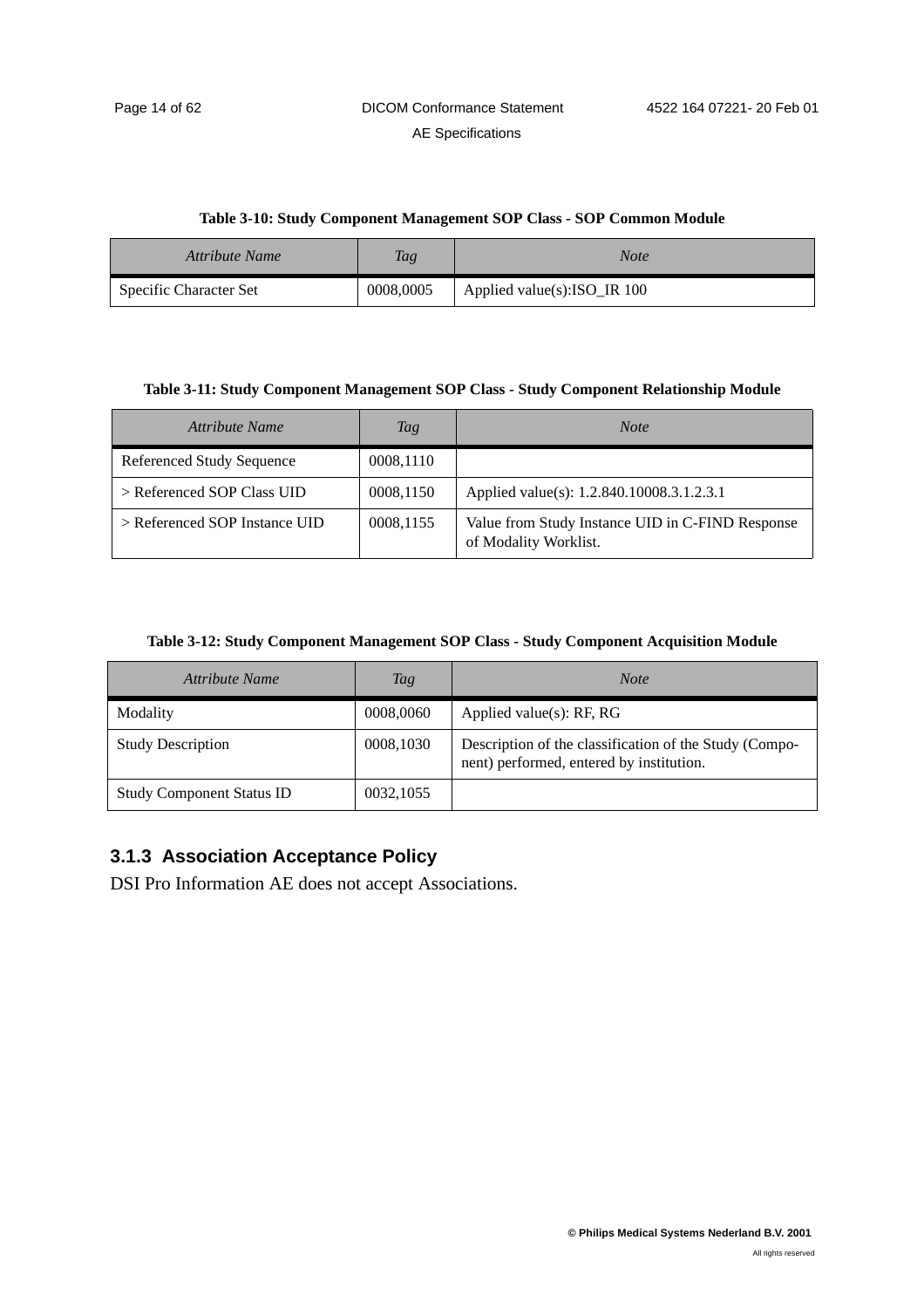**Table 3-10: Study Component Management SOP Class - SOP Common Module**

| *Attribute Name* | *Tag* | *Note* |
| --- | --- | --- |
| Specific Character Set | 0008,0005 | Applied value(s):ISO_IR 100 |

**Table 3-11: Study Component Management SOP Class - Study Component Relationship Module**

| *Attribute Name* | *Tag* | *Note* |
| --- | --- | --- |
| Referenced Study Sequence | 0008,1110 | |
| > Referenced SOP Class UID | 0008,1150 | Applied value(s): 1.2.840.10008.3.1.2.3.1 |
| > Referenced SOP Instance UID | 0008,1155 | Value from Study Instance UID in C-FIND Response of Modality Worklist. |

**Table 3-12: Study Component Management SOP Class - Study Component Acquisition Module**

| *Attribute Name* | *Tag* | *Note* |
| --- | --- | --- |
| Modality | 0008,0060 | Applied value(s): RF, RG |
| Study Description | 0008,1030 | Description of the classification of the Study (Component) performed, entered by institution. |
| Study Component Status ID | 0032,1055 | |

### 3.1.3 Association Acceptance Policy

DSI Pro Information AE does not accept Associations.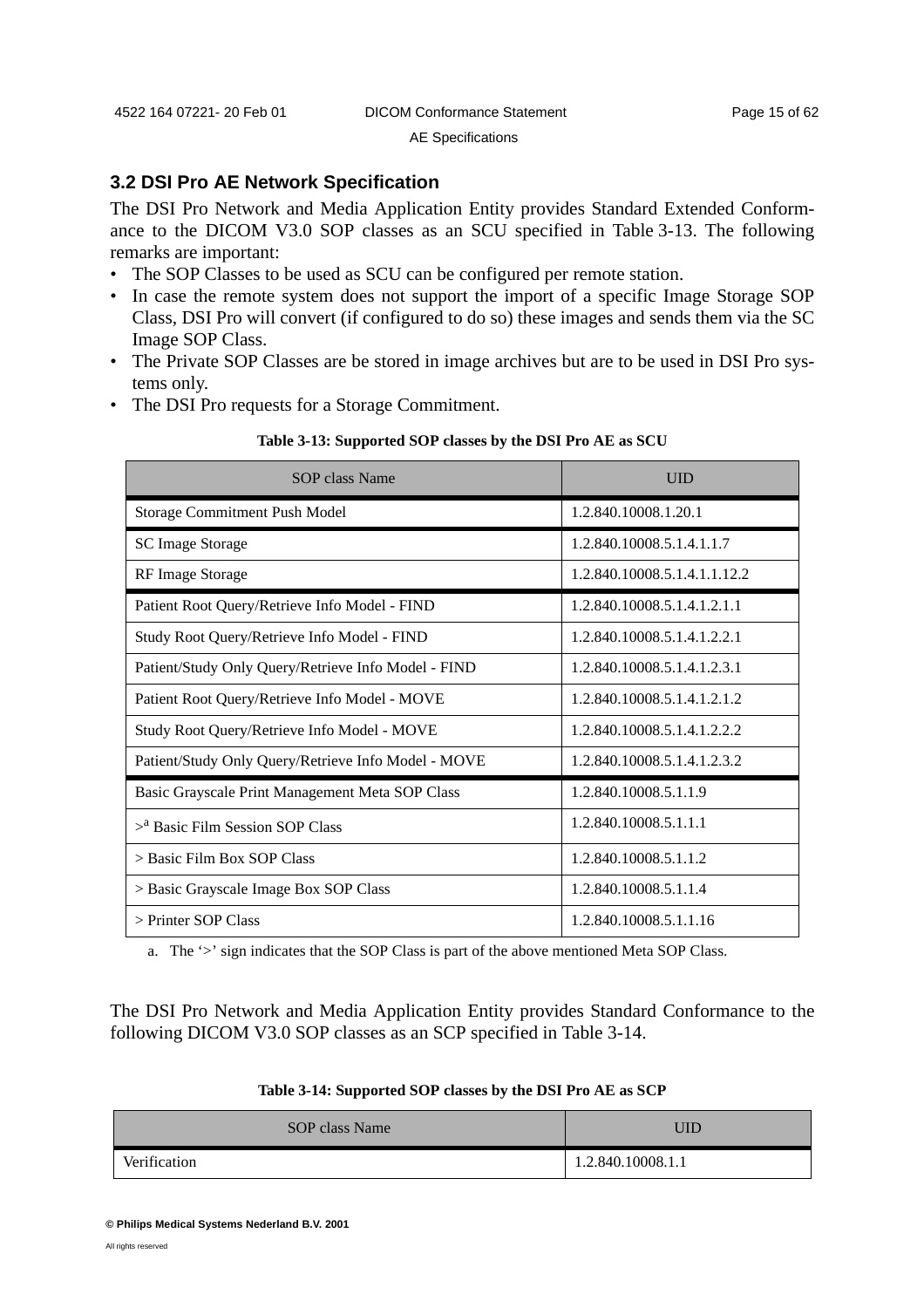## 3.2 DSI Pro AE Network Specification

The DSI Pro Network and Media Application Entity provides Standard Extended Conformance to the DICOM V3.0 SOP classes as an SCU specified in Table 3-13. The following remarks are important:

- The SOP Classes to be used as SCU can be configured per remote station.
- In case the remote system does not support the import of a specific Image Storage SOP Class, DSI Pro will convert (if configured to do so) these images and sends them via the SC Image SOP Class.
- The Private SOP Classes are be stored in image archives but are to be used in DSI Pro systems only.
- The DSI Pro requests for a Storage Commitment.

**Table 3-13: Supported SOP classes by the DSI Pro AE as SCU**

| SOP class Name | UID |
|---|---|
| Storage Commitment Push Model | 1.2.840.10008.1.20.1 |
| SC Image Storage | 1.2.840.10008.5.1.4.1.1.7 |
| RF Image Storage | 1.2.840.10008.5.1.4.1.1.12.2 |
| Patient Root Query/Retrieve Info Model - FIND | 1.2.840.10008.5.1.4.1.2.1.1 |
| Study Root Query/Retrieve Info Model - FIND | 1.2.840.10008.5.1.4.1.2.2.1 |
| Patient/Study Only Query/Retrieve Info Model - FIND | 1.2.840.10008.5.1.4.1.2.3.1 |
| Patient Root Query/Retrieve Info Model - MOVE | 1.2.840.10008.5.1.4.1.2.1.2 |
| Study Root Query/Retrieve Info Model - MOVE | 1.2.840.10008.5.1.4.1.2.2.2 |
| Patient/Study Only Query/Retrieve Info Model - MOVE | 1.2.840.10008.5.1.4.1.2.3.2 |
| Basic Grayscale Print Management Meta SOP Class | 1.2.840.10008.5.1.1.9 |
| >[a] Basic Film Session SOP Class | 1.2.840.10008.5.1.1.1 |
| > Basic Film Box SOP Class | 1.2.840.10008.5.1.1.2 |
| > Basic Grayscale Image Box SOP Class | 1.2.840.10008.5.1.1.4 |
| > Printer SOP Class | 1.2.840.10008.5.1.1.16 |

a. The '>' sign indicates that the SOP Class is part of the above mentioned Meta SOP Class.

The DSI Pro Network and Media Application Entity provides Standard Conformance to the following DICOM V3.0 SOP classes as an SCP specified in Table 3-14.

**Table 3-14: Supported SOP classes by the DSI Pro AE as SCP**

| SOP class Name | UID |
|---|---|
| Verification | 1.2.840.10008.1.1 |

**© Philips Medical Systems Nederland B.V. 2001**

All rights reserved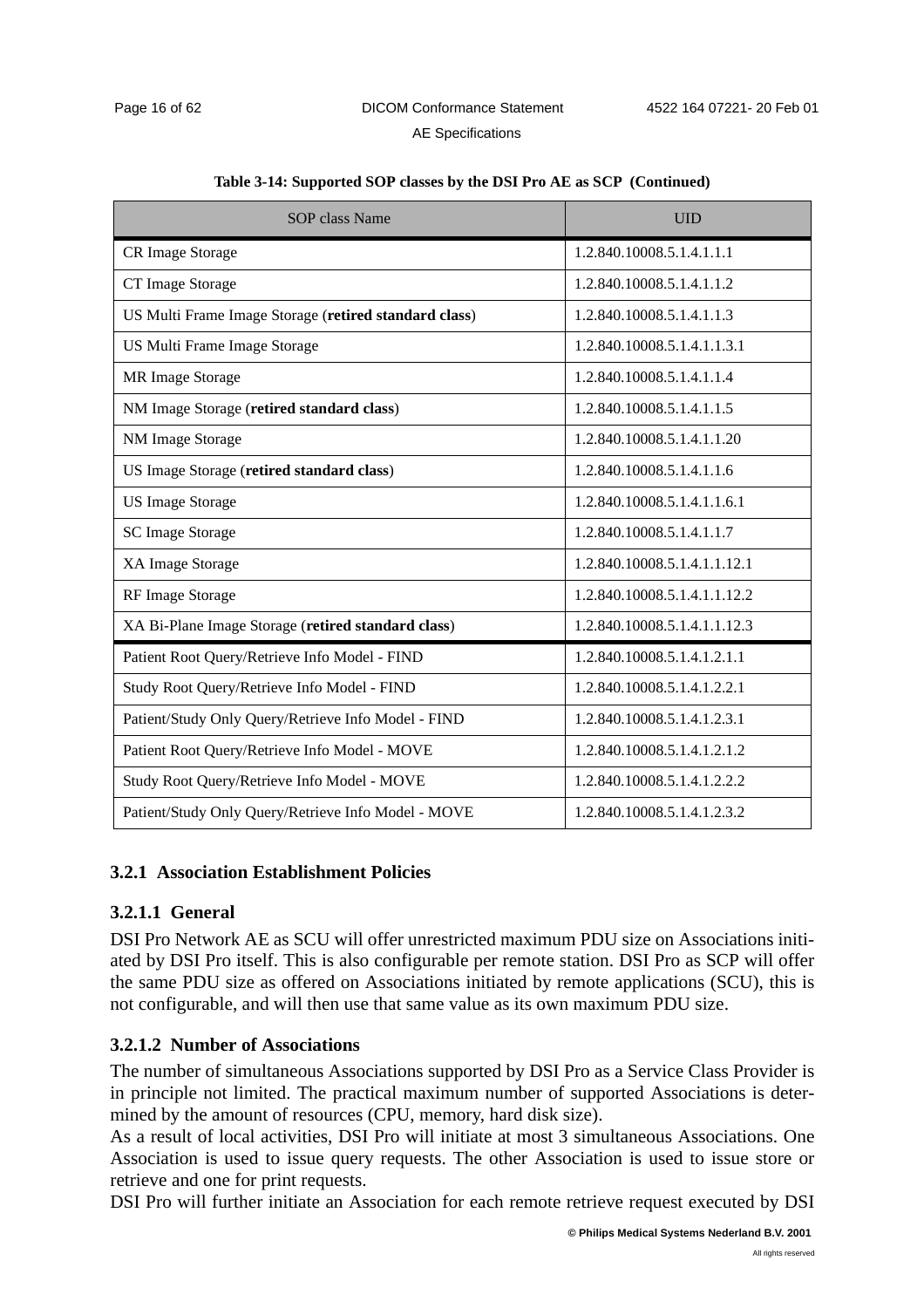**Table 3-14: Supported SOP classes by the DSI Pro AE as SCP (Continued)**

| SOP class Name | UID |
|---|---|
| CR Image Storage | 1.2.840.10008.5.1.4.1.1.1 |
| CT Image Storage | 1.2.840.10008.5.1.4.1.1.2 |
| US Multi Frame Image Storage (**retired standard class**) | 1.2.840.10008.5.1.4.1.1.3 |
| US Multi Frame Image Storage | 1.2.840.10008.5.1.4.1.1.3.1 |
| MR Image Storage | 1.2.840.10008.5.1.4.1.1.4 |
| NM Image Storage (**retired standard class**) | 1.2.840.10008.5.1.4.1.1.5 |
| NM Image Storage | 1.2.840.10008.5.1.4.1.1.20 |
| US Image Storage (**retired standard class**) | 1.2.840.10008.5.1.4.1.1.6 |
| US Image Storage | 1.2.840.10008.5.1.4.1.1.6.1 |
| SC Image Storage | 1.2.840.10008.5.1.4.1.1.7 |
| XA Image Storage | 1.2.840.10008.5.1.4.1.1.12.1 |
| RF Image Storage | 1.2.840.10008.5.1.4.1.1.12.2 |
| XA Bi-Plane Image Storage (**retired standard class**) | 1.2.840.10008.5.1.4.1.1.12.3 |
| Patient Root Query/Retrieve Info Model - FIND | 1.2.840.10008.5.1.4.1.2.1.1 |
| Study Root Query/Retrieve Info Model - FIND | 1.2.840.10008.5.1.4.1.2.2.1 |
| Patient/Study Only Query/Retrieve Info Model - FIND | 1.2.840.10008.5.1.4.1.2.3.1 |
| Patient Root Query/Retrieve Info Model - MOVE | 1.2.840.10008.5.1.4.1.2.1.2 |
| Study Root Query/Retrieve Info Model - MOVE | 1.2.840.10008.5.1.4.1.2.2.2 |
| Patient/Study Only Query/Retrieve Info Model - MOVE | 1.2.840.10008.5.1.4.1.2.3.2 |

### 3.2.1 Association Establishment Policies

#### 3.2.1.1 General

DSI Pro Network AE as SCU will offer unrestricted maximum PDU size on Associations initiated by DSI Pro itself. This is also configurable per remote station. DSI Pro as SCP will offer the same PDU size as offered on Associations initiated by remote applications (SCU), this is not configurable, and will then use that same value as its own maximum PDU size.

#### 3.2.1.2 Number of Associations

The number of simultaneous Associations supported by DSI Pro as a Service Class Provider is in principle not limited. The practical maximum number of supported Associations is determined by the amount of resources (CPU, memory, hard disk size).

As a result of local activities, DSI Pro will initiate at most 3 simultaneous Associations. One Association is used to issue query requests. The other Association is used to issue store or retrieve and one for print requests.

DSI Pro will further initiate an Association for each remote retrieve request executed by DSI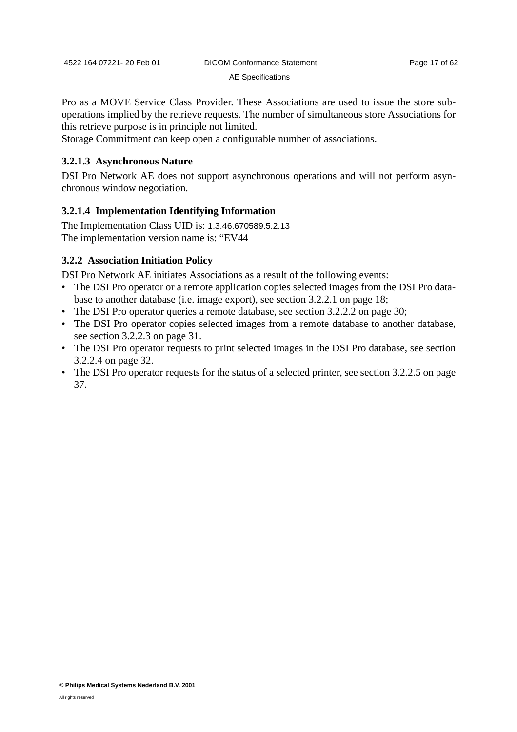Pro as a MOVE Service Class Provider. These Associations are used to issue the store sub-operations implied by the retrieve requests. The number of simultaneous store Associations for this retrieve purpose is in principle not limited.
Storage Commitment can keep open a configurable number of associations.

#### 3.2.1.3 Asynchronous Nature

DSI Pro Network AE does not support asynchronous operations and will not perform asynchronous window negotiation.

#### 3.2.1.4 Implementation Identifying Information

The Implementation Class UID is: 1.3.46.670589.5.2.13
The implementation version name is: “EV44

### 3.2.2 Association Initiation Policy

DSI Pro Network AE initiates Associations as a result of the following events:

- The DSI Pro operator or a remote application copies selected images from the DSI Pro database to another database (i.e. image export), see section 3.2.2.1 on page 18;
- The DSI Pro operator queries a remote database, see section 3.2.2.2 on page 30;
- The DSI Pro operator copies selected images from a remote database to another database, see section 3.2.2.3 on page 31.
- The DSI Pro operator requests to print selected images in the DSI Pro database, see section 3.2.2.4 on page 32.
- The DSI Pro operator requests for the status of a selected printer, see section 3.2.2.5 on page 37.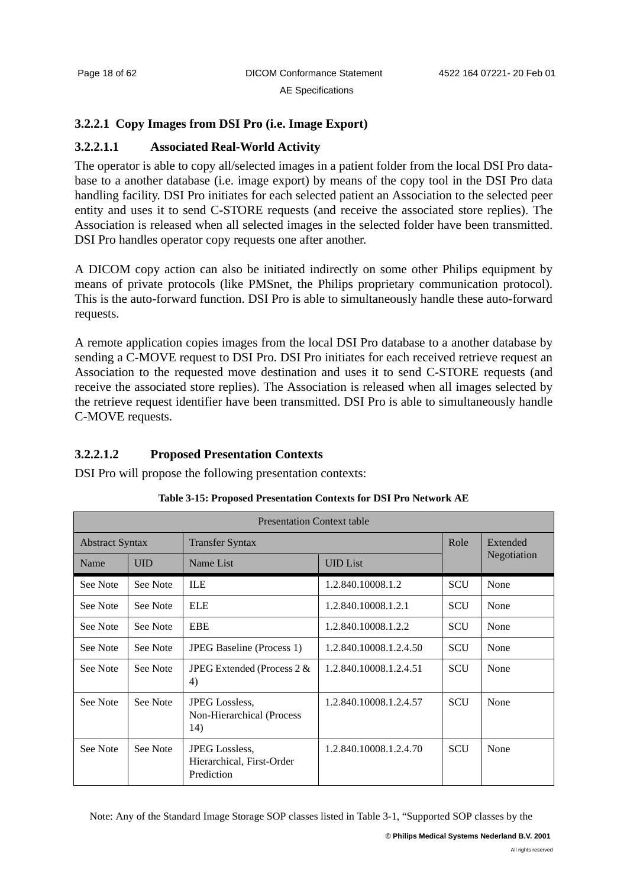#### 3.2.2.1 Copy Images from DSI Pro (i.e. Image Export)

##### 3.2.2.1.1 Associated Real-World Activity

The operator is able to copy all/selected images in a patient folder from the local DSI Pro database to a another database (i.e. image export) by means of the copy tool in the DSI Pro data handling facility. DSI Pro initiates for each selected patient an Association to the selected peer entity and uses it to send C-STORE requests (and receive the associated store replies). The Association is released when all selected images in the selected folder have been transmitted. DSI Pro handles operator copy requests one after another.

A DICOM copy action can also be initiated indirectly on some other Philips equipment by means of private protocols (like PMSnet, the Philips proprietary communication protocol). This is the auto-forward function. DSI Pro is able to simultaneously handle these auto-forward requests.

A remote application copies images from the local DSI Pro database to a another database by sending a C-MOVE request to DSI Pro. DSI Pro initiates for each received retrieve request an Association to the requested move destination and uses it to send C-STORE requests (and receive the associated store replies). The Association is released when all images selected by the retrieve request identifier have been transmitted. DSI Pro is able to simultaneously handle C-MOVE requests.

##### 3.2.2.1.2 Proposed Presentation Contexts

DSI Pro will propose the following presentation contexts:

**Table 3-15: Proposed Presentation Contexts for DSI Pro Network AE**

| Presentation Context table | | | | | |
|---|---|---|---|---|---|
| Abstract Syntax | | Transfer Syntax | | Role | Extended Negotiation |
| Name | UID | Name List | UID List | | |
| See Note | See Note | ILE | 1.2.840.10008.1.2 | SCU | None |
| See Note | See Note | ELE | 1.2.840.10008.1.2.1 | SCU | None |
| See Note | See Note | EBE | 1.2.840.10008.1.2.2 | SCU | None |
| See Note | See Note | JPEG Baseline (Process 1) | 1.2.840.10008.1.2.4.50 | SCU | None |
| See Note | See Note | JPEG Extended (Process 2 & 4) | 1.2.840.10008.1.2.4.51 | SCU | None |
| See Note | See Note | JPEG Lossless, Non-Hierarchical (Process 14) | 1.2.840.10008.1.2.4.57 | SCU | None |
| See Note | See Note | JPEG Lossless, Hierarchical, First-Order Prediction | 1.2.840.10008.1.2.4.70 | SCU | None |

Note: Any of the Standard Image Storage SOP classes listed in Table 3-1, “Supported SOP classes by the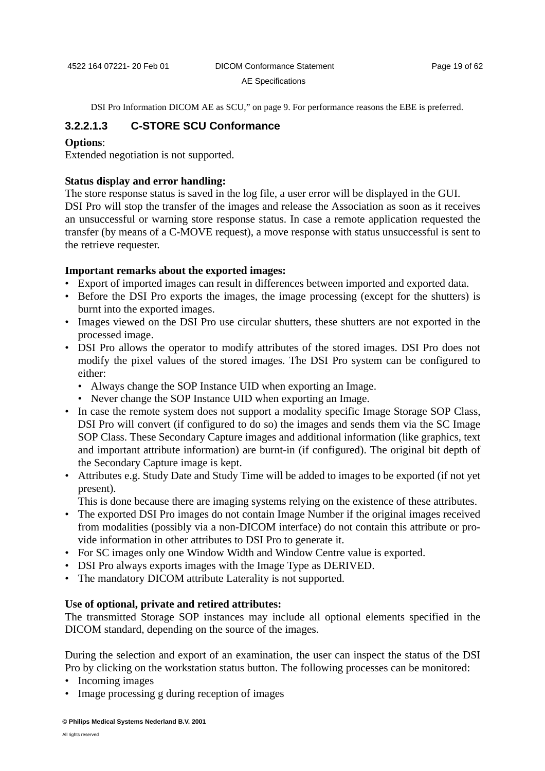DSI Pro Information DICOM AE as SCU," on page 9. For performance reasons the EBE is preferred.

#### 3.2.2.1.3 C-STORE SCU Conformance

**Options**:
Extended negotiation is not supported.

**Status display and error handling:**
The store response status is saved in the log file, a user error will be displayed in the GUI.
DSI Pro will stop the transfer of the images and release the Association as soon as it receives an unsuccessful or warning store response status. In case a remote application requested the transfer (by means of a C-MOVE request), a move response with status unsuccessful is sent to the retrieve requester.

**Important remarks about the exported images:**

- Export of imported images can result in differences between imported and exported data.
- Before the DSI Pro exports the images, the image processing (except for the shutters) is burnt into the exported images.
- Images viewed on the DSI Pro use circular shutters, these shutters are not exported in the processed image.
- DSI Pro allows the operator to modify attributes of the stored images. DSI Pro does not modify the pixel values of the stored images. The DSI Pro system can be configured to either:
  - Always change the SOP Instance UID when exporting an Image.
  - Never change the SOP Instance UID when exporting an Image.
- In case the remote system does not support a modality specific Image Storage SOP Class, DSI Pro will convert (if configured to do so) the images and sends them via the SC Image SOP Class. These Secondary Capture images and additional information (like graphics, text and important attribute information) are burnt-in (if configured). The original bit depth of the Secondary Capture image is kept.
- Attributes e.g. Study Date and Study Time will be added to images to be exported (if not yet present).
  This is done because there are imaging systems relying on the existence of these attributes.
- The exported DSI Pro images do not contain Image Number if the original images received from modalities (possibly via a non-DICOM interface) do not contain this attribute or provide information in other attributes to DSI Pro to generate it.
- For SC images only one Window Width and Window Centre value is exported.
- DSI Pro always exports images with the Image Type as DERIVED.
- The mandatory DICOM attribute Laterality is not supported.

**Use of optional, private and retired attributes:**
The transmitted Storage SOP instances may include all optional elements specified in the DICOM standard, depending on the source of the images.

During the selection and export of an examination, the user can inspect the status of the DSI Pro by clicking on the workstation status button. The following processes can be monitored:

- Incoming images
- Image processing g during reception of images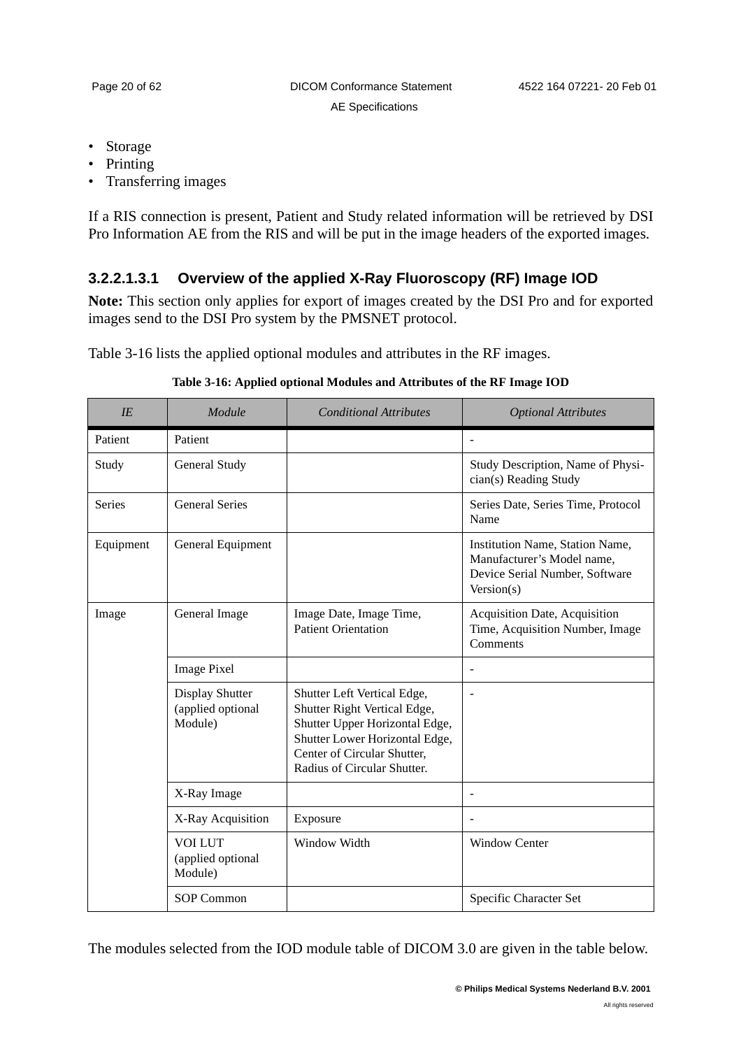- Storage
- Printing
- Transferring images

If a RIS connection is present, Patient and Study related information will be retrieved by DSI Pro Information AE from the RIS and will be put in the image headers of the exported images.

#### 3.2.2.1.3.1 Overview of the applied X-Ray Fluoroscopy (RF) Image IOD

**Note:** This section only applies for export of images created by the DSI Pro and for exported images send to the DSI Pro system by the PMSNET protocol.

Table 3-16 lists the applied optional modules and attributes in the RF images.

**Table 3-16: Applied optional Modules and Attributes of the RF Image IOD**

| *IE* | *Module* | *Conditional Attributes* | *Optional Attributes* |
|---|---|---|---|
| Patient | Patient | | - |
| Study | General Study | | Study Description, Name of Physician(s) Reading Study |
| Series | General Series | | Series Date, Series Time, Protocol Name |
| Equipment | General Equipment | | Institution Name, Station Name, Manufacturer's Model name, Device Serial Number, Software Version(s) |
| Image | General Image | Image Date, Image Time, Patient Orientation | Acquisition Date, Acquisition Time, Acquisition Number, Image Comments |
| | Image Pixel | | - |
| | Display Shutter (applied optional Module) | Shutter Left Vertical Edge, Shutter Right Vertical Edge, Shutter Upper Horizontal Edge, Shutter Lower Horizontal Edge, Center of Circular Shutter, Radius of Circular Shutter. | - |
| | X-Ray Image | | - |
| | X-Ray Acquisition | Exposure | - |
| | VOI LUT (applied optional Module) | Window Width | Window Center |
| | SOP Common | | Specific Character Set |

The modules selected from the IOD module table of DICOM 3.0 are given in the table below.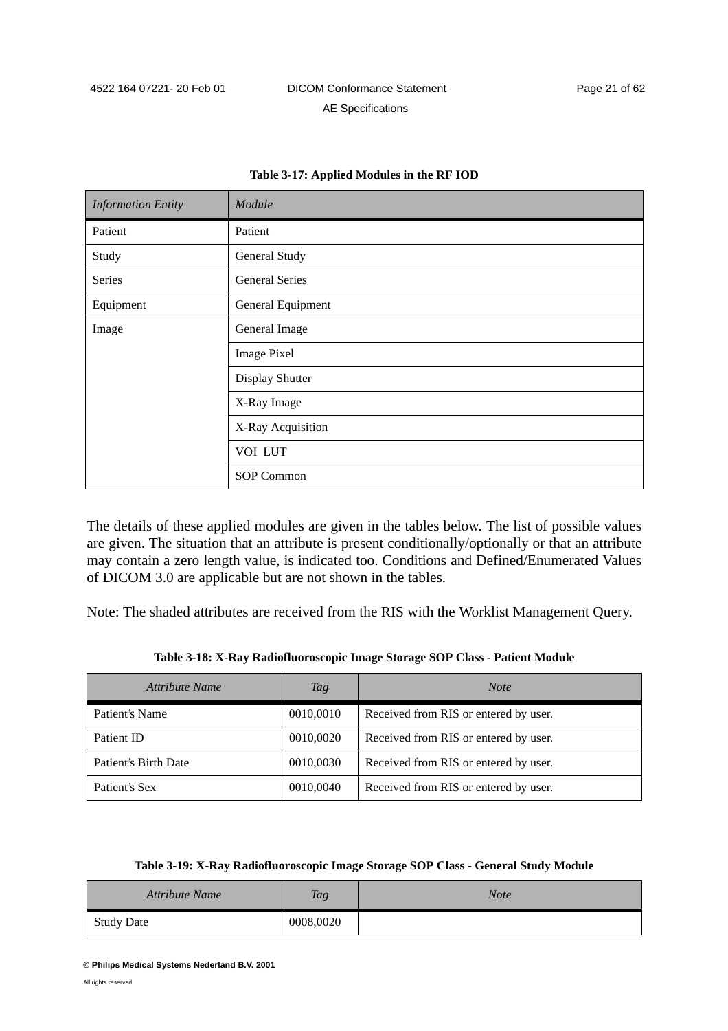**Table 3-17: Applied Modules in the RF IOD**

| *Information Entity* | *Module* |
|---|---|
| Patient | Patient |
| Study | General Study |
| Series | General Series |
| Equipment | General Equipment |
| Image | General Image |
| | Image Pixel |
| | Display Shutter |
| | X-Ray Image |
| | X-Ray Acquisition |
| | VOI LUT |
| | SOP Common |

The details of these applied modules are given in the tables below. The list of possible values are given. The situation that an attribute is present conditionally/optionally or that an attribute may contain a zero length value, is indicated too. Conditions and Defined/Enumerated Values of DICOM 3.0 are applicable but are not shown in the tables.

Note: The shaded attributes are received from the RIS with the Worklist Management Query.

**Table 3-18: X-Ray Radiofluoroscopic Image Storage SOP Class - Patient Module**

| *Attribute Name* | *Tag* | *Note* |
|---|---|---|
| Patient's Name | 0010,0010 | Received from RIS or entered by user. |
| Patient ID | 0010,0020 | Received from RIS or entered by user. |
| Patient's Birth Date | 0010,0030 | Received from RIS or entered by user. |
| Patient's Sex | 0010,0040 | Received from RIS or entered by user. |

**Table 3-19: X-Ray Radiofluoroscopic Image Storage SOP Class - General Study Module**

| *Attribute Name* | *Tag* | *Note* |
|---|---|---|
| Study Date | 0008,0020 | |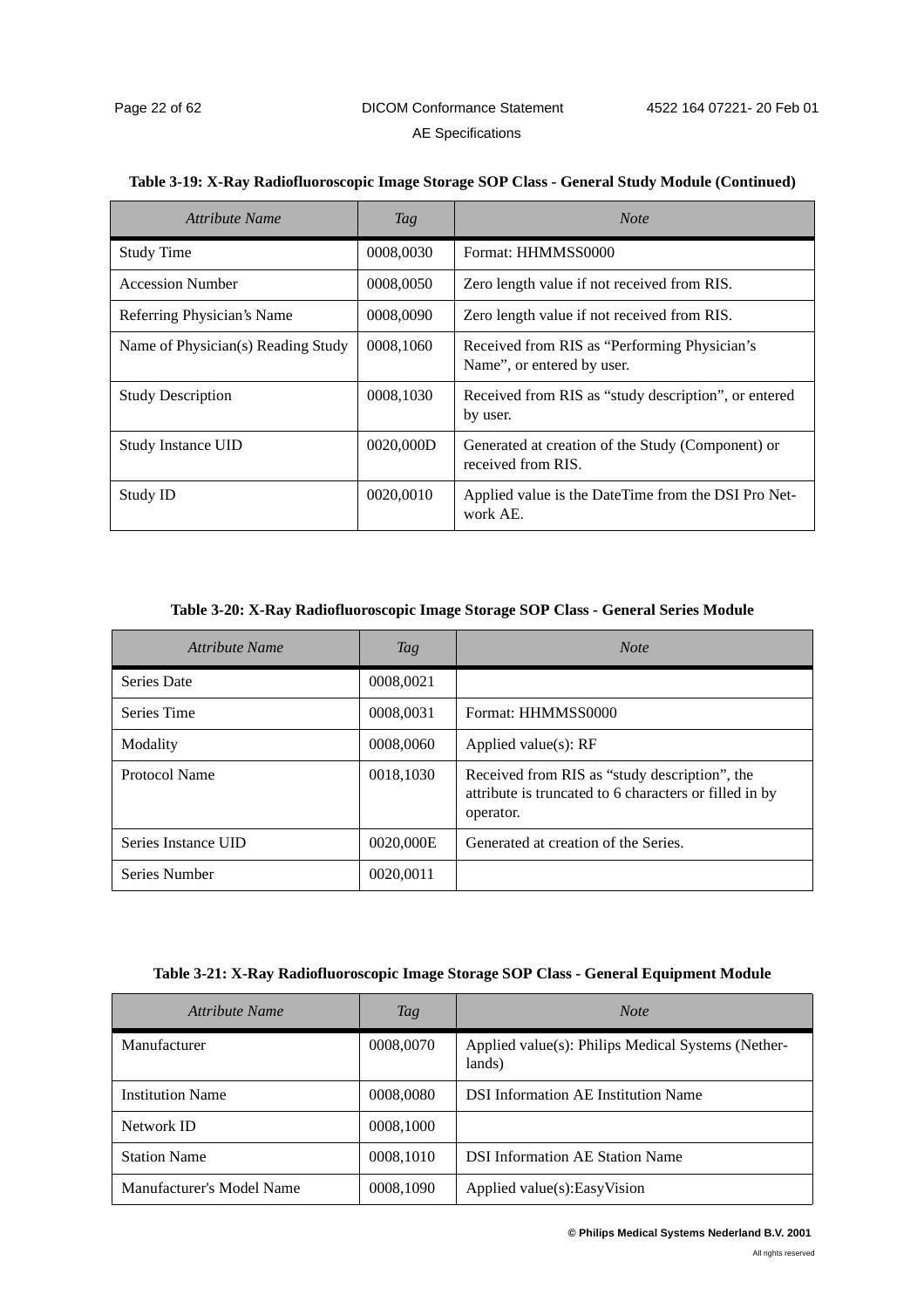**Table 3-19: X-Ray Radiofluoroscopic Image Storage SOP Class - General Study Module (Continued)**

| *Attribute Name* | *Tag* | *Note* |
|---|---|---|
| Study Time | 0008,0030 | Format: HHMMSS0000 |
| Accession Number | 0008,0050 | Zero length value if not received from RIS. |
| Referring Physician's Name | 0008,0090 | Zero length value if not received from RIS. |
| Name of Physician(s) Reading Study | 0008,1060 | Received from RIS as "Performing Physician's Name", or entered by user. |
| Study Description | 0008,1030 | Received from RIS as "study description", or entered by user. |
| Study Instance UID | 0020,000D | Generated at creation of the Study (Component) or received from RIS. |
| Study ID | 0020,0010 | Applied value is the DateTime from the DSI Pro Network AE. |

**Table 3-20: X-Ray Radiofluoroscopic Image Storage SOP Class - General Series Module**

| *Attribute Name* | *Tag* | *Note* |
|---|---|---|
| Series Date | 0008,0021 | |
| Series Time | 0008,0031 | Format: HHMMSS0000 |
| Modality | 0008,0060 | Applied value(s): RF |
| Protocol Name | 0018,1030 | Received from RIS as "study description", the attribute is truncated to 6 characters or filled in by operator. |
| Series Instance UID | 0020,000E | Generated at creation of the Series. |
| Series Number | 0020,0011 | |

**Table 3-21: X-Ray Radiofluoroscopic Image Storage SOP Class - General Equipment Module**

| *Attribute Name* | *Tag* | *Note* |
|---|---|---|
| Manufacturer | 0008,0070 | Applied value(s): Philips Medical Systems (Netherlands) |
| Institution Name | 0008,0080 | DSI Information AE Institution Name |
| Network ID | 0008,1000 | |
| Station Name | 0008,1010 | DSI Information AE Station Name |
| Manufacturer's Model Name | 0008,1090 | Applied value(s):EasyVision |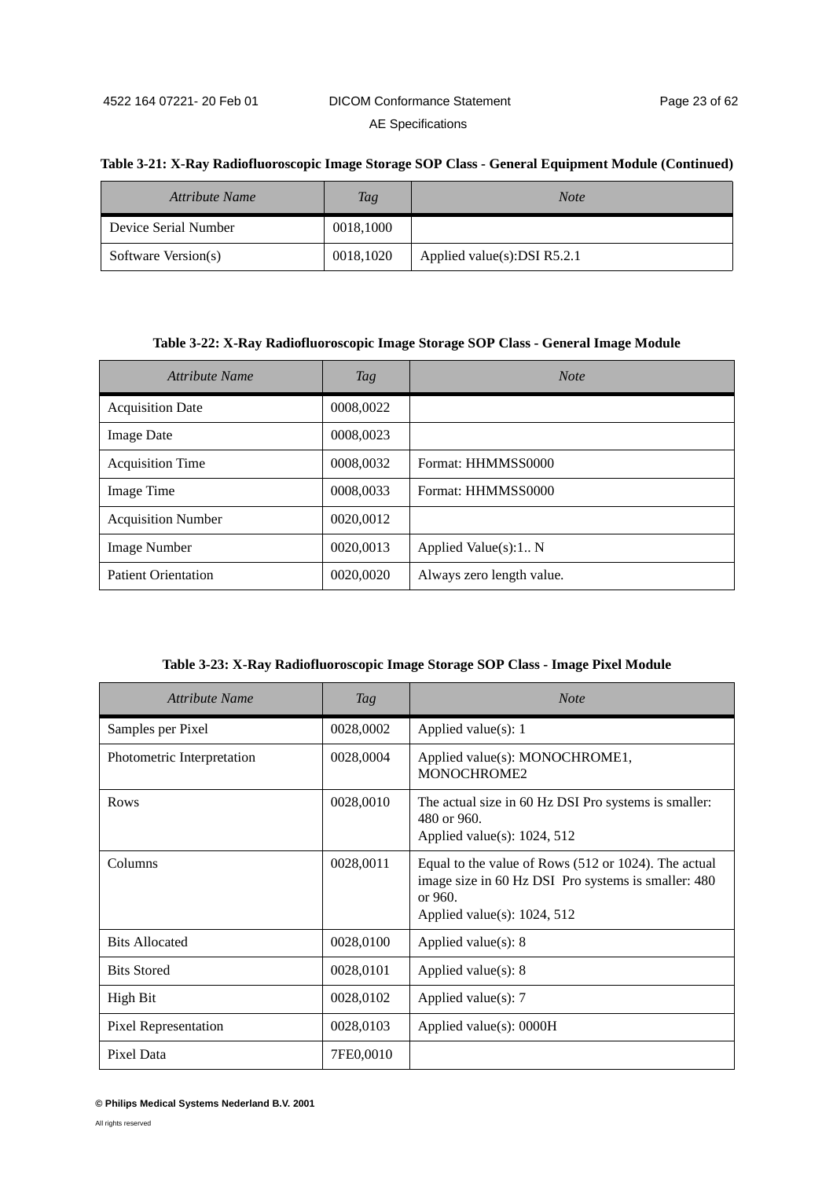**Table 3-21: X-Ray Radiofluoroscopic Image Storage SOP Class - General Equipment Module (Continued)**

| *Attribute Name* | *Tag* | *Note* |
|---|---|---|
| Device Serial Number | 0018,1000 | |
| Software Version(s) | 0018,1020 | Applied value(s):DSI R5.2.1 |

**Table 3-22: X-Ray Radiofluoroscopic Image Storage SOP Class - General Image Module**

| *Attribute Name* | *Tag* | *Note* |
|---|---|---|
| Acquisition Date | 0008,0022 | |
| Image Date | 0008,0023 | |
| Acquisition Time | 0008,0032 | Format: HHMMSS0000 |
| Image Time | 0008,0033 | Format: HHMMSS0000 |
| Acquisition Number | 0020,0012 | |
| Image Number | 0020,0013 | Applied Value(s):1.. N |
| Patient Orientation | 0020,0020 | Always zero length value. |

**Table 3-23: X-Ray Radiofluoroscopic Image Storage SOP Class - Image Pixel Module**

| *Attribute Name* | *Tag* | *Note* |
|---|---|---|
| Samples per Pixel | 0028,0002 | Applied value(s): 1 |
| Photometric Interpretation | 0028,0004 | Applied value(s): MONOCHROME1, MONOCHROME2 |
| Rows | 0028,0010 | The actual size in 60 Hz DSI Pro systems is smaller: 480 or 960.<br>Applied value(s): 1024, 512 |
| Columns | 0028,0011 | Equal to the value of Rows (512 or 1024). The actual image size in 60 Hz DSI Pro systems is smaller: 480 or 960.<br>Applied value(s): 1024, 512 |
| Bits Allocated | 0028,0100 | Applied value(s): 8 |
| Bits Stored | 0028,0101 | Applied value(s): 8 |
| High Bit | 0028,0102 | Applied value(s): 7 |
| Pixel Representation | 0028,0103 | Applied value(s): 0000H |
| Pixel Data | 7FE0,0010 | |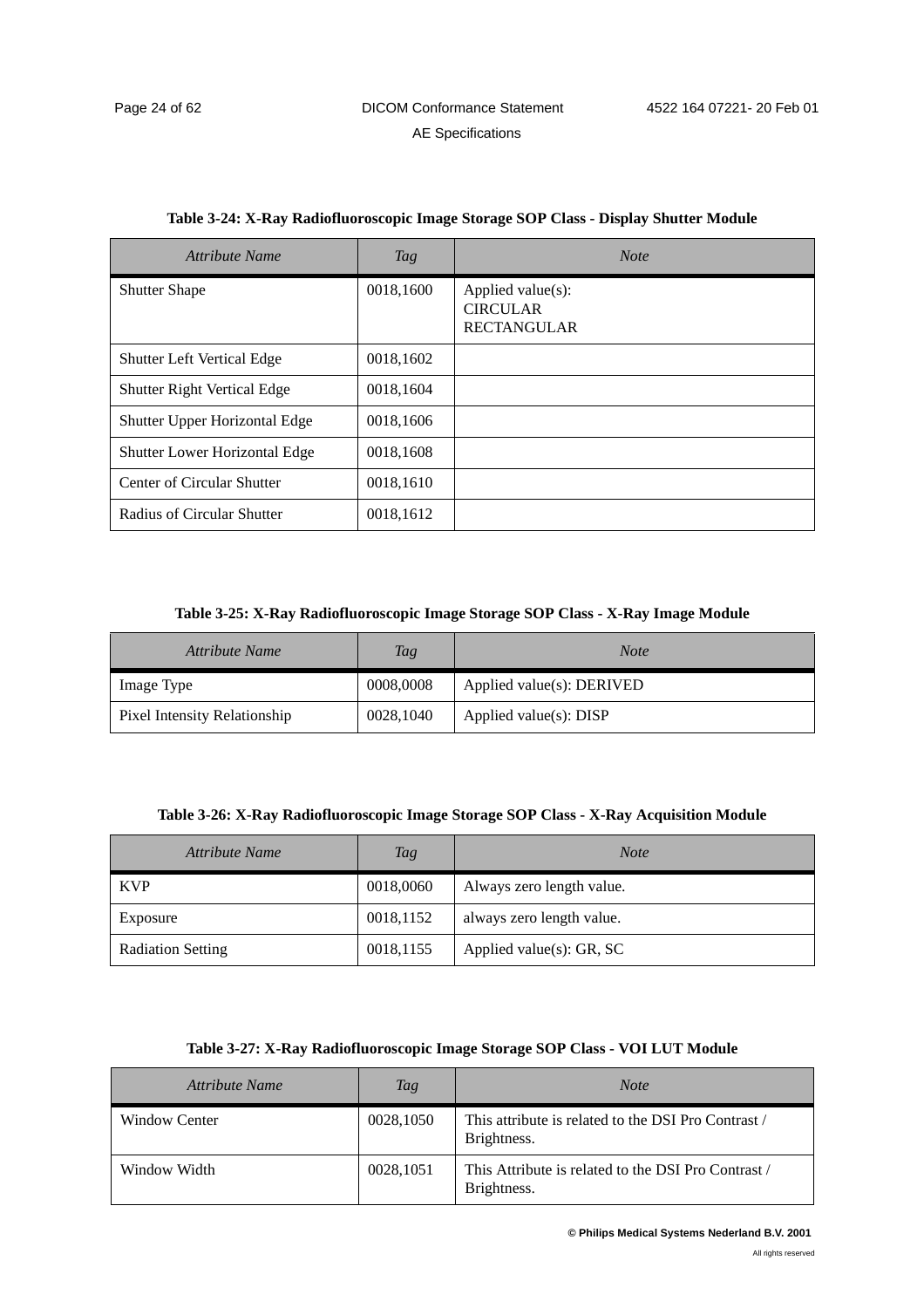**Table 3-24: X-Ray Radiofluoroscopic Image Storage SOP Class - Display Shutter Module**

| *Attribute Name* | *Tag* | *Note* |
|---|---|---|
| Shutter Shape | 0018,1600 | Applied value(s): CIRCULAR RECTANGULAR |
| Shutter Left Vertical Edge | 0018,1602 | |
| Shutter Right Vertical Edge | 0018,1604 | |
| Shutter Upper Horizontal Edge | 0018,1606 | |
| Shutter Lower Horizontal Edge | 0018,1608 | |
| Center of Circular Shutter | 0018,1610 | |
| Radius of Circular Shutter | 0018,1612 | |

**Table 3-25: X-Ray Radiofluoroscopic Image Storage SOP Class - X-Ray Image Module**

| *Attribute Name* | *Tag* | *Note* |
|---|---|---|
| Image Type | 0008,0008 | Applied value(s): DERIVED |
| Pixel Intensity Relationship | 0028,1040 | Applied value(s): DISP |

**Table 3-26: X-Ray Radiofluoroscopic Image Storage SOP Class - X-Ray Acquisition Module**

| *Attribute Name* | *Tag* | *Note* |
|---|---|---|
| KVP | 0018,0060 | Always zero length value. |
| Exposure | 0018,1152 | always zero length value. |
| Radiation Setting | 0018,1155 | Applied value(s): GR, SC |

**Table 3-27: X-Ray Radiofluoroscopic Image Storage SOP Class - VOI LUT Module**

| *Attribute Name* | *Tag* | *Note* |
|---|---|---|
| Window Center | 0028,1050 | This attribute is related to the DSI Pro Contrast / Brightness. |
| Window Width | 0028,1051 | This Attribute is related to the DSI Pro Contrast / Brightness. |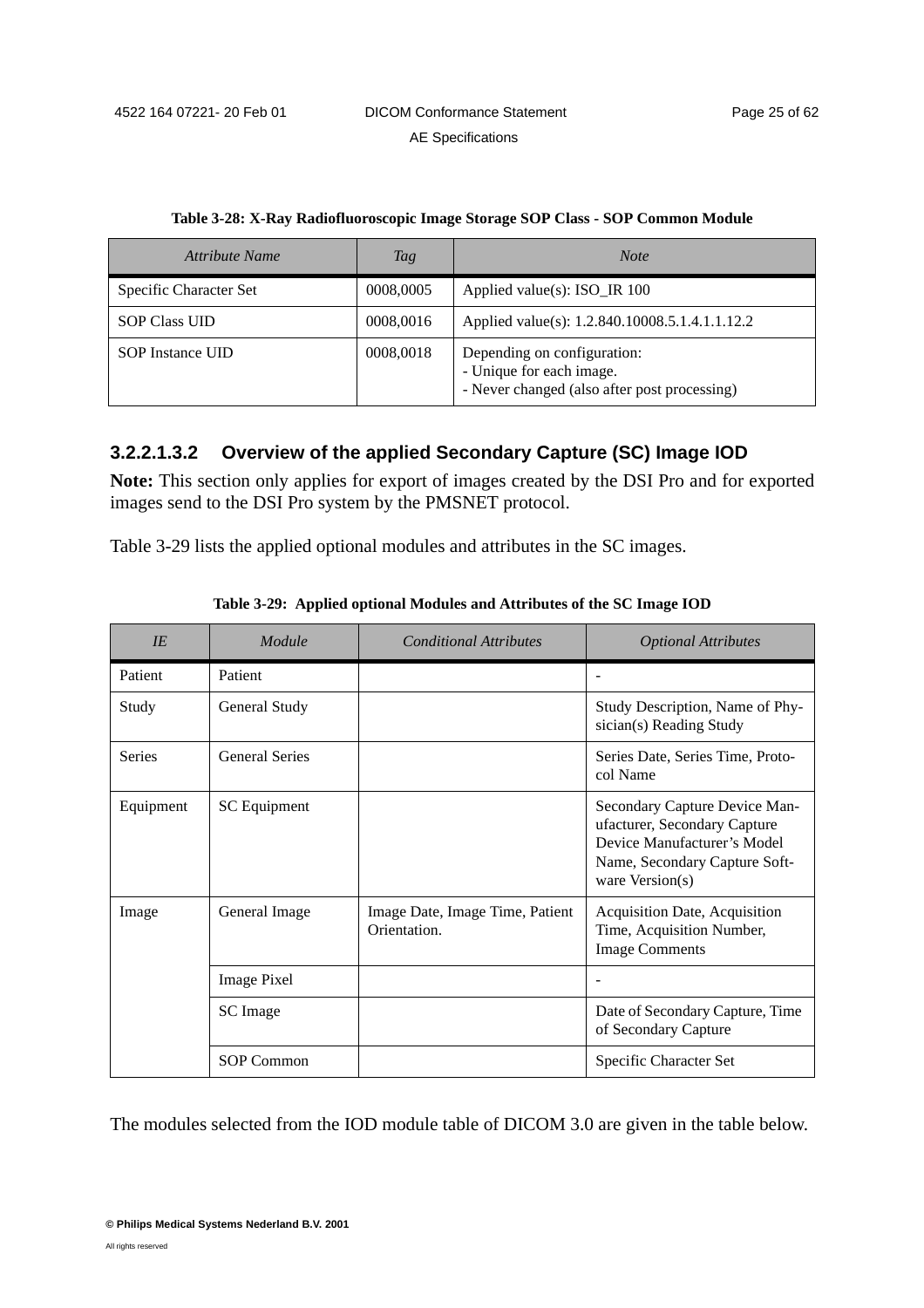**Table 3-28: X-Ray Radiofluoroscopic Image Storage SOP Class - SOP Common Module**

| *Attribute Name* | *Tag* | *Note* |
|---|---|---|
| Specific Character Set | 0008,0005 | Applied value(s): ISO_IR 100 |
| SOP Class UID | 0008,0016 | Applied value(s): 1.2.840.10008.5.1.4.1.1.12.2 |
| SOP Instance UID | 0008,0018 | Depending on configuration:<br>- Unique for each image.<br>- Never changed (also after post processing) |

### 3.2.2.1.3.2 Overview of the applied Secondary Capture (SC) Image IOD

**Note:** This section only applies for export of images created by the DSI Pro and for exported images send to the DSI Pro system by the PMSNET protocol.

Table 3-29 lists the applied optional modules and attributes in the SC images.

**Table 3-29: Applied optional Modules and Attributes of the SC Image IOD**

| *IE* | *Module* | *Conditional Attributes* | *Optional Attributes* |
|---|---|---|---|
| Patient | Patient | | - |
| Study | General Study | | Study Description, Name of Physician(s) Reading Study |
| Series | General Series | | Series Date, Series Time, Protocol Name |
| Equipment | SC Equipment | | Secondary Capture Device Manufacturer, Secondary Capture Device Manufacturer's Model Name, Secondary Capture Software Version(s) |
| Image | General Image | Image Date, Image Time, Patient Orientation. | Acquisition Date, Acquisition Time, Acquisition Number, Image Comments |
| | Image Pixel | | - |
| | SC Image | | Date of Secondary Capture, Time of Secondary Capture |
| | SOP Common | | Specific Character Set |

The modules selected from the IOD module table of DICOM 3.0 are given in the table below.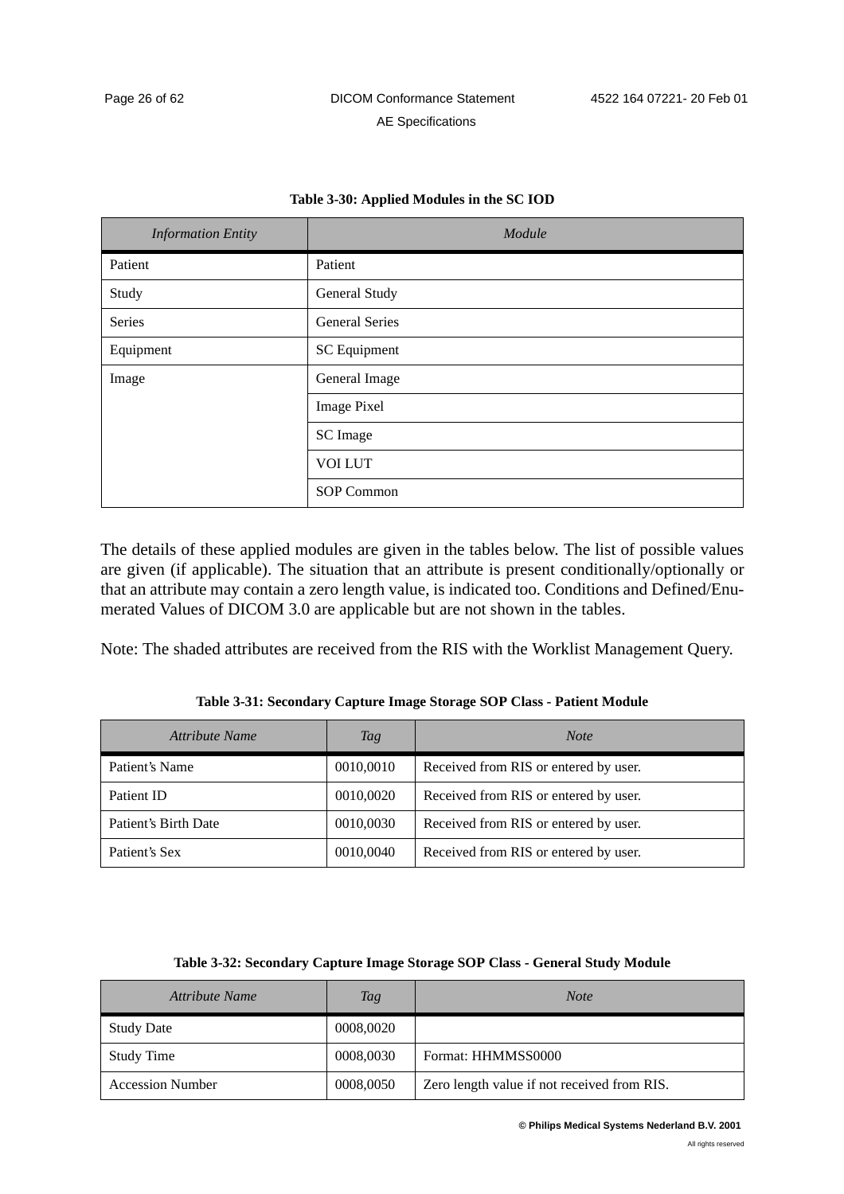**Table 3-30: Applied Modules in the SC IOD**

| *Information Entity* | *Module* |
|---|---|
| Patient | Patient |
| Study | General Study |
| Series | General Series |
| Equipment | SC Equipment |
| Image | General Image |
| | Image Pixel |
| | SC Image |
| | VOI LUT |
| | SOP Common |

The details of these applied modules are given in the tables below. The list of possible values are given (if applicable). The situation that an attribute is present conditionally/optionally or that an attribute may contain a zero length value, is indicated too. Conditions and Defined/Enumerated Values of DICOM 3.0 are applicable but are not shown in the tables.

Note: The shaded attributes are received from the RIS with the Worklist Management Query.

**Table 3-31: Secondary Capture Image Storage SOP Class - Patient Module**

| *Attribute Name* | *Tag* | *Note* |
|---|---|---|
| Patient's Name | 0010,0010 | Received from RIS or entered by user. |
| Patient ID | 0010,0020 | Received from RIS or entered by user. |
| Patient's Birth Date | 0010,0030 | Received from RIS or entered by user. |
| Patient's Sex | 0010,0040 | Received from RIS or entered by user. |

**Table 3-32: Secondary Capture Image Storage SOP Class - General Study Module**

| *Attribute Name* | *Tag* | *Note* |
|---|---|---|
| Study Date | 0008,0020 | |
| Study Time | 0008,0030 | Format: HHMMSS0000 |
| Accession Number | 0008,0050 | Zero length value if not received from RIS. |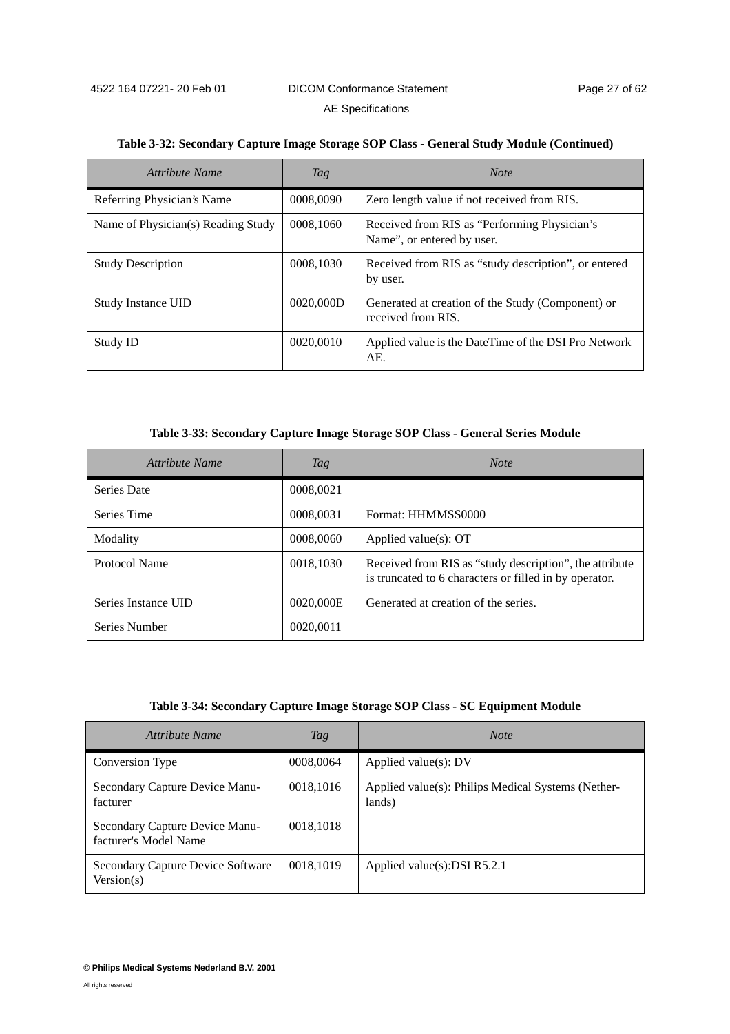**Table 3-32: Secondary Capture Image Storage SOP Class - General Study Module (Continued)**

| *Attribute Name* | *Tag* | *Note* |
|---|---|---|
| Referring Physician's Name | 0008,0090 | Zero length value if not received from RIS. |
| Name of Physician(s) Reading Study | 0008,1060 | Received from RIS as "Performing Physician's Name", or entered by user. |
| Study Description | 0008,1030 | Received from RIS as "study description", or entered by user. |
| Study Instance UID | 0020,000D | Generated at creation of the Study (Component) or received from RIS. |
| Study ID | 0020,0010 | Applied value is the DateTime of the DSI Pro Network AE. |

**Table 3-33: Secondary Capture Image Storage SOP Class - General Series Module**

| *Attribute Name* | *Tag* | *Note* |
|---|---|---|
| Series Date | 0008,0021 | |
| Series Time | 0008,0031 | Format: HHMMSS0000 |
| Modality | 0008,0060 | Applied value(s): OT |
| Protocol Name | 0018,1030 | Received from RIS as "study description", the attribute is truncated to 6 characters or filled in by operator. |
| Series Instance UID | 0020,000E | Generated at creation of the series. |
| Series Number | 0020,0011 | |

**Table 3-34: Secondary Capture Image Storage SOP Class - SC Equipment Module**

| *Attribute Name* | *Tag* | *Note* |
|---|---|---|
| Conversion Type | 0008,0064 | Applied value(s): DV |
| Secondary Capture Device Manufacturer | 0018,1016 | Applied value(s): Philips Medical Systems (Netherlands) |
| Secondary Capture Device Manufacturer's Model Name | 0018,1018 | |
| Secondary Capture Device Software Version(s) | 0018,1019 | Applied value(s):DSI R5.2.1 |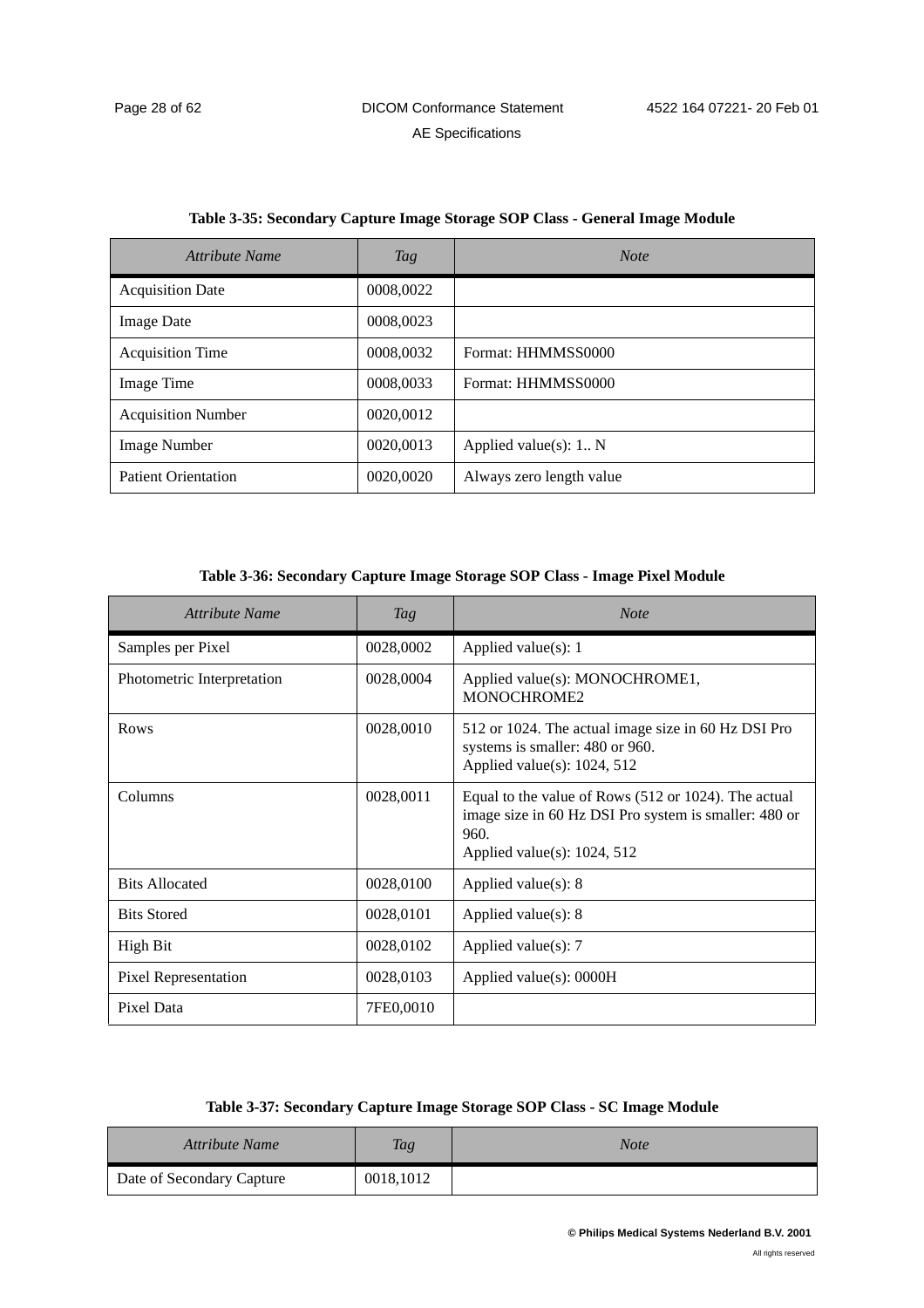**Table 3-35: Secondary Capture Image Storage SOP Class - General Image Module**

| *Attribute Name* | *Tag* | *Note* |
|---|---|---|
| Acquisition Date | 0008,0022 | |
| Image Date | 0008,0023 | |
| Acquisition Time | 0008,0032 | Format: HHMMSS0000 |
| Image Time | 0008,0033 | Format: HHMMSS0000 |
| Acquisition Number | 0020,0012 | |
| Image Number | 0020,0013 | Applied value(s): 1.. N |
| Patient Orientation | 0020,0020 | Always zero length value |

**Table 3-36: Secondary Capture Image Storage SOP Class - Image Pixel Module**

| *Attribute Name* | *Tag* | *Note* |
|---|---|---|
| Samples per Pixel | 0028,0002 | Applied value(s): 1 |
| Photometric Interpretation | 0028,0004 | Applied value(s): MONOCHROME1, MONOCHROME2 |
| Rows | 0028,0010 | 512 or 1024. The actual image size in 60 Hz DSI Pro systems is smaller: 480 or 960.<br>Applied value(s): 1024, 512 |
| Columns | 0028,0011 | Equal to the value of Rows (512 or 1024). The actual image size in 60 Hz DSI Pro system is smaller: 480 or 960.<br>Applied value(s): 1024, 512 |
| Bits Allocated | 0028,0100 | Applied value(s): 8 |
| Bits Stored | 0028,0101 | Applied value(s): 8 |
| High Bit | 0028,0102 | Applied value(s): 7 |
| Pixel Representation | 0028,0103 | Applied value(s): 0000H |
| Pixel Data | 7FE0,0010 | |

**Table 3-37: Secondary Capture Image Storage SOP Class - SC Image Module**

| *Attribute Name* | *Tag* | *Note* |
|---|---|---|
| Date of Secondary Capture | 0018,1012 | |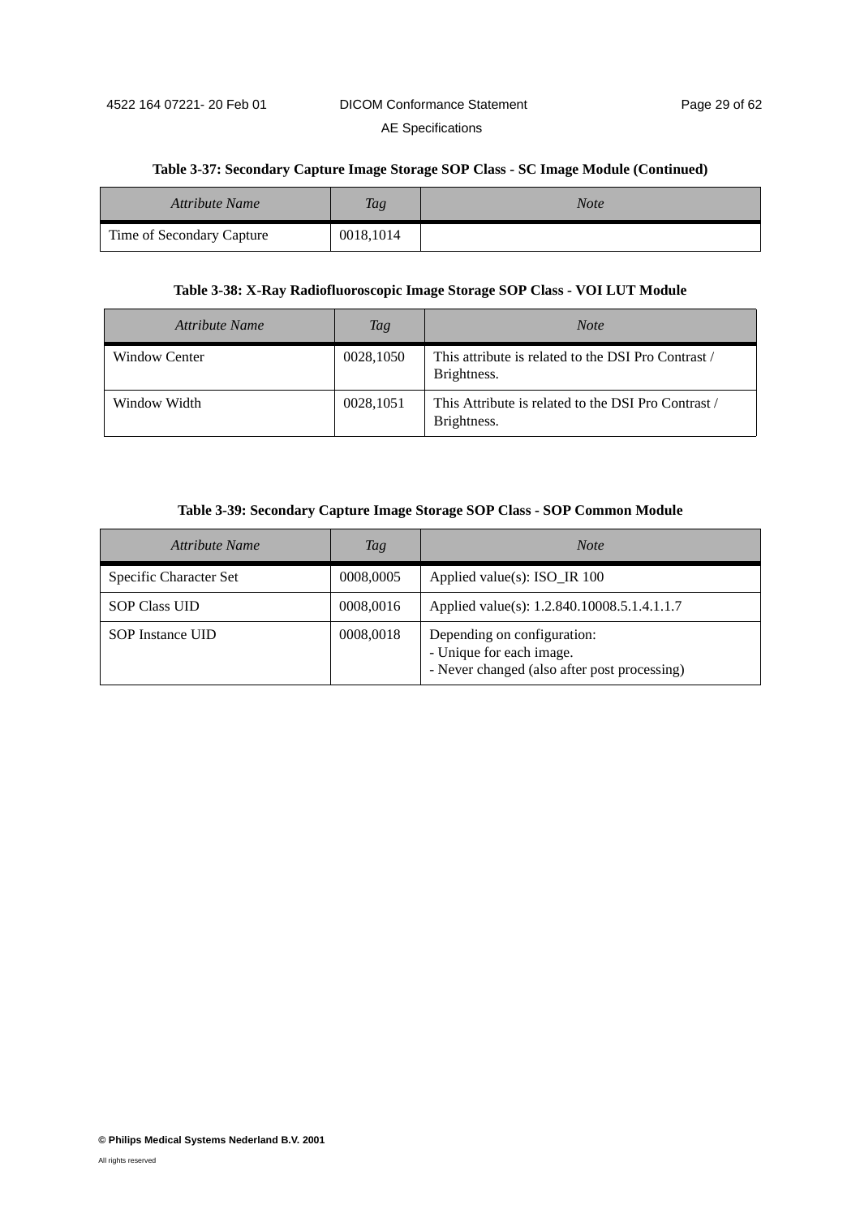**Table 3-37: Secondary Capture Image Storage SOP Class - SC Image Module (Continued)**

| *Attribute Name* | *Tag* | *Note* |
|---|---|---|
| Time of Secondary Capture | 0018,1014 | |

**Table 3-38: X-Ray Radiofluoroscopic Image Storage SOP Class - VOI LUT Module**

| *Attribute Name* | *Tag* | *Note* |
|---|---|---|
| Window Center | 0028,1050 | This attribute is related to the DSI Pro Contrast / Brightness. |
| Window Width | 0028,1051 | This Attribute is related to the DSI Pro Contrast / Brightness. |

**Table 3-39: Secondary Capture Image Storage SOP Class - SOP Common Module**

| *Attribute Name* | *Tag* | *Note* |
|---|---|---|
| Specific Character Set | 0008,0005 | Applied value(s): ISO_IR 100 |
| SOP Class UID | 0008,0016 | Applied value(s): 1.2.840.10008.5.1.4.1.1.7 |
| SOP Instance UID | 0008,0018 | Depending on configuration:<br>- Unique for each image.<br>- Never changed (also after post processing) |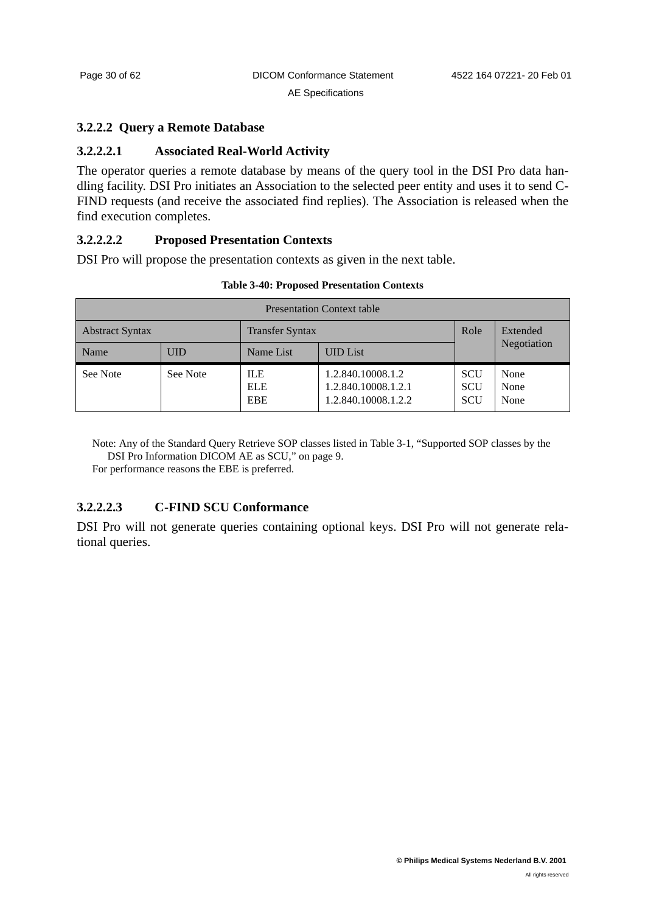### 3.2.2.2 Query a Remote Database

#### 3.2.2.2.1 Associated Real-World Activity

The operator queries a remote database by means of the query tool in the DSI Pro data handling facility. DSI Pro initiates an Association to the selected peer entity and uses it to send C-FIND requests (and receive the associated find replies). The Association is released when the find execution completes.

#### 3.2.2.2.2 Proposed Presentation Contexts

DSI Pro will propose the presentation contexts as given in the next table.

**Table 3-40: Proposed Presentation Contexts**

| Presentation Context table | | | | | |
|---|---|---|---|---|---|
| Abstract Syntax | | Transfer Syntax | | Role | Extended Negotiation |
| Name | UID | Name List | UID List | | |
| See Note | See Note | ILE<br>ELE<br>EBE | 1.2.840.10008.1.2<br>1.2.840.10008.1.2.1<br>1.2.840.10008.1.2.2 | SCU<br>SCU<br>SCU | None<br>None<br>None |

Note: Any of the Standard Query Retrieve SOP classes listed in Table 3-1, "Supported SOP classes by the DSI Pro Information DICOM AE as SCU," on page 9.
For performance reasons the EBE is preferred.

#### 3.2.2.2.3 C-FIND SCU Conformance

DSI Pro will not generate queries containing optional keys. DSI Pro will not generate relational queries.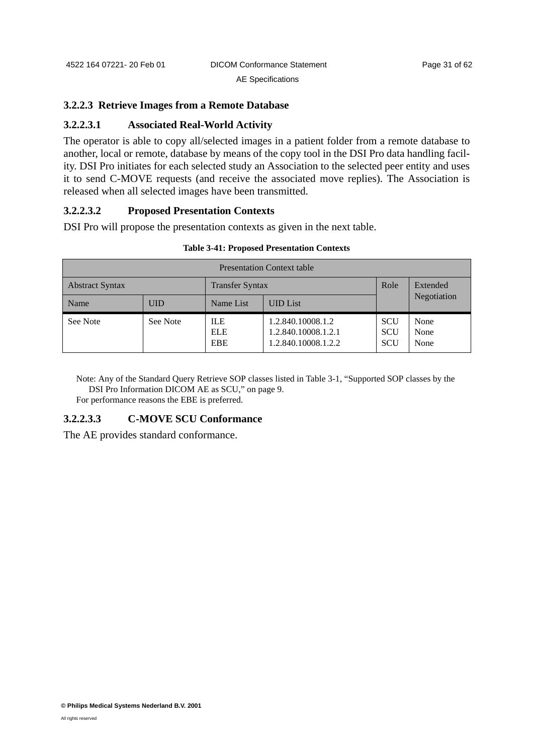#### 3.2.2.3 Retrieve Images from a Remote Database

##### 3.2.2.3.1 Associated Real-World Activity

The operator is able to copy all/selected images in a patient folder from a remote database to another, local or remote, database by means of the copy tool in the DSI Pro data handling facility. DSI Pro initiates for each selected study an Association to the selected peer entity and uses it to send C-MOVE requests (and receive the associated move replies). The Association is released when all selected images have been transmitted.

##### 3.2.2.3.2 Proposed Presentation Contexts

DSI Pro will propose the presentation contexts as given in the next table.

**Table 3-41: Proposed Presentation Contexts**

| Presentation Context table | | | | | |
|---|---|---|---|---|---|
| Abstract Syntax | | Transfer Syntax | | Role | Extended Negotiation |
| Name | UID | Name List | UID List | | |
| See Note | See Note | ILE<br>ELE<br>EBE | 1.2.840.10008.1.2<br>1.2.840.10008.1.2.1<br>1.2.840.10008.1.2.2 | SCU<br>SCU<br>SCU | None<br>None<br>None |

Note: Any of the Standard Query Retrieve SOP classes listed in Table 3-1, “Supported SOP classes by the DSI Pro Information DICOM AE as SCU,” on page 9.
For performance reasons the EBE is preferred.

##### 3.2.2.3.3 C-MOVE SCU Conformance

The AE provides standard conformance.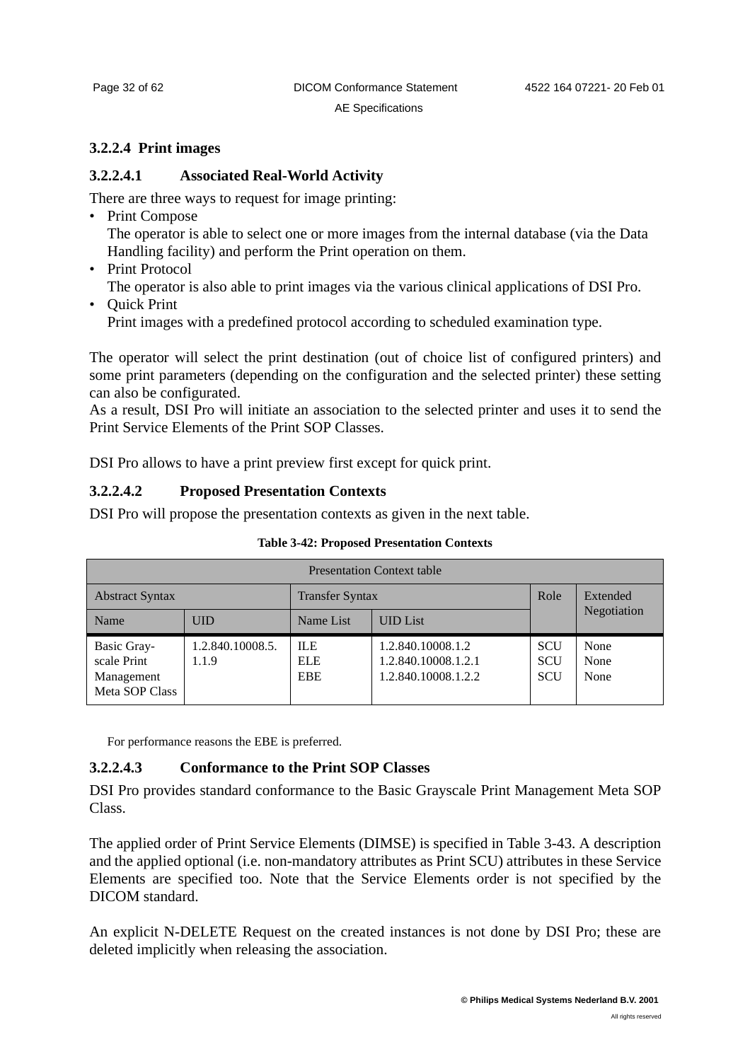### 3.2.2.4 Print images

#### 3.2.2.4.1 Associated Real-World Activity

There are three ways to request for image printing:

- Print Compose
  The operator is able to select one or more images from the internal database (via the Data Handling facility) and perform the Print operation on them.
- Print Protocol
  The operator is also able to print images via the various clinical applications of DSI Pro.
- Quick Print
  Print images with a predefined protocol according to scheduled examination type.

The operator will select the print destination (out of choice list of configured printers) and some print parameters (depending on the configuration and the selected printer) these setting can also be configurated.
As a result, DSI Pro will initiate an association to the selected printer and uses it to send the Print Service Elements of the Print SOP Classes.

DSI Pro allows to have a print preview first except for quick print.

#### 3.2.2.4.2 Proposed Presentation Contexts

DSI Pro will propose the presentation contexts as given in the next table.

**Table 3-42: Proposed Presentation Contexts**

| Presentation Context table | | | | | |
|---|---|---|---|---|---|
| Abstract Syntax | | Transfer Syntax | | Role | Extended Negotiation |
| Name | UID | Name List | UID List | | |
| Basic Gray-scale Print Management Meta SOP Class | 1.2.840.10008.5.1.1.9 | ILE<br>ELE<br>EBE | 1.2.840.10008.1.2<br>1.2.840.10008.1.2.1<br>1.2.840.10008.1.2.2 | SCU<br>SCU<br>SCU | None<br>None<br>None |

For performance reasons the EBE is preferred.

#### 3.2.2.4.3 Conformance to the Print SOP Classes

DSI Pro provides standard conformance to the Basic Grayscale Print Management Meta SOP Class.

The applied order of Print Service Elements (DIMSE) is specified in Table 3-43. A description and the applied optional (i.e. non-mandatory attributes as Print SCU) attributes in these Service Elements are specified too. Note that the Service Elements order is not specified by the DICOM standard.

An explicit N-DELETE Request on the created instances is not done by DSI Pro; these are deleted implicitly when releasing the association.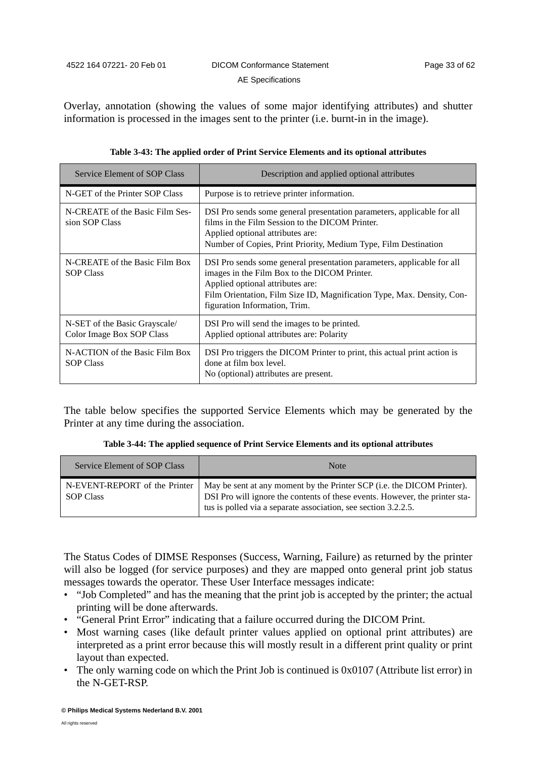Overlay, annotation (showing the values of some major identifying attributes) and shutter information is processed in the images sent to the printer (i.e. burnt-in in the image).

**Table 3-43: The applied order of Print Service Elements and its optional attributes**

| Service Element of SOP Class | Description and applied optional attributes |
|---|---|
| N-GET of the Printer SOP Class | Purpose is to retrieve printer information. |
| N-CREATE of the Basic Film Session SOP Class | DSI Pro sends some general presentation parameters, applicable for all films in the Film Session to the DICOM Printer.<br>Applied optional attributes are:<br>Number of Copies, Print Priority, Medium Type, Film Destination |
| N-CREATE of the Basic Film Box SOP Class | DSI Pro sends some general presentation parameters, applicable for all images in the Film Box to the DICOM Printer.<br>Applied optional attributes are:<br>Film Orientation, Film Size ID, Magnification Type, Max. Density, Configuration Information, Trim. |
| N-SET of the Basic Grayscale/ Color Image Box SOP Class | DSI Pro will send the images to be printed.<br>Applied optional attributes are: Polarity |
| N-ACTION of the Basic Film Box SOP Class | DSI Pro triggers the DICOM Printer to print, this actual print action is done at film box level.<br>No (optional) attributes are present. |

The table below specifies the supported Service Elements which may be generated by the Printer at any time during the association.

**Table 3-44: The applied sequence of Print Service Elements and its optional attributes**

| Service Element of SOP Class | Note |
|---|---|
| N-EVENT-REPORT of the Printer SOP Class | May be sent at any moment by the Printer SCP (i.e. the DICOM Printer). DSI Pro will ignore the contents of these events. However, the printer status is polled via a separate association, see section 3.2.2.5. |

The Status Codes of DIMSE Responses (Success, Warning, Failure) as returned by the printer will also be logged (for service purposes) and they are mapped onto general print job status messages towards the operator. These User Interface messages indicate:

- "Job Completed" and has the meaning that the print job is accepted by the printer; the actual printing will be done afterwards.
- "General Print Error" indicating that a failure occurred during the DICOM Print.
- Most warning cases (like default printer values applied on optional print attributes) are interpreted as a print error because this will mostly result in a different print quality or print layout than expected.
- The only warning code on which the Print Job is continued is 0x0107 (Attribute list error) in the N-GET-RSP.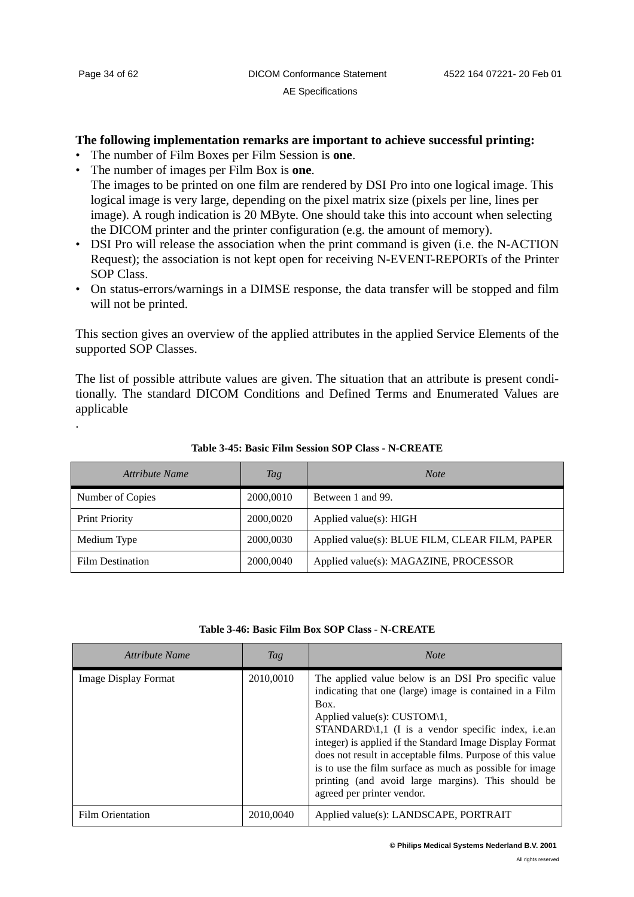**The following implementation remarks are important to achieve successful printing:**

- The number of Film Boxes per Film Session is **one**.
- The number of images per Film Box is **one**.
  The images to be printed on one film are rendered by DSI Pro into one logical image. This logical image is very large, depending on the pixel matrix size (pixels per line, lines per image). A rough indication is 20 MByte. One should take this into account when selecting the DICOM printer and the printer configuration (e.g. the amount of memory).
- DSI Pro will release the association when the print command is given (i.e. the N-ACTION Request); the association is not kept open for receiving N-EVENT-REPORTs of the Printer SOP Class.
- On status-errors/warnings in a DIMSE response, the data transfer will be stopped and film will not be printed.

This section gives an overview of the applied attributes in the applied Service Elements of the supported SOP Classes.

The list of possible attribute values are given. The situation that an attribute is present conditionally. The standard DICOM Conditions and Defined Terms and Enumerated Values are applicable

.

**Table 3-45: Basic Film Session SOP Class - N-CREATE**

| *Attribute Name* | *Tag* | *Note* |
|---|---|---|
| Number of Copies | 2000,0010 | Between 1 and 99. |
| Print Priority | 2000,0020 | Applied value(s): HIGH |
| Medium Type | 2000,0030 | Applied value(s): BLUE FILM, CLEAR FILM, PAPER |
| Film Destination | 2000,0040 | Applied value(s): MAGAZINE, PROCESSOR |

**Table 3-46: Basic Film Box SOP Class - N-CREATE**

| *Attribute Name* | *Tag* | *Note* |
|---|---|---|
| Image Display Format | 2010,0010 | The applied value below is an DSI Pro specific value indicating that one (large) image is contained in a Film Box. Applied value(s): CUSTOM\1, STANDARD\1,1 (I is a vendor specific index, i.e.an integer) is applied if the Standard Image Display Format does not result in acceptable films. Purpose of this value is to use the film surface as much as possible for image printing (and avoid large margins). This should be agreed per printer vendor. |
| Film Orientation | 2010,0040 | Applied value(s): LANDSCAPE, PORTRAIT |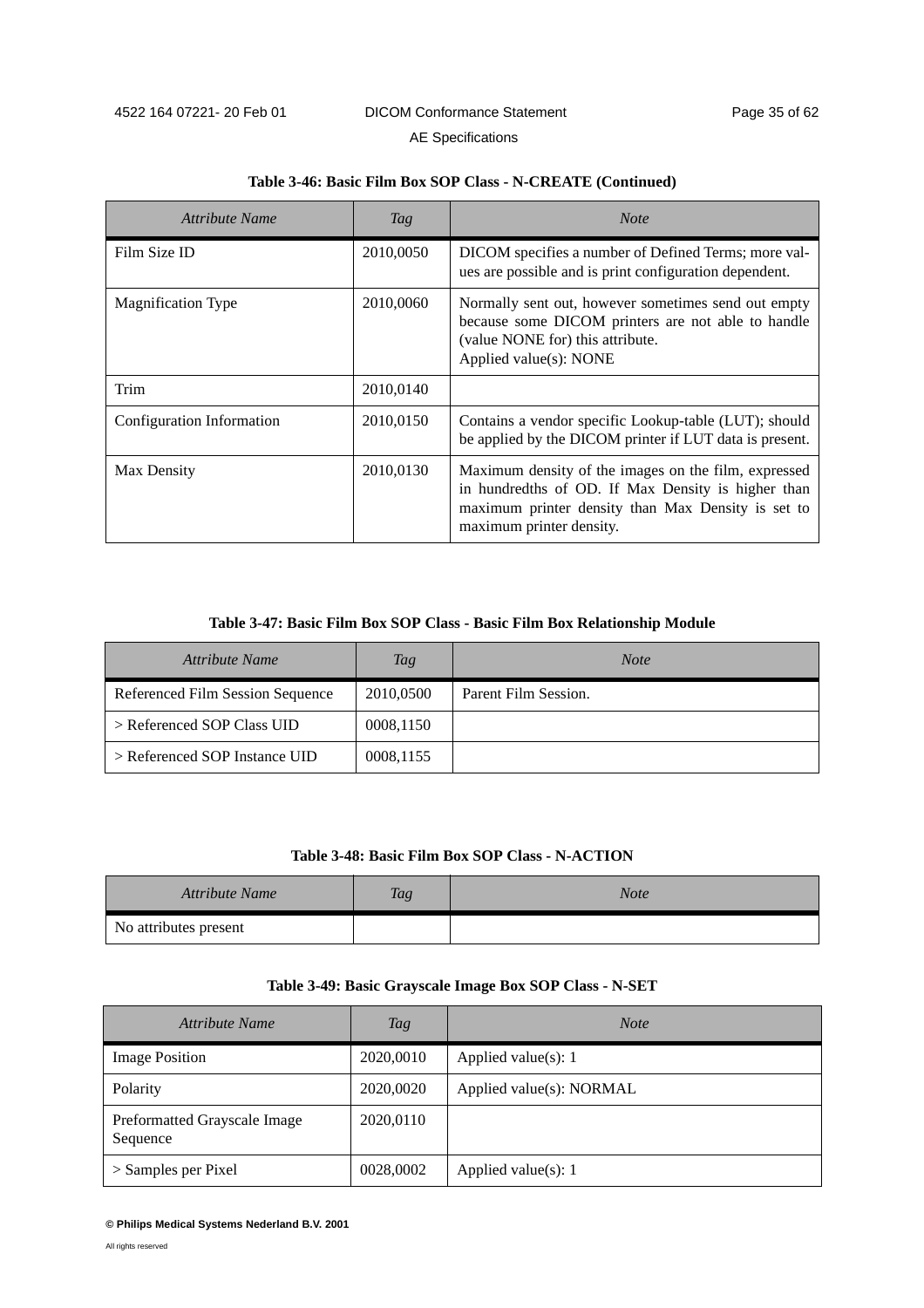**Table 3-46: Basic Film Box SOP Class - N-CREATE (Continued)**

| *Attribute Name* | *Tag* | *Note* |
|---|---|---|
| Film Size ID | 2010,0050 | DICOM specifies a number of Defined Terms; more values are possible and is print configuration dependent. |
| Magnification Type | 2010,0060 | Normally sent out, however sometimes send out empty because some DICOM printers are not able to handle (value NONE for) this attribute. Applied value(s): NONE |
| Trim | 2010,0140 | |
| Configuration Information | 2010,0150 | Contains a vendor specific Lookup-table (LUT); should be applied by the DICOM printer if LUT data is present. |
| Max Density | 2010,0130 | Maximum density of the images on the film, expressed in hundredths of OD. If Max Density is higher than maximum printer density than Max Density is set to maximum printer density. |

**Table 3-47: Basic Film Box SOP Class - Basic Film Box Relationship Module**

| *Attribute Name* | *Tag* | *Note* |
|---|---|---|
| Referenced Film Session Sequence | 2010,0500 | Parent Film Session. |
| > Referenced SOP Class UID | 0008,1150 | |
| > Referenced SOP Instance UID | 0008,1155 | |

**Table 3-48: Basic Film Box SOP Class - N-ACTION**

| *Attribute Name* | *Tag* | *Note* |
|---|---|---|
| No attributes present | | |

**Table 3-49: Basic Grayscale Image Box SOP Class - N-SET**

| *Attribute Name* | *Tag* | *Note* |
|---|---|---|
| Image Position | 2020,0010 | Applied value(s): 1 |
| Polarity | 2020,0020 | Applied value(s): NORMAL |
| Preformatted Grayscale Image Sequence | 2020,0110 | |
| > Samples per Pixel | 0028,0002 | Applied value(s): 1 |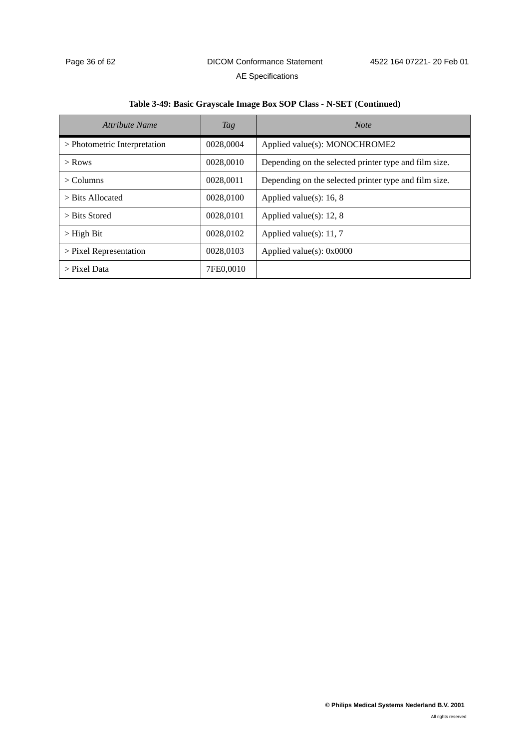**Table 3-49: Basic Grayscale Image Box SOP Class - N-SET (Continued)**

| *Attribute Name* | *Tag* | *Note* |
|---|---|---|
| > Photometric Interpretation | 0028,0004 | Applied value(s): MONOCHROME2 |
| > Rows | 0028,0010 | Depending on the selected printer type and film size. |
| > Columns | 0028,0011 | Depending on the selected printer type and film size. |
| > Bits Allocated | 0028,0100 | Applied value(s): 16, 8 |
| > Bits Stored | 0028,0101 | Applied value(s): 12, 8 |
| > High Bit | 0028,0102 | Applied value(s): 11, 7 |
| > Pixel Representation | 0028,0103 | Applied value(s): 0x0000 |
| > Pixel Data | 7FE0,0010 | |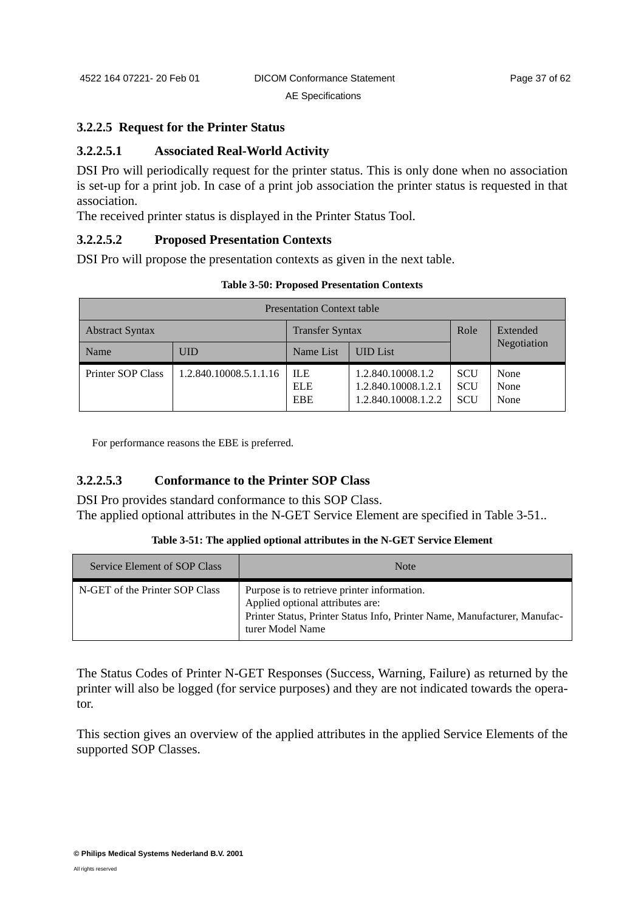### 3.2.2.5 Request for the Printer Status

#### 3.2.2.5.1 Associated Real-World Activity

DSI Pro will periodically request for the printer status. This is only done when no association is set-up for a print job. In case of a print job association the printer status is requested in that association.
The received printer status is displayed in the Printer Status Tool.

#### 3.2.2.5.2 Proposed Presentation Contexts

DSI Pro will propose the presentation contexts as given in the next table.

**Table 3-50: Proposed Presentation Contexts**

| Presentation Context table | | | | | |
|---|---|---|---|---|---|
| Abstract Syntax | | Transfer Syntax | | Role | Extended Negotiation |
| Name | UID | Name List | UID List | | |
| Printer SOP Class | 1.2.840.10008.5.1.1.16 | ILE<br>ELE<br>EBE | 1.2.840.10008.1.2<br>1.2.840.10008.1.2.1<br>1.2.840.10008.1.2.2 | SCU<br>SCU<br>SCU | None<br>None<br>None |

For performance reasons the EBE is preferred.

#### 3.2.2.5.3 Conformance to the Printer SOP Class

DSI Pro provides standard conformance to this SOP Class.
The applied optional attributes in the N-GET Service Element are specified in Table 3-51..

**Table 3-51: The applied optional attributes in the N-GET Service Element**

| Service Element of SOP Class | Note |
|---|---|
| N-GET of the Printer SOP Class | Purpose is to retrieve printer information.<br>Applied optional attributes are:<br>Printer Status, Printer Status Info, Printer Name, Manufacturer, Manufacturer Model Name |

The Status Codes of Printer N-GET Responses (Success, Warning, Failure) as returned by the printer will also be logged (for service purposes) and they are not indicated towards the operator.

This section gives an overview of the applied attributes in the applied Service Elements of the supported SOP Classes.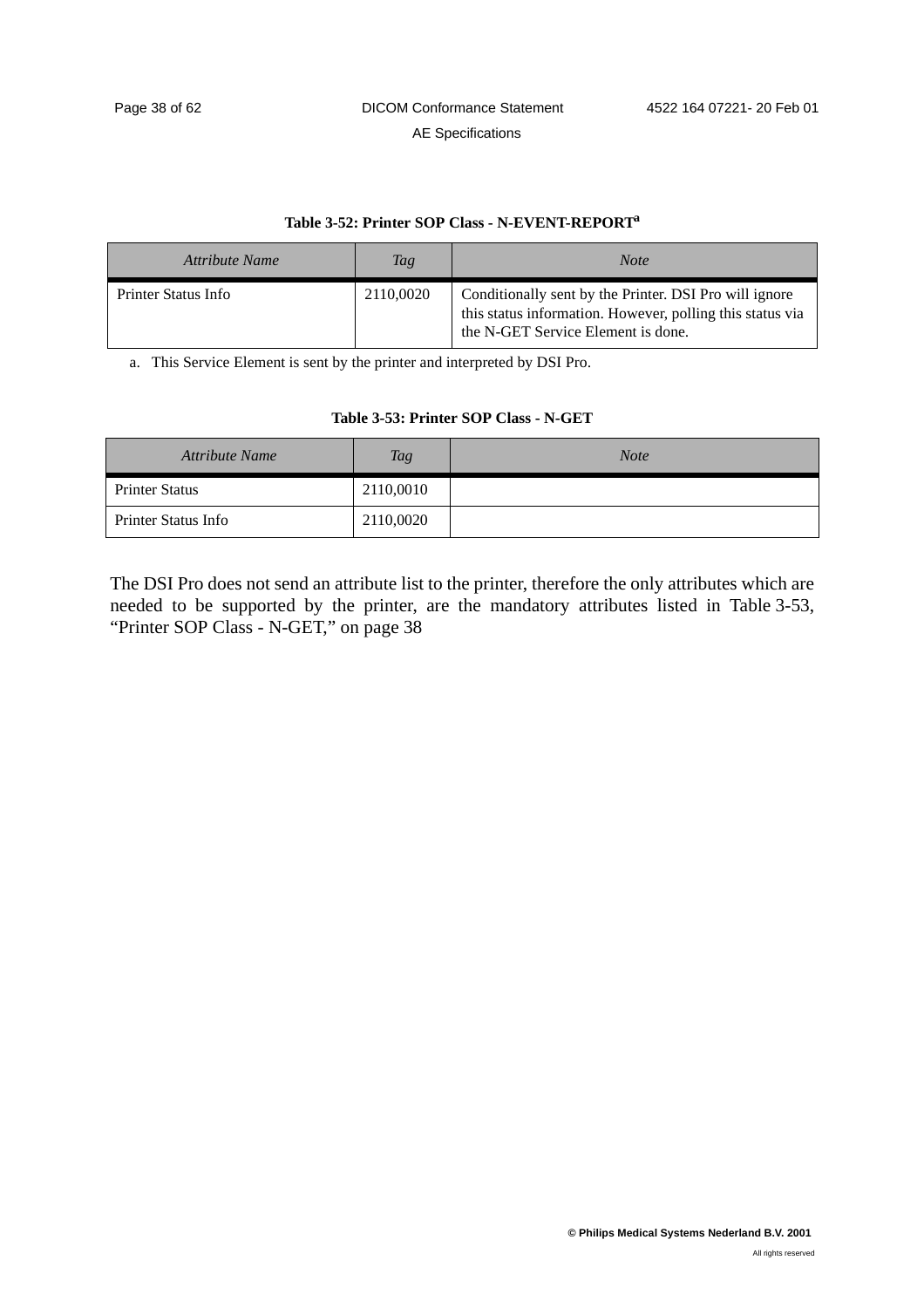**Table 3-52: Printer SOP Class - N-EVENT-REPORT[a]**

| *Attribute Name* | *Tag* | *Note* |
|---|---|---|
| Printer Status Info | 2110,0020 | Conditionally sent by the Printer. DSI Pro will ignore this status information. However, polling this status via the N-GET Service Element is done. |

a. This Service Element is sent by the printer and interpreted by DSI Pro.

**Table 3-53: Printer SOP Class - N-GET**

| *Attribute Name* | *Tag* | *Note* |
|---|---|---|
| Printer Status | 2110,0010 | |
| Printer Status Info | 2110,0020 | |

The DSI Pro does not send an attribute list to the printer, therefore the only attributes which are needed to be supported by the printer, are the mandatory attributes listed in Table 3-53, “Printer SOP Class - N-GET,” on page 38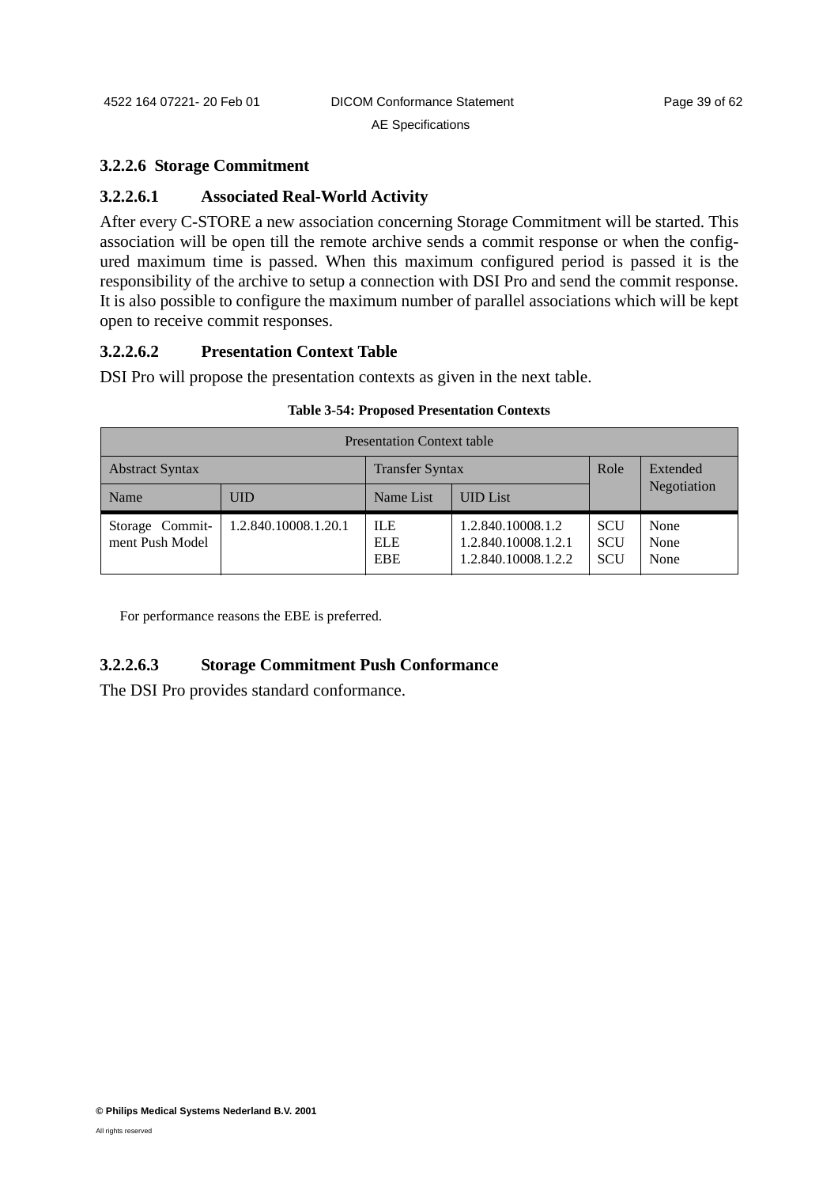### 3.2.2.6 Storage Commitment

#### 3.2.2.6.1 Associated Real-World Activity

After every C-STORE a new association concerning Storage Commitment will be started. This association will be open till the remote archive sends a commit response or when the configured maximum time is passed. When this maximum configured period is passed it is the responsibility of the archive to setup a connection with DSI Pro and send the commit response. It is also possible to configure the maximum number of parallel associations which will be kept open to receive commit responses.

#### 3.2.2.6.2 Presentation Context Table

DSI Pro will propose the presentation contexts as given in the next table.

**Table 3-54: Proposed Presentation Contexts**

| Presentation Context table | | | | | |
|---|---|---|---|---|---|
| Abstract Syntax | | Transfer Syntax | | Role | Extended Negotiation |
| Name | UID | Name List | UID List | | |
| Storage Commitment Push Model | 1.2.840.10008.1.20.1 | ILE<br>ELE<br>EBE | 1.2.840.10008.1.2<br>1.2.840.10008.1.2.1<br>1.2.840.10008.1.2.2 | SCU<br>SCU<br>SCU | None<br>None<br>None |

For performance reasons the EBE is preferred.

#### 3.2.2.6.3 Storage Commitment Push Conformance

The DSI Pro provides standard conformance.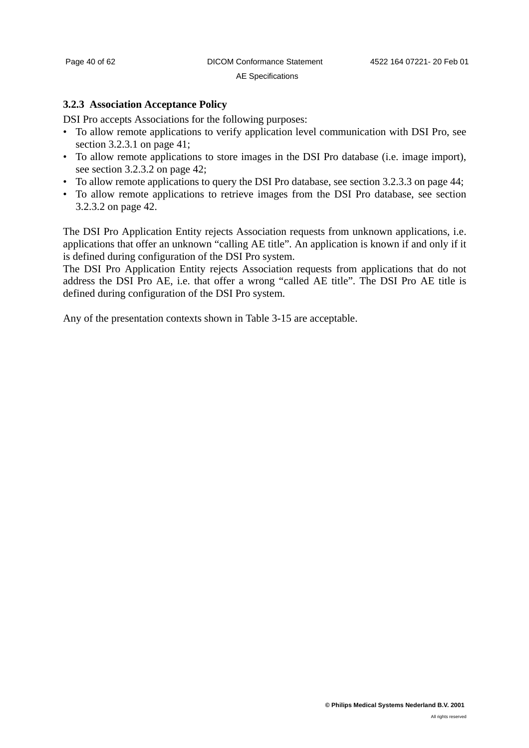### 3.2.3 Association Acceptance Policy

DSI Pro accepts Associations for the following purposes:

- To allow remote applications to verify application level communication with DSI Pro, see section 3.2.3.1 on page 41;
- To allow remote applications to store images in the DSI Pro database (i.e. image import), see section 3.2.3.2 on page 42;
- To allow remote applications to query the DSI Pro database, see section 3.2.3.3 on page 44;
- To allow remote applications to retrieve images from the DSI Pro database, see section 3.2.3.2 on page 42.

The DSI Pro Application Entity rejects Association requests from unknown applications, i.e. applications that offer an unknown “calling AE title”. An application is known if and only if it is defined during configuration of the DSI Pro system.
The DSI Pro Application Entity rejects Association requests from applications that do not address the DSI Pro AE, i.e. that offer a wrong “called AE title”. The DSI Pro AE title is defined during configuration of the DSI Pro system.

Any of the presentation contexts shown in Table 3-15 are acceptable.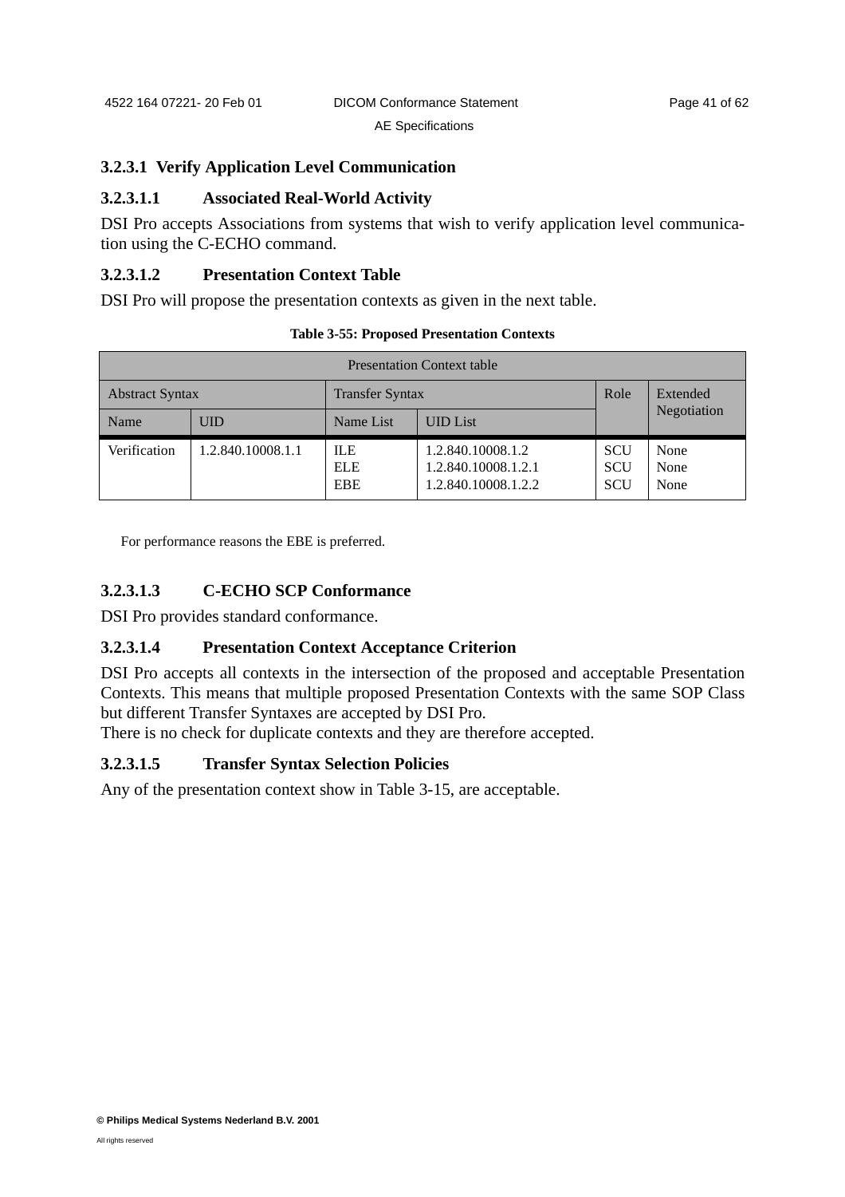### 3.2.3.1 Verify Application Level Communication

#### 3.2.3.1.1 Associated Real-World Activity

DSI Pro accepts Associations from systems that wish to verify application level communication using the C-ECHO command.

#### 3.2.3.1.2 Presentation Context Table

DSI Pro will propose the presentation contexts as given in the next table.

**Table 3-55: Proposed Presentation Contexts**

| Presentation Context table | | | | | |
|---|---|---|---|---|---|
| Abstract Syntax | | Transfer Syntax | | Role | Extended Negotiation |
| Name | UID | Name List | UID List | | |
| Verification | 1.2.840.10008.1.1 | ILE<br>ELE<br>EBE | 1.2.840.10008.1.2<br>1.2.840.10008.1.2.1<br>1.2.840.10008.1.2.2 | SCU<br>SCU<br>SCU | None<br>None<br>None |

For performance reasons the EBE is preferred.

#### 3.2.3.1.3 C-ECHO SCP Conformance

DSI Pro provides standard conformance.

#### 3.2.3.1.4 Presentation Context Acceptance Criterion

DSI Pro accepts all contexts in the intersection of the proposed and acceptable Presentation Contexts. This means that multiple proposed Presentation Contexts with the same SOP Class but different Transfer Syntaxes are accepted by DSI Pro.
There is no check for duplicate contexts and they are therefore accepted.

#### 3.2.3.1.5 Transfer Syntax Selection Policies

Any of the presentation context show in Table 3-15, are acceptable.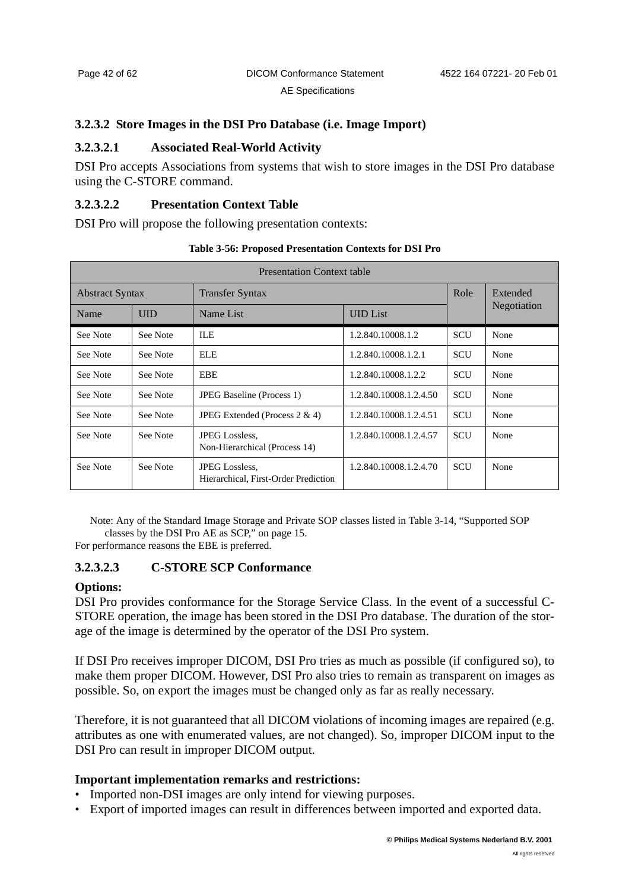### 3.2.3.2 Store Images in the DSI Pro Database (i.e. Image Import)

#### 3.2.3.2.1 Associated Real-World Activity

DSI Pro accepts Associations from systems that wish to store images in the DSI Pro database using the C-STORE command.

#### 3.2.3.2.2 Presentation Context Table

DSI Pro will propose the following presentation contexts:

**Table 3-56: Proposed Presentation Contexts for DSI Pro**

| Presentation Context table | | | | | |
|---|---|---|---|---|---|
| Abstract Syntax | | Transfer Syntax | | Role | Extended Negotiation |
| Name | UID | Name List | UID List | | |
| See Note | See Note | ILE | 1.2.840.10008.1.2 | SCU | None |
| See Note | See Note | ELE | 1.2.840.10008.1.2.1 | SCU | None |
| See Note | See Note | EBE | 1.2.840.10008.1.2.2 | SCU | None |
| See Note | See Note | JPEG Baseline (Process 1) | 1.2.840.10008.1.2.4.50 | SCU | None |
| See Note | See Note | JPEG Extended (Process 2 & 4) | 1.2.840.10008.1.2.4.51 | SCU | None |
| See Note | See Note | JPEG Lossless, Non-Hierarchical (Process 14) | 1.2.840.10008.1.2.4.57 | SCU | None |
| See Note | See Note | JPEG Lossless, Hierarchical, First-Order Prediction | 1.2.840.10008.1.2.4.70 | SCU | None |

Note: Any of the Standard Image Storage and Private SOP classes listed in Table 3-14, “Supported SOP classes by the DSI Pro AE as SCP,” on page 15.

For performance reasons the EBE is preferred.

#### 3.2.3.2.3 C-STORE SCP Conformance

**Options:**

DSI Pro provides conformance for the Storage Service Class. In the event of a successful C-STORE operation, the image has been stored in the DSI Pro database. The duration of the storage of the image is determined by the operator of the DSI Pro system.

If DSI Pro receives improper DICOM, DSI Pro tries as much as possible (if configured so), to make them proper DICOM. However, DSI Pro also tries to remain as transparent on images as possible. So, on export the images must be changed only as far as really necessary.

Therefore, it is not guaranteed that all DICOM violations of incoming images are repaired (e.g. attributes as one with enumerated values, are not changed). So, improper DICOM input to the DSI Pro can result in improper DICOM output.

**Important implementation remarks and restrictions:**

- Imported non-DSI images are only intend for viewing purposes.
- Export of imported images can result in differences between imported and exported data.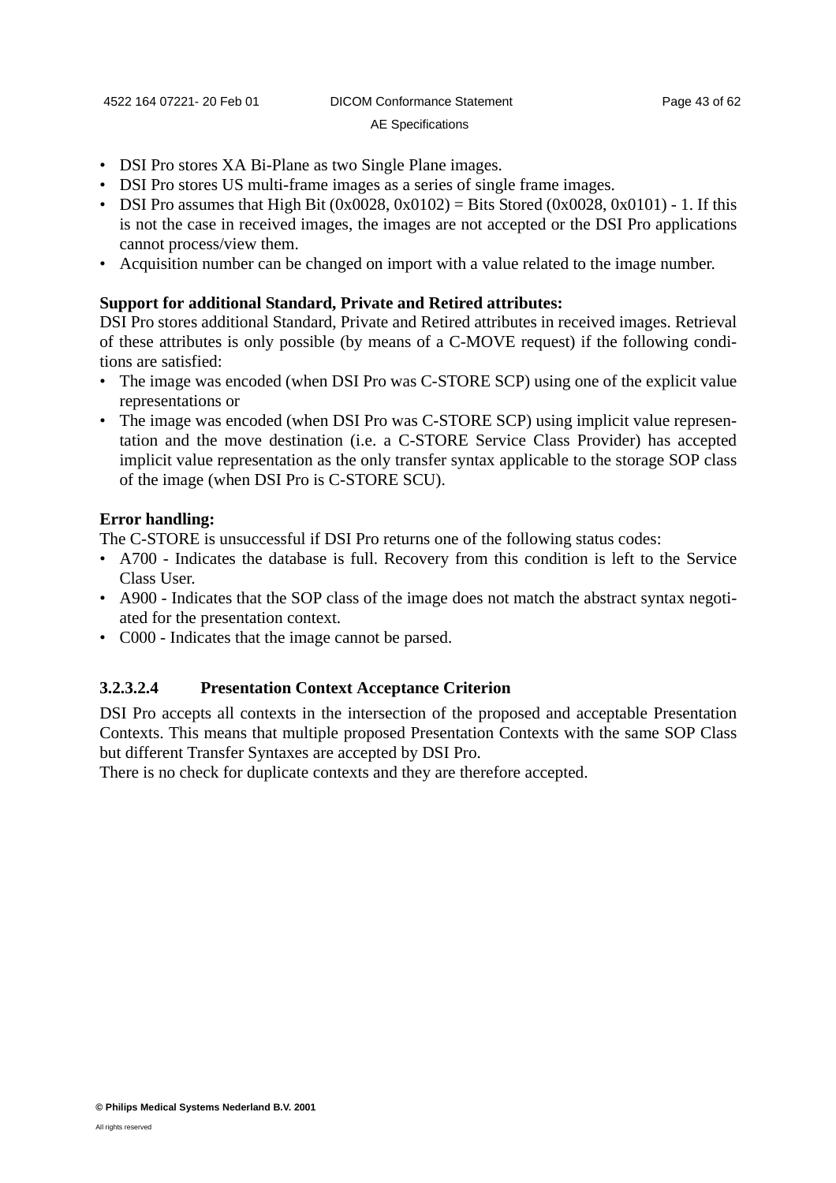- DSI Pro stores XA Bi-Plane as two Single Plane images.
- DSI Pro stores US multi-frame images as a series of single frame images.
- DSI Pro assumes that High Bit (0x0028, 0x0102) = Bits Stored (0x0028, 0x0101) - 1. If this is not the case in received images, the images are not accepted or the DSI Pro applications cannot process/view them.
- Acquisition number can be changed on import with a value related to the image number.

**Support for additional Standard, Private and Retired attributes:**
DSI Pro stores additional Standard, Private and Retired attributes in received images. Retrieval of these attributes is only possible (by means of a C-MOVE request) if the following conditions are satisfied:

- The image was encoded (when DSI Pro was C-STORE SCP) using one of the explicit value representations or
- The image was encoded (when DSI Pro was C-STORE SCP) using implicit value representation and the move destination (i.e. a C-STORE Service Class Provider) has accepted implicit value representation as the only transfer syntax applicable to the storage SOP class of the image (when DSI Pro is C-STORE SCU).

**Error handling:**
The C-STORE is unsuccessful if DSI Pro returns one of the following status codes:

- A700 - Indicates the database is full. Recovery from this condition is left to the Service Class User.
- A900 - Indicates that the SOP class of the image does not match the abstract syntax negotiated for the presentation context.
- C000 - Indicates that the image cannot be parsed.

#### 3.2.3.2.4 Presentation Context Acceptance Criterion

DSI Pro accepts all contexts in the intersection of the proposed and acceptable Presentation Contexts. This means that multiple proposed Presentation Contexts with the same SOP Class but different Transfer Syntaxes are accepted by DSI Pro.
There is no check for duplicate contexts and they are therefore accepted.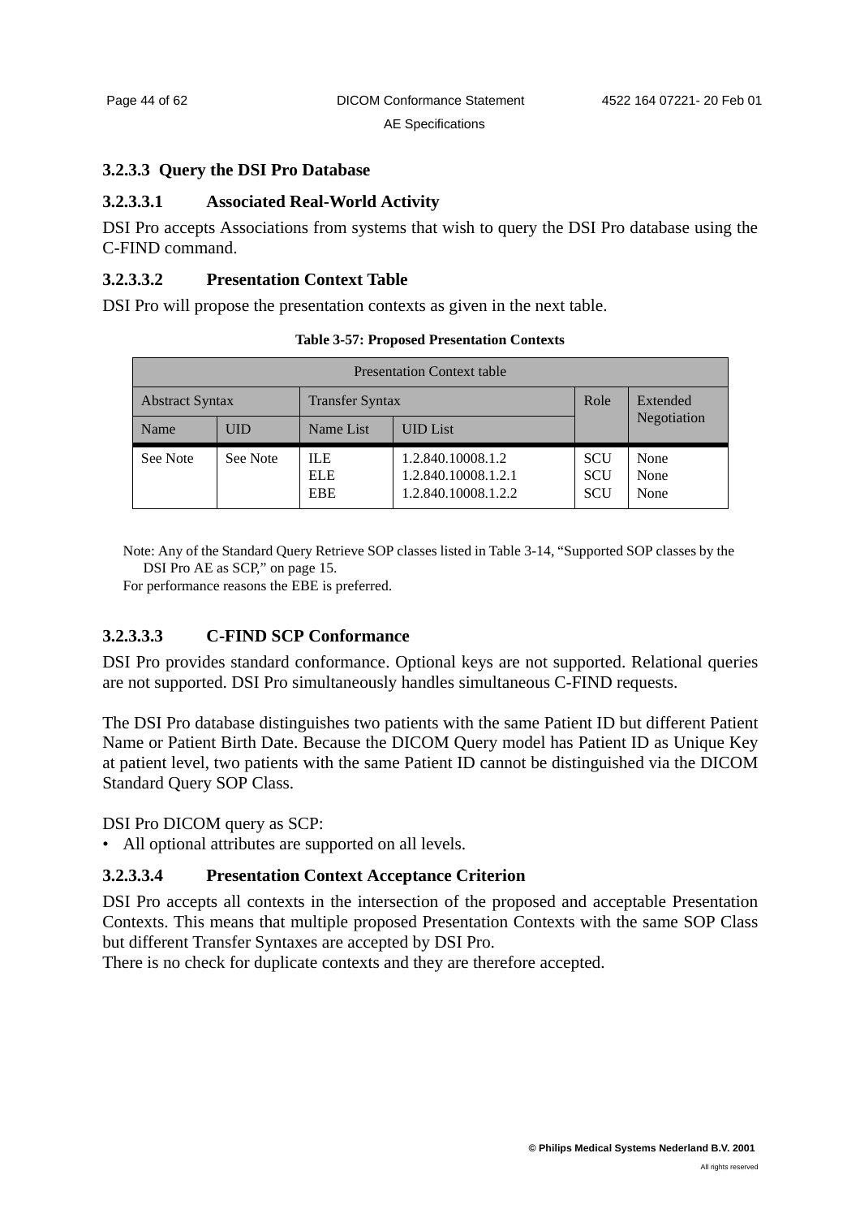### 3.2.3.3 Query the DSI Pro Database

#### 3.2.3.3.1 Associated Real-World Activity

DSI Pro accepts Associations from systems that wish to query the DSI Pro database using the C-FIND command.

#### 3.2.3.3.2 Presentation Context Table

DSI Pro will propose the presentation contexts as given in the next table.

**Table 3-57: Proposed Presentation Contexts**

| Presentation Context table | | | | | |
|---|---|---|---|---|---|
| Abstract Syntax | | Transfer Syntax | | Role | Extended Negotiation |
| Name | UID | Name List | UID List | | |
| See Note | See Note | ILE<br>ELE<br>EBE | 1.2.840.10008.1.2<br>1.2.840.10008.1.2.1<br>1.2.840.10008.1.2.2 | SCU<br>SCU<br>SCU | None<br>None<br>None |

Note: Any of the Standard Query Retrieve SOP classes listed in Table 3-14, "Supported SOP classes by the DSI Pro AE as SCP," on page 15.
For performance reasons the EBE is preferred.

#### 3.2.3.3.3 C-FIND SCP Conformance

DSI Pro provides standard conformance. Optional keys are not supported. Relational queries are not supported. DSI Pro simultaneously handles simultaneous C-FIND requests.

The DSI Pro database distinguishes two patients with the same Patient ID but different Patient Name or Patient Birth Date. Because the DICOM Query model has Patient ID as Unique Key at patient level, two patients with the same Patient ID cannot be distinguished via the DICOM Standard Query SOP Class.

DSI Pro DICOM query as SCP:

- All optional attributes are supported on all levels.

#### 3.2.3.3.4 Presentation Context Acceptance Criterion

DSI Pro accepts all contexts in the intersection of the proposed and acceptable Presentation Contexts. This means that multiple proposed Presentation Contexts with the same SOP Class but different Transfer Syntaxes are accepted by DSI Pro.
There is no check for duplicate contexts and they are therefore accepted.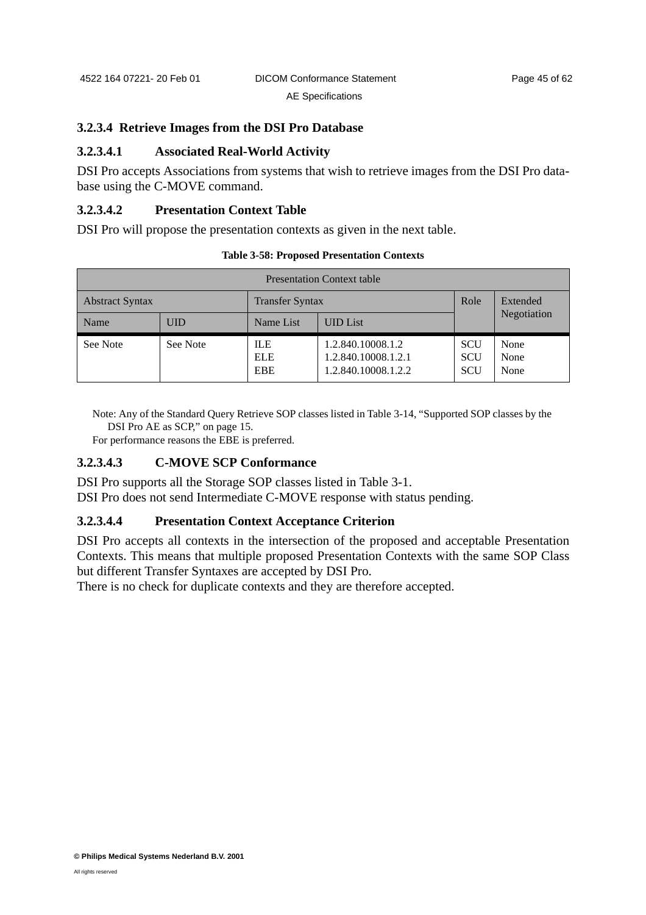#### 3.2.3.4 Retrieve Images from the DSI Pro Database

##### 3.2.3.4.1 Associated Real-World Activity

DSI Pro accepts Associations from systems that wish to retrieve images from the DSI Pro database using the C-MOVE command.

##### 3.2.3.4.2 Presentation Context Table

DSI Pro will propose the presentation contexts as given in the next table.

**Table 3-58: Proposed Presentation Contexts**

| Presentation Context table | | | | | |
|---|---|---|---|---|---|
| Abstract Syntax | | Transfer Syntax | | Role | Extended Negotiation |
| Name | UID | Name List | UID List | | |
| See Note | See Note | ILE<br>ELE<br>EBE | 1.2.840.10008.1.2<br>1.2.840.10008.1.2.1<br>1.2.840.10008.1.2.2 | SCU<br>SCU<br>SCU | None<br>None<br>None |

Note: Any of the Standard Query Retrieve SOP classes listed in Table 3-14, "Supported SOP classes by the DSI Pro AE as SCP," on page 15.
For performance reasons the EBE is preferred.

##### 3.2.3.4.3 C-MOVE SCP Conformance

DSI Pro supports all the Storage SOP classes listed in Table 3-1.
DSI Pro does not send Intermediate C-MOVE response with status pending.

##### 3.2.3.4.4 Presentation Context Acceptance Criterion

DSI Pro accepts all contexts in the intersection of the proposed and acceptable Presentation Contexts. This means that multiple proposed Presentation Contexts with the same SOP Class but different Transfer Syntaxes are accepted by DSI Pro.
There is no check for duplicate contexts and they are therefore accepted.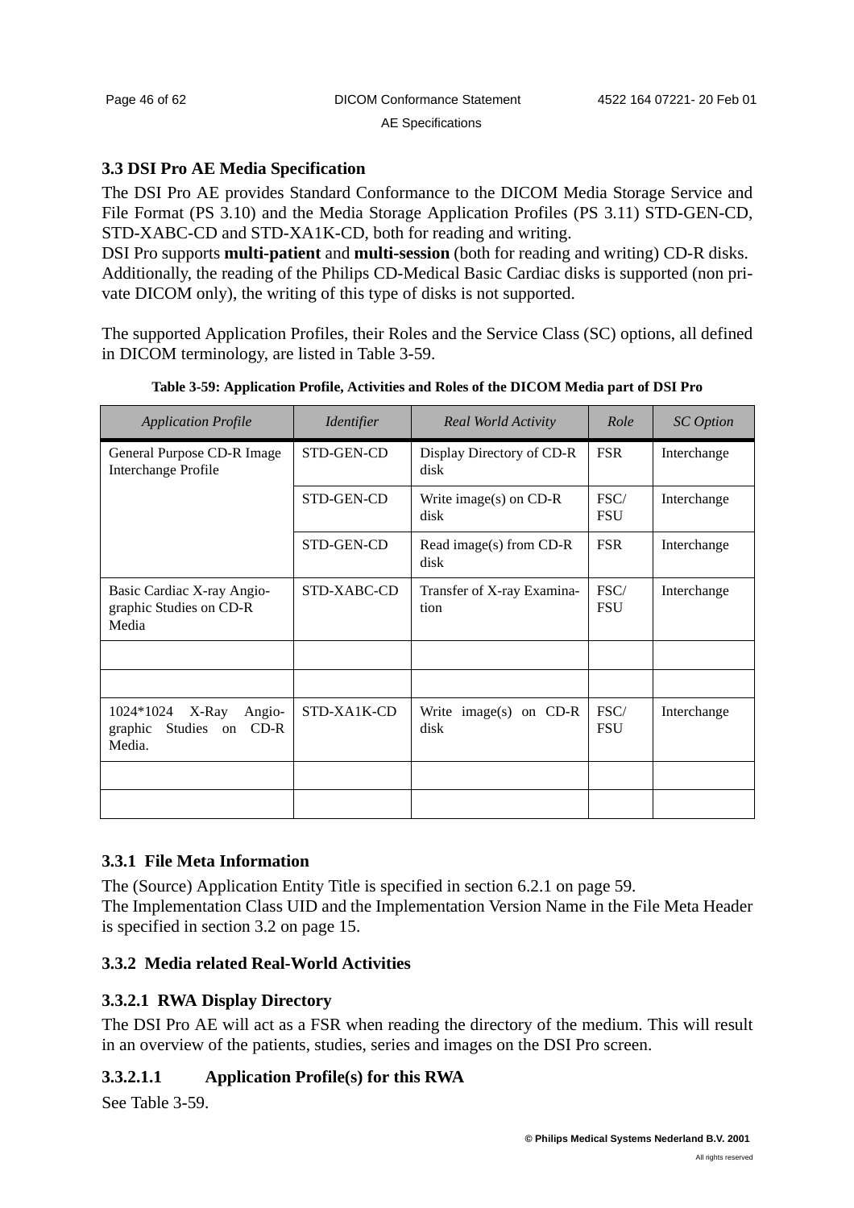## 3.3 DSI Pro AE Media Specification

The DSI Pro AE provides Standard Conformance to the DICOM Media Storage Service and File Format (PS 3.10) and the Media Storage Application Profiles (PS 3.11) STD-GEN-CD, STD-XABC-CD and STD-XA1K-CD, both for reading and writing.

DSI Pro supports **multi-patient** and **multi-session** (both for reading and writing) CD-R disks. Additionally, the reading of the Philips CD-Medical Basic Cardiac disks is supported (non private DICOM only), the writing of this type of disks is not supported.

The supported Application Profiles, their Roles and the Service Class (SC) options, all defined in DICOM terminology, are listed in Table 3-59.

**Table 3-59: Application Profile, Activities and Roles of the DICOM Media part of DSI Pro**

| *Application Profile* | *Identifier* | *Real World Activity* | *Role* | *SC Option* |
|---|---|---|---|---|
| General Purpose CD-R Image Interchange Profile | STD-GEN-CD | Display Directory of CD-R disk | FSR | Interchange |
| | STD-GEN-CD | Write image(s) on CD-R disk | FSC/ FSU | Interchange |
| | STD-GEN-CD | Read image(s) from CD-R disk | FSR | Interchange |
| Basic Cardiac X-ray Angiographic Studies on CD-R Media | STD-XABC-CD | Transfer of X-ray Examination | FSC/ FSU | Interchange |
| | | | | |
| | | | | |
| 1024*1024 X-Ray Angiographic Studies on CD-R Media. | STD-XA1K-CD | Write image(s) on CD-R disk | FSC/ FSU | Interchange |
| | | | | |
| | | | | |

### 3.3.1 File Meta Information

The (Source) Application Entity Title is specified in section 6.2.1 on page 59.
The Implementation Class UID and the Implementation Version Name in the File Meta Header is specified in section 3.2 on page 15.

### 3.3.2 Media related Real-World Activities

#### 3.3.2.1 RWA Display Directory

The DSI Pro AE will act as a FSR when reading the directory of the medium. This will result in an overview of the patients, studies, series and images on the DSI Pro screen.

##### 3.3.2.1.1 Application Profile(s) for this RWA

See Table 3-59.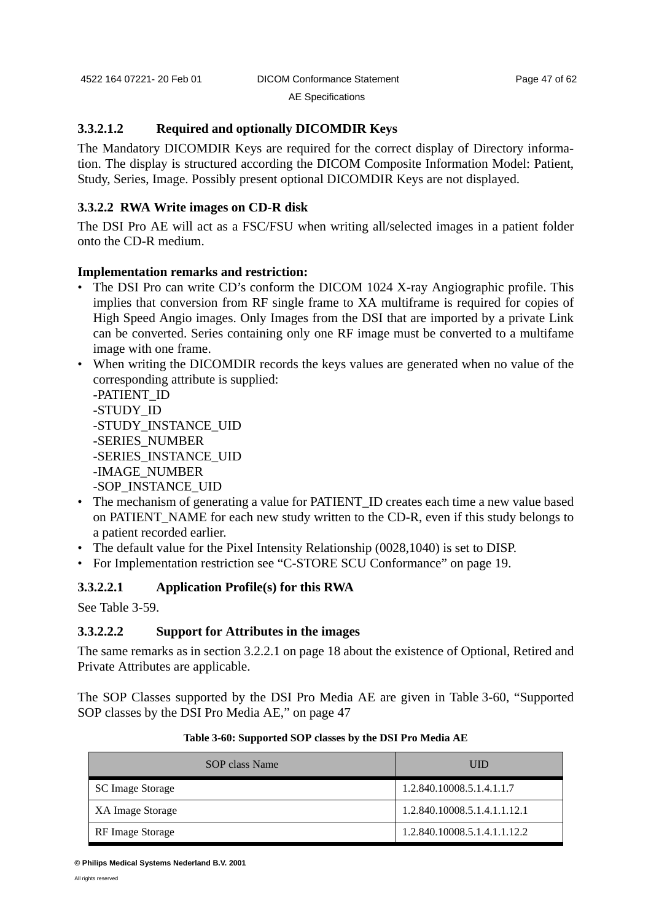#### 3.3.2.1.2 Required and optionally DICOMDIR Keys

The Mandatory DICOMDIR Keys are required for the correct display of Directory information. The display is structured according the DICOM Composite Information Model: Patient, Study, Series, Image. Possibly present optional DICOMDIR Keys are not displayed.

### 3.3.2.2 RWA Write images on CD-R disk

The DSI Pro AE will act as a FSC/FSU when writing all/selected images in a patient folder onto the CD-R medium.

**Implementation remarks and restriction:**

- The DSI Pro can write CD's conform the DICOM 1024 X-ray Angiographic profile. This implies that conversion from RF single frame to XA multiframe is required for copies of High Speed Angio images. Only Images from the DSI that are imported by a private Link can be converted. Series containing only one RF image must be converted to a multifame image with one frame.
- When writing the DICOMDIR records the keys values are generated when no value of the corresponding attribute is supplied:
  -PATIENT_ID
  -STUDY_ID
  -STUDY_INSTANCE_UID
  -SERIES_NUMBER
  -SERIES_INSTANCE_UID
  -IMAGE_NUMBER
  -SOP_INSTANCE_UID
- The mechanism of generating a value for PATIENT_ID creates each time a new value based on PATIENT_NAME for each new study written to the CD-R, even if this study belongs to a patient recorded earlier.
- The default value for the Pixel Intensity Relationship (0028,1040) is set to DISP.
- For Implementation restriction see "C-STORE SCU Conformance" on page 19.

#### 3.3.2.2.1 Application Profile(s) for this RWA

See Table 3-59.

#### 3.3.2.2.2 Support for Attributes in the images

The same remarks as in section 3.2.2.1 on page 18 about the existence of Optional, Retired and Private Attributes are applicable.

The SOP Classes supported by the DSI Pro Media AE are given in Table 3-60, "Supported SOP classes by the DSI Pro Media AE," on page 47

**Table 3-60: Supported SOP classes by the DSI Pro Media AE**

| SOP class Name | UID |
|---|---|
| SC Image Storage | 1.2.840.10008.5.1.4.1.1.7 |
| XA Image Storage | 1.2.840.10008.5.1.4.1.1.12.1 |
| RF Image Storage | 1.2.840.10008.5.1.4.1.1.12.2 |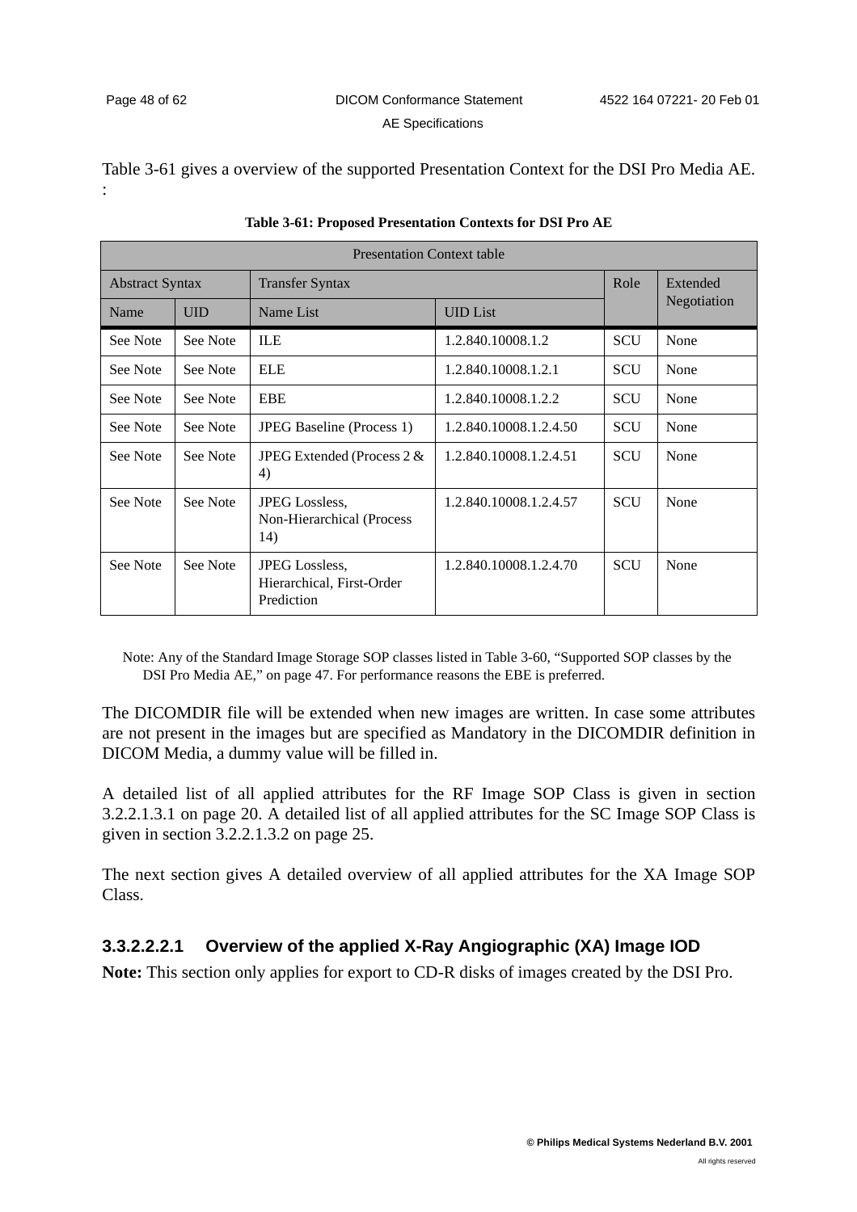Table 3-61 gives a overview of the supported Presentation Context for the DSI Pro Media AE.
:

**Table 3-61: Proposed Presentation Contexts for DSI Pro AE**

| Presentation Context table | | | | | |
|---|---|---|---|---|---|
| Abstract Syntax | | Transfer Syntax | | Role | Extended Negotiation |
| Name | UID | Name List | UID List | | |
| See Note | See Note | ILE | 1.2.840.10008.1.2 | SCU | None |
| See Note | See Note | ELE | 1.2.840.10008.1.2.1 | SCU | None |
| See Note | See Note | EBE | 1.2.840.10008.1.2.2 | SCU | None |
| See Note | See Note | JPEG Baseline (Process 1) | 1.2.840.10008.1.2.4.50 | SCU | None |
| See Note | See Note | JPEG Extended (Process 2 & 4) | 1.2.840.10008.1.2.4.51 | SCU | None |
| See Note | See Note | JPEG Lossless, Non-Hierarchical (Process 14) | 1.2.840.10008.1.2.4.57 | SCU | None |
| See Note | See Note | JPEG Lossless, Hierarchical, First-Order Prediction | 1.2.840.10008.1.2.4.70 | SCU | None |

Note: Any of the Standard Image Storage SOP classes listed in Table 3-60, "Supported SOP classes by the DSI Pro Media AE," on page 47. For performance reasons the EBE is preferred.

The DICOMDIR file will be extended when new images are written. In case some attributes are not present in the images but are specified as Mandatory in the DICOMDIR definition in DICOM Media, a dummy value will be filled in.

A detailed list of all applied attributes for the RF Image SOP Class is given in section 3.2.2.1.3.1 on page 20. A detailed list of all applied attributes for the SC Image SOP Class is given in section 3.2.2.1.3.2 on page 25.

The next section gives A detailed overview of all applied attributes for the XA Image SOP Class.

#### 3.3.2.2.2.1 Overview of the applied X-Ray Angiographic (XA) Image IOD

**Note:** This section only applies for export to CD-R disks of images created by the DSI Pro.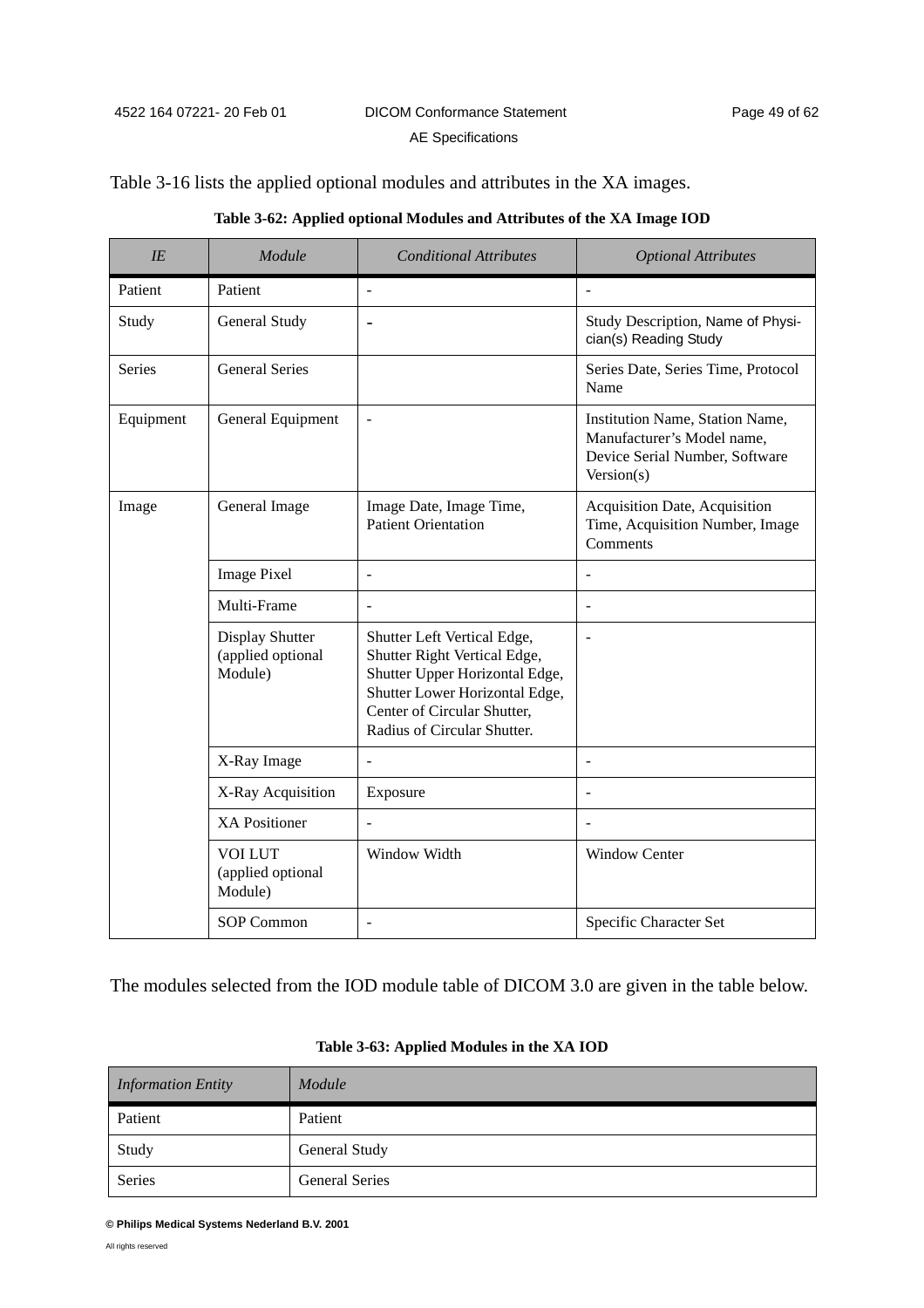Table 3-16 lists the applied optional modules and attributes in the XA images.

**Table 3-62: Applied optional Modules and Attributes of the XA Image IOD**

| *IE* | *Module* | *Conditional Attributes* | *Optional Attributes* |
|---|---|---|---|
| Patient | Patient | - | - |
| Study | General Study | - | Study Description, Name of Physician(s) Reading Study |
| Series | General Series | | Series Date, Series Time, Protocol Name |
| Equipment | General Equipment | - | Institution Name, Station Name, Manufacturer's Model name, Device Serial Number, Software Version(s) |
| Image | General Image | Image Date, Image Time, Patient Orientation | Acquisition Date, Acquisition Time, Acquisition Number, Image Comments |
| | Image Pixel | - | - |
| | Multi-Frame | - | - |
| | Display Shutter (applied optional Module) | Shutter Left Vertical Edge, Shutter Right Vertical Edge, Shutter Upper Horizontal Edge, Shutter Lower Horizontal Edge, Center of Circular Shutter, Radius of Circular Shutter. | - |
| | X-Ray Image | - | - |
| | X-Ray Acquisition | Exposure | - |
| | XA Positioner | - | - |
| | VOI LUT (applied optional Module) | Window Width | Window Center |
| | SOP Common | - | Specific Character Set |

The modules selected from the IOD module table of DICOM 3.0 are given in the table below.

**Table 3-63: Applied Modules in the XA IOD**

| *Information Entity* | *Module* |
|---|---|
| Patient | Patient |
| Study | General Study |
| Series | General Series |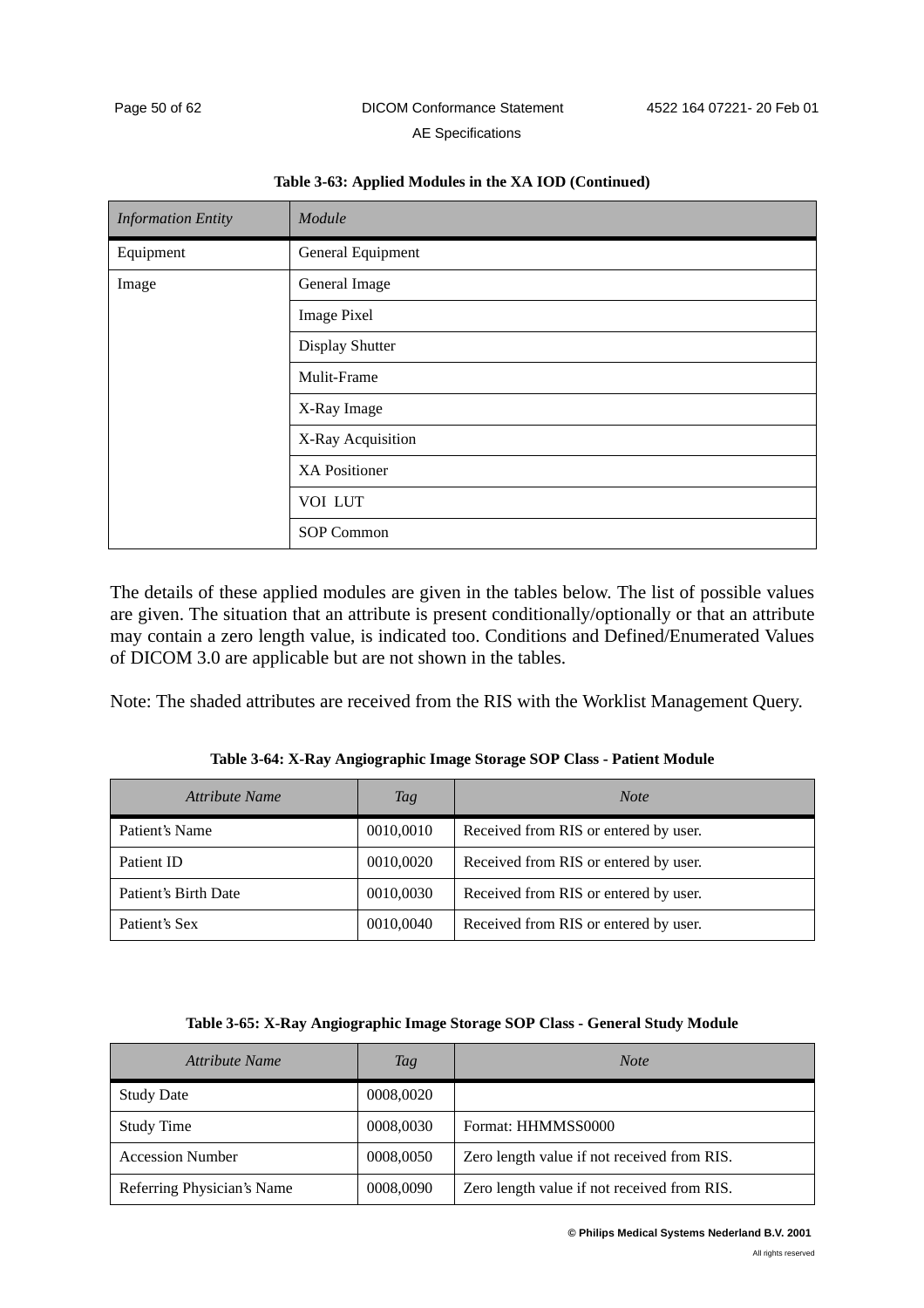**Table 3-63: Applied Modules in the XA IOD (Continued)**

| *Information Entity* | *Module* |
|---|---|
| Equipment | General Equipment |
| Image | General Image |
| | Image Pixel |
| | Display Shutter |
| | Mulit-Frame |
| | X-Ray Image |
| | X-Ray Acquisition |
| | XA Positioner |
| | VOI LUT |
| | SOP Common |

The details of these applied modules are given in the tables below. The list of possible values are given. The situation that an attribute is present conditionally/optionally or that an attribute may contain a zero length value, is indicated too. Conditions and Defined/Enumerated Values of DICOM 3.0 are applicable but are not shown in the tables.

Note: The shaded attributes are received from the RIS with the Worklist Management Query.

**Table 3-64: X-Ray Angiographic Image Storage SOP Class - Patient Module**

| *Attribute Name* | *Tag* | *Note* |
|---|---|---|
| Patient's Name | 0010,0010 | Received from RIS or entered by user. |
| Patient ID | 0010,0020 | Received from RIS or entered by user. |
| Patient's Birth Date | 0010,0030 | Received from RIS or entered by user. |
| Patient's Sex | 0010,0040 | Received from RIS or entered by user. |

**Table 3-65: X-Ray Angiographic Image Storage SOP Class - General Study Module**

| *Attribute Name* | *Tag* | *Note* |
|---|---|---|
| Study Date | 0008,0020 | |
| Study Time | 0008,0030 | Format: HHMMSS0000 |
| Accession Number | 0008,0050 | Zero length value if not received from RIS. |
| Referring Physician's Name | 0008,0090 | Zero length value if not received from RIS. |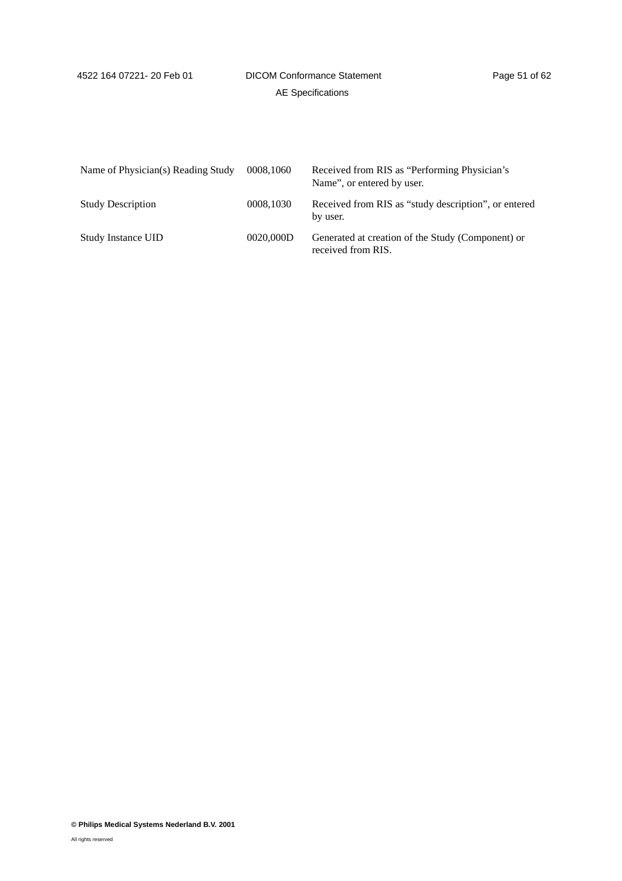| | | |
|---|---|---|
| Name of Physician(s) Reading Study | 0008,1060 | Received from RIS as "Performing Physician's Name", or entered by user. |
| Study Description | 0008,1030 | Received from RIS as "study description", or entered by user. |
| Study Instance UID | 0020,000D | Generated at creation of the Study (Component) or received from RIS. |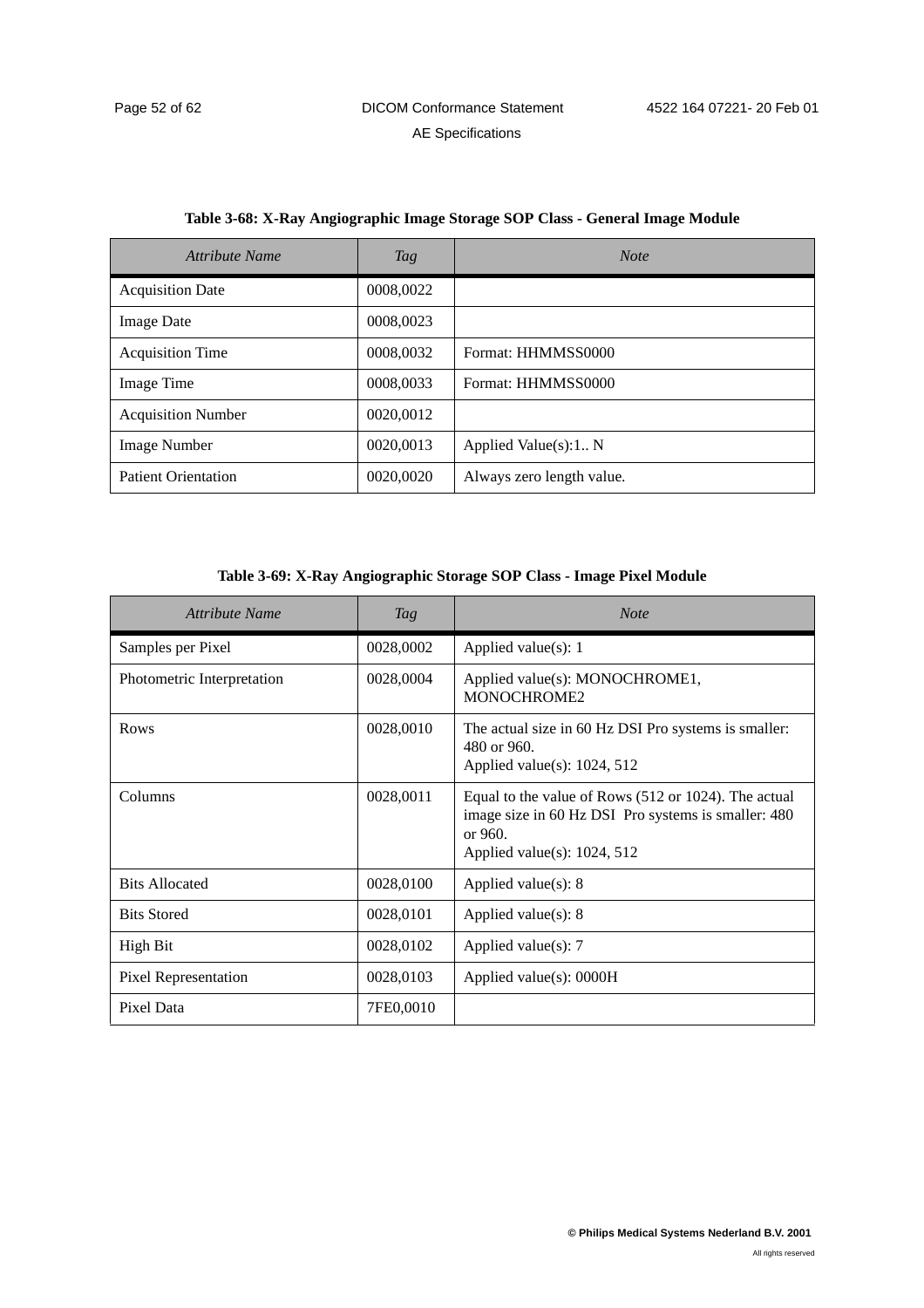**Table 3-68: X-Ray Angiographic Image Storage SOP Class - General Image Module**

| *Attribute Name* | *Tag* | *Note* |
|---|---|---|
| Acquisition Date | 0008,0022 | |
| Image Date | 0008,0023 | |
| Acquisition Time | 0008,0032 | Format: HHMMSS0000 |
| Image Time | 0008,0033 | Format: HHMMSS0000 |
| Acquisition Number | 0020,0012 | |
| Image Number | 0020,0013 | Applied Value(s):1.. N |
| Patient Orientation | 0020,0020 | Always zero length value. |

**Table 3-69: X-Ray Angiographic Storage SOP Class - Image Pixel Module**

| *Attribute Name* | *Tag* | *Note* |
|---|---|---|
| Samples per Pixel | 0028,0002 | Applied value(s): 1 |
| Photometric Interpretation | 0028,0004 | Applied value(s): MONOCHROME1, MONOCHROME2 |
| Rows | 0028,0010 | The actual size in 60 Hz DSI Pro systems is smaller: 480 or 960.<br>Applied value(s): 1024, 512 |
| Columns | 0028,0011 | Equal to the value of Rows (512 or 1024). The actual image size in 60 Hz DSI Pro systems is smaller: 480 or 960.<br>Applied value(s): 1024, 512 |
| Bits Allocated | 0028,0100 | Applied value(s): 8 |
| Bits Stored | 0028,0101 | Applied value(s): 8 |
| High Bit | 0028,0102 | Applied value(s): 7 |
| Pixel Representation | 0028,0103 | Applied value(s): 0000H |
| Pixel Data | 7FE0,0010 | |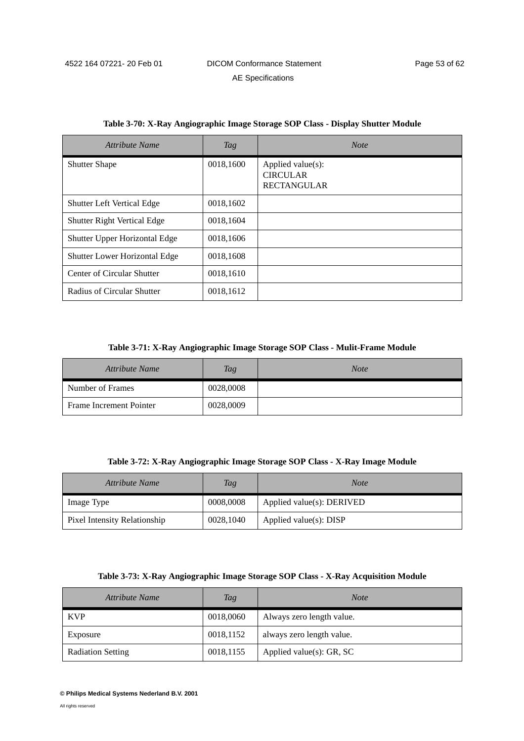**Table 3-70: X-Ray Angiographic Image Storage SOP Class - Display Shutter Module**

| *Attribute Name* | *Tag* | *Note* |
|---|---|---|
| Shutter Shape | 0018,1600 | Applied value(s): CIRCULAR RECTANGULAR |
| Shutter Left Vertical Edge | 0018,1602 | |
| Shutter Right Vertical Edge | 0018,1604 | |
| Shutter Upper Horizontal Edge | 0018,1606 | |
| Shutter Lower Horizontal Edge | 0018,1608 | |
| Center of Circular Shutter | 0018,1610 | |
| Radius of Circular Shutter | 0018,1612 | |

**Table 3-71: X-Ray Angiographic Image Storage SOP Class - Mulit-Frame Module**

| *Attribute Name* | *Tag* | *Note* |
|---|---|---|
| Number of Frames | 0028,0008 | |
| Frame Increment Pointer | 0028,0009 | |

**Table 3-72: X-Ray Angiographic Image Storage SOP Class - X-Ray Image Module**

| *Attribute Name* | *Tag* | *Note* |
|---|---|---|
| Image Type | 0008,0008 | Applied value(s): DERIVED |
| Pixel Intensity Relationship | 0028,1040 | Applied value(s): DISP |

**Table 3-73: X-Ray Angiographic Image Storage SOP Class - X-Ray Acquisition Module**

| *Attribute Name* | *Tag* | *Note* |
|---|---|---|
| KVP | 0018,0060 | Always zero length value. |
| Exposure | 0018,1152 | always zero length value. |
| Radiation Setting | 0018,1155 | Applied value(s): GR, SC |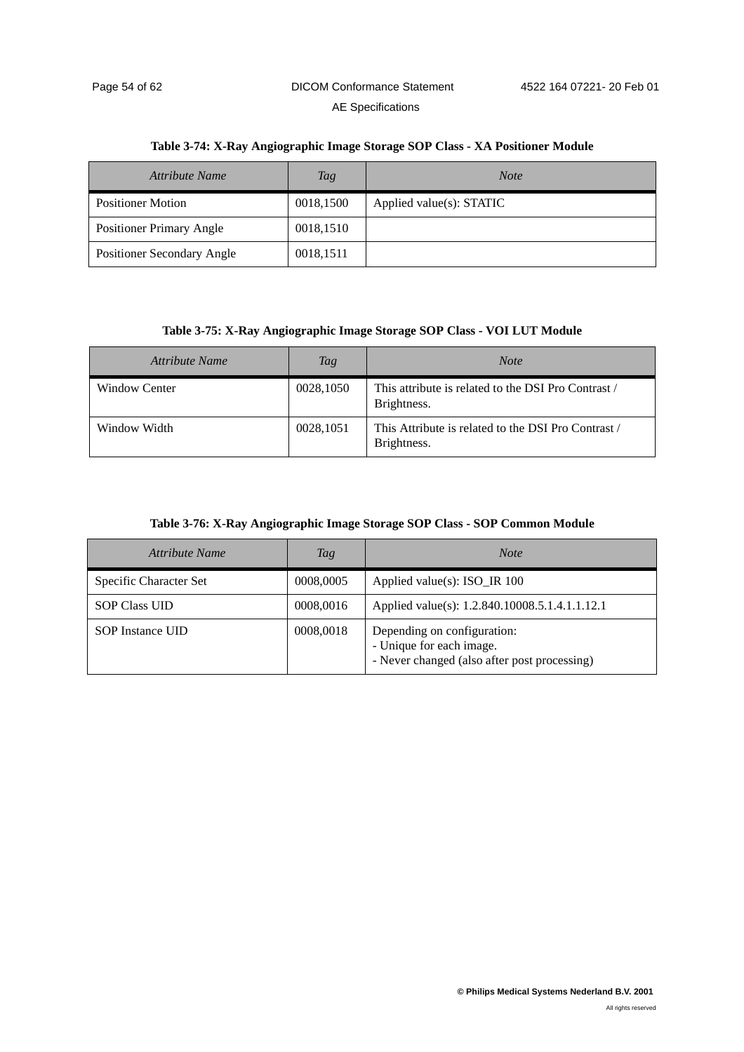**Table 3-74: X-Ray Angiographic Image Storage SOP Class - XA Positioner Module**

| *Attribute Name* | *Tag* | *Note* |
|---|---|---|
| Positioner Motion | 0018,1500 | Applied value(s): STATIC |
| Positioner Primary Angle | 0018,1510 | |
| Positioner Secondary Angle | 0018,1511 | |

**Table 3-75: X-Ray Angiographic Image Storage SOP Class - VOI LUT Module**

| *Attribute Name* | *Tag* | *Note* |
|---|---|---|
| Window Center | 0028,1050 | This attribute is related to the DSI Pro Contrast / Brightness. |
| Window Width | 0028,1051 | This Attribute is related to the DSI Pro Contrast / Brightness. |

**Table 3-76: X-Ray Angiographic Image Storage SOP Class - SOP Common Module**

| *Attribute Name* | *Tag* | *Note* |
|---|---|---|
| Specific Character Set | 0008,0005 | Applied value(s): ISO_IR 100 |
| SOP Class UID | 0008,0016 | Applied value(s): 1.2.840.10008.5.1.4.1.1.12.1 |
| SOP Instance UID | 0008,0018 | Depending on configuration:<br>- Unique for each image.<br>- Never changed (also after post processing) |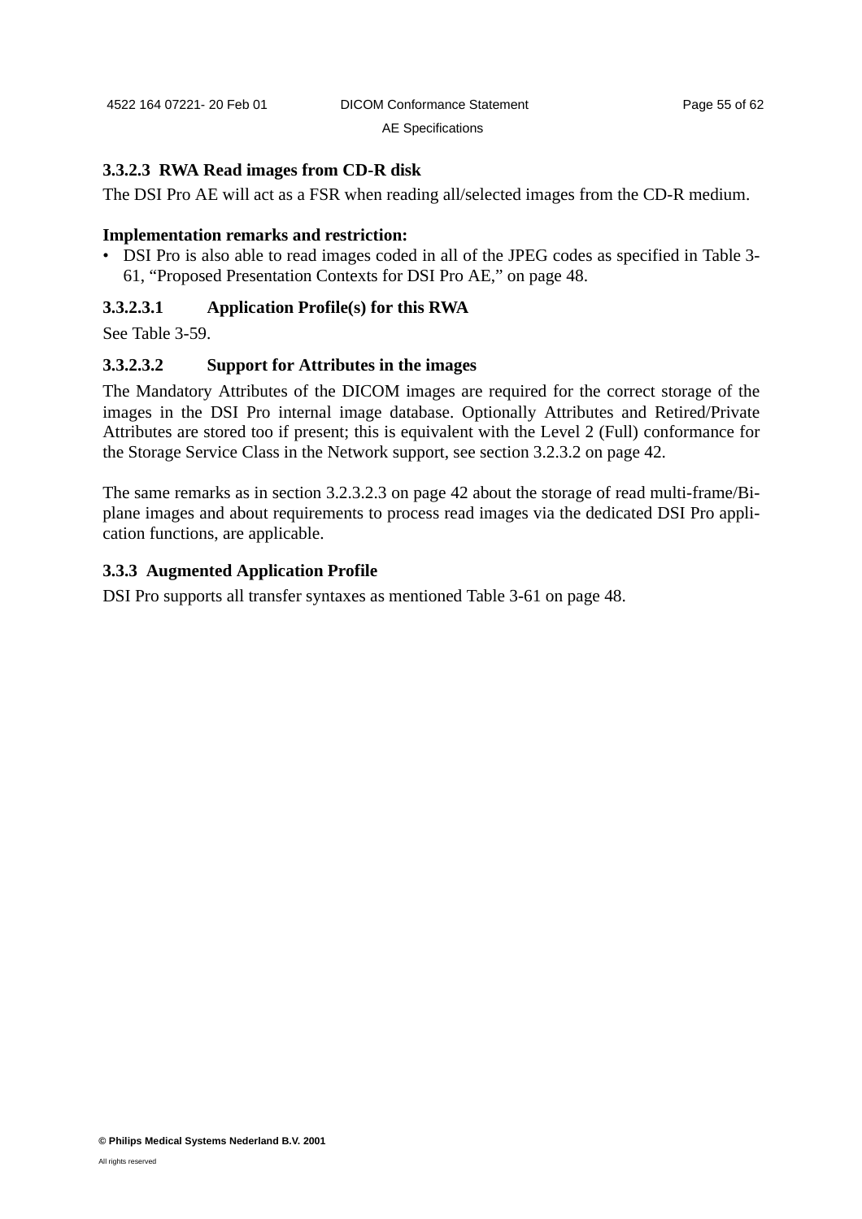### 3.3.2.3 RWA Read images from CD-R disk

The DSI Pro AE will act as a FSR when reading all/selected images from the CD-R medium.

**Implementation remarks and restriction:**

- DSI Pro is also able to read images coded in all of the JPEG codes as specified in Table 3-61, “Proposed Presentation Contexts for DSI Pro AE,” on page 48.

#### 3.3.2.3.1 Application Profile(s) for this RWA

See Table 3-59.

#### 3.3.2.3.2 Support for Attributes in the images

The Mandatory Attributes of the DICOM images are required for the correct storage of the images in the DSI Pro internal image database. Optionally Attributes and Retired/Private Attributes are stored too if present; this is equivalent with the Level 2 (Full) conformance for the Storage Service Class in the Network support, see section 3.2.3.2 on page 42.

The same remarks as in section 3.2.3.2.3 on page 42 about the storage of read multi-frame/Bi-plane images and about requirements to process read images via the dedicated DSI Pro application functions, are applicable.

### 3.3.3 Augmented Application Profile

DSI Pro supports all transfer syntaxes as mentioned Table 3-61 on page 48.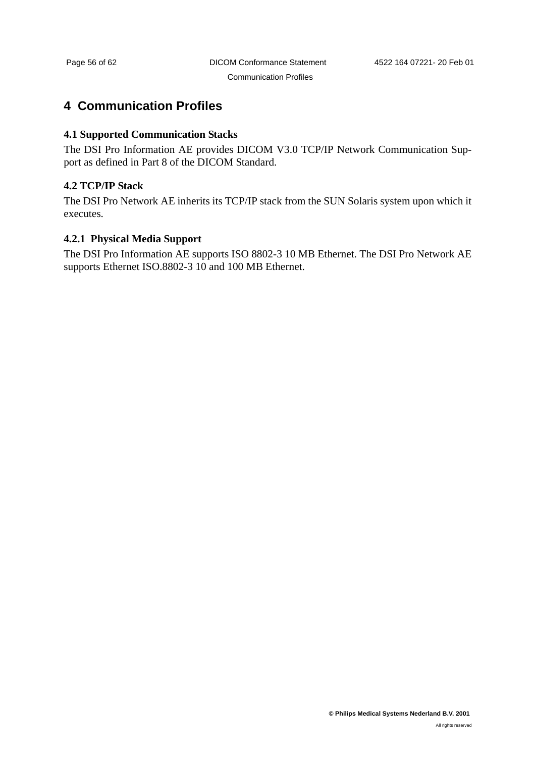# 4 Communication Profiles

## 4.1 Supported Communication Stacks

The DSI Pro Information AE provides DICOM V3.0 TCP/IP Network Communication Support as defined in Part 8 of the DICOM Standard.

## 4.2 TCP/IP Stack

The DSI Pro Network AE inherits its TCP/IP stack from the SUN Solaris system upon which it executes.

### 4.2.1 Physical Media Support

The DSI Pro Information AE supports ISO 8802-3 10 MB Ethernet. The DSI Pro Network AE supports Ethernet ISO.8802-3 10 and 100 MB Ethernet.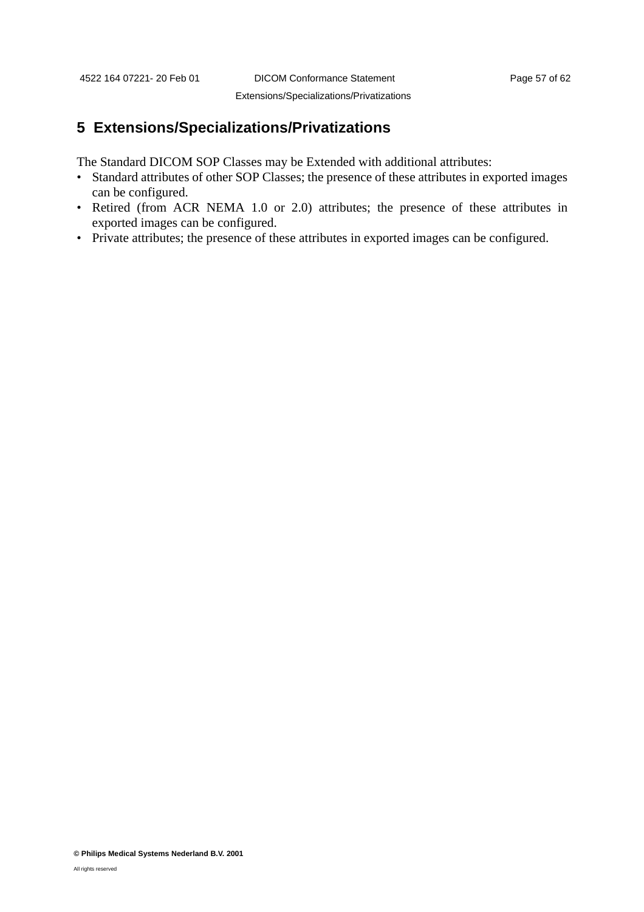# 5 Extensions/Specializations/Privatizations

The Standard DICOM SOP Classes may be Extended with additional attributes:

- Standard attributes of other SOP Classes; the presence of these attributes in exported images can be configured.
- Retired (from ACR NEMA 1.0 or 2.0) attributes; the presence of these attributes in exported images can be configured.
- Private attributes; the presence of these attributes in exported images can be configured.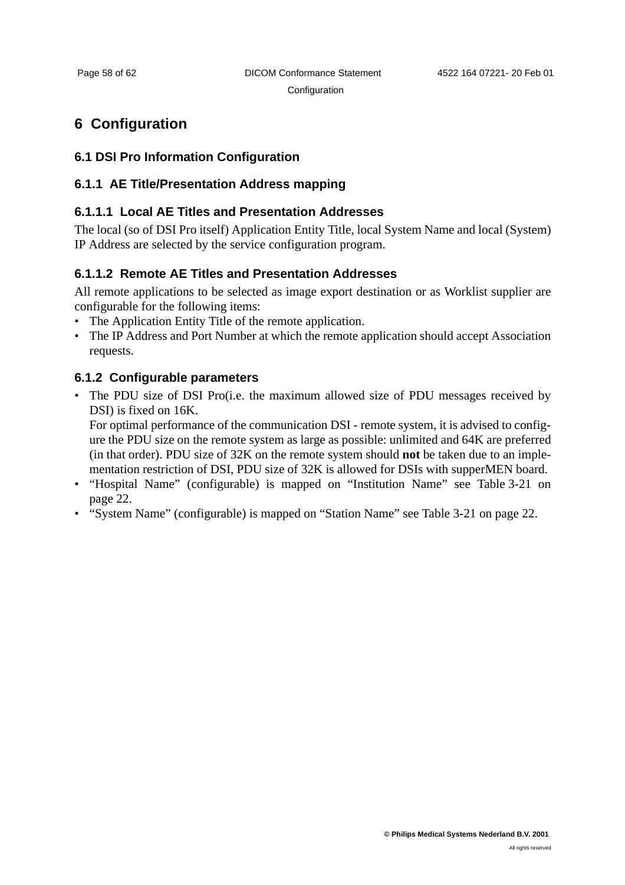# 6 Configuration

## 6.1 DSI Pro Information Configuration

### 6.1.1 AE Title/Presentation Address mapping

#### 6.1.1.1 Local AE Titles and Presentation Addresses

The local (so of DSI Pro itself) Application Entity Title, local System Name and local (System) IP Address are selected by the service configuration program.

#### 6.1.1.2 Remote AE Titles and Presentation Addresses

All remote applications to be selected as image export destination or as Worklist supplier are configurable for the following items:

- The Application Entity Title of the remote application.
- The IP Address and Port Number at which the remote application should accept Association requests.

### 6.1.2 Configurable parameters

- The PDU size of DSI Pro(i.e. the maximum allowed size of PDU messages received by DSI) is fixed on 16K.
  For optimal performance of the communication DSI - remote system, it is advised to configure the PDU size on the remote system as large as possible: unlimited and 64K are preferred (in that order). PDU size of 32K on the remote system should **not** be taken due to an implementation restriction of DSI, PDU size of 32K is allowed for DSIs with supperMEN board.
- “Hospital Name” (configurable) is mapped on “Institution Name” see Table 3-21 on page 22.
- “System Name” (configurable) is mapped on “Station Name” see Table 3-21 on page 22.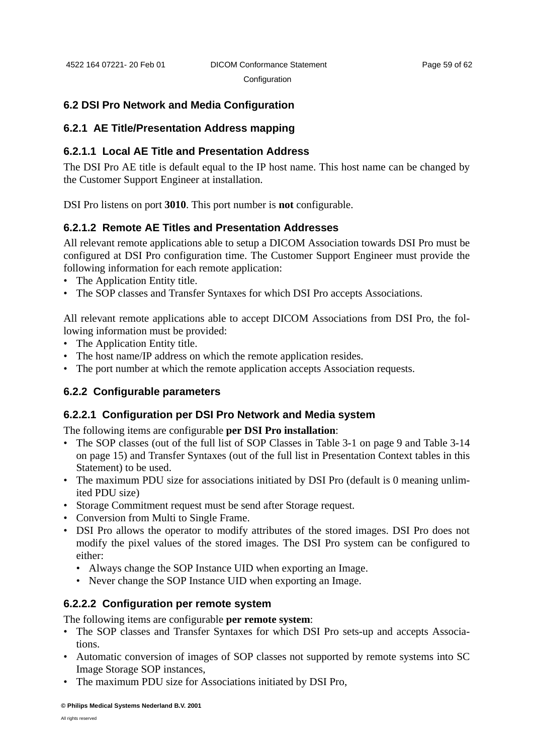## 6.2 DSI Pro Network and Media Configuration

### 6.2.1 AE Title/Presentation Address mapping

#### 6.2.1.1 Local AE Title and Presentation Address

The DSI Pro AE title is default equal to the IP host name. This host name can be changed by the Customer Support Engineer at installation.

DSI Pro listens on port **3010**. This port number is **not** configurable.

#### 6.2.1.2 Remote AE Titles and Presentation Addresses

All relevant remote applications able to setup a DICOM Association towards DSI Pro must be configured at DSI Pro configuration time. The Customer Support Engineer must provide the following information for each remote application:

- The Application Entity title.
- The SOP classes and Transfer Syntaxes for which DSI Pro accepts Associations.

All relevant remote applications able to accept DICOM Associations from DSI Pro, the following information must be provided:

- The Application Entity title.
- The host name/IP address on which the remote application resides.
- The port number at which the remote application accepts Association requests.

### 6.2.2 Configurable parameters

#### 6.2.2.1 Configuration per DSI Pro Network and Media system

The following items are configurable **per DSI Pro installation**:

- The SOP classes (out of the full list of SOP Classes in Table 3-1 on page 9 and Table 3-14 on page 15) and Transfer Syntaxes (out of the full list in Presentation Context tables in this Statement) to be used.
- The maximum PDU size for associations initiated by DSI Pro (default is 0 meaning unlimited PDU size)
- Storage Commitment request must be send after Storage request.
- Conversion from Multi to Single Frame.
- DSI Pro allows the operator to modify attributes of the stored images. DSI Pro does not modify the pixel values of the stored images. The DSI Pro system can be configured to either:
  - Always change the SOP Instance UID when exporting an Image.
  - Never change the SOP Instance UID when exporting an Image.

#### 6.2.2.2 Configuration per remote system

The following items are configurable **per remote system**:

- The SOP classes and Transfer Syntaxes for which DSI Pro sets-up and accepts Associations.
- Automatic conversion of images of SOP classes not supported by remote systems into SC Image Storage SOP instances,
- The maximum PDU size for Associations initiated by DSI Pro,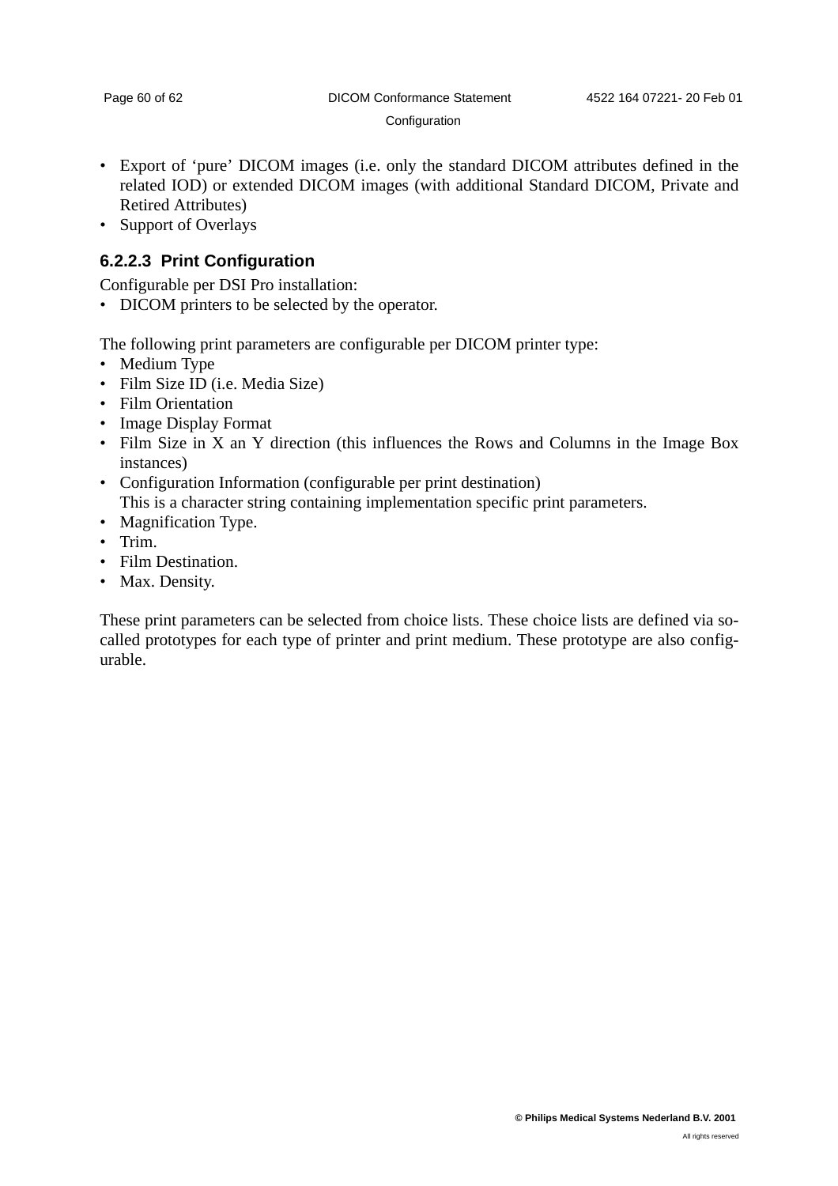- Export of ‘pure’ DICOM images (i.e. only the standard DICOM attributes defined in the related IOD) or extended DICOM images (with additional Standard DICOM, Private and Retired Attributes)
- Support of Overlays

#### 6.2.2.3 Print Configuration

Configurable per DSI Pro installation:

- DICOM printers to be selected by the operator.

The following print parameters are configurable per DICOM printer type:

- Medium Type
- Film Size ID (i.e. Media Size)
- Film Orientation
- Image Display Format
- Film Size in X an Y direction (this influences the Rows and Columns in the Image Box instances)
- Configuration Information (configurable per print destination)
  This is a character string containing implementation specific print parameters.
- Magnification Type.
- Trim.
- Film Destination.
- Max. Density.

These print parameters can be selected from choice lists. These choice lists are defined via so-called prototypes for each type of printer and print medium. These prototype are also configurable.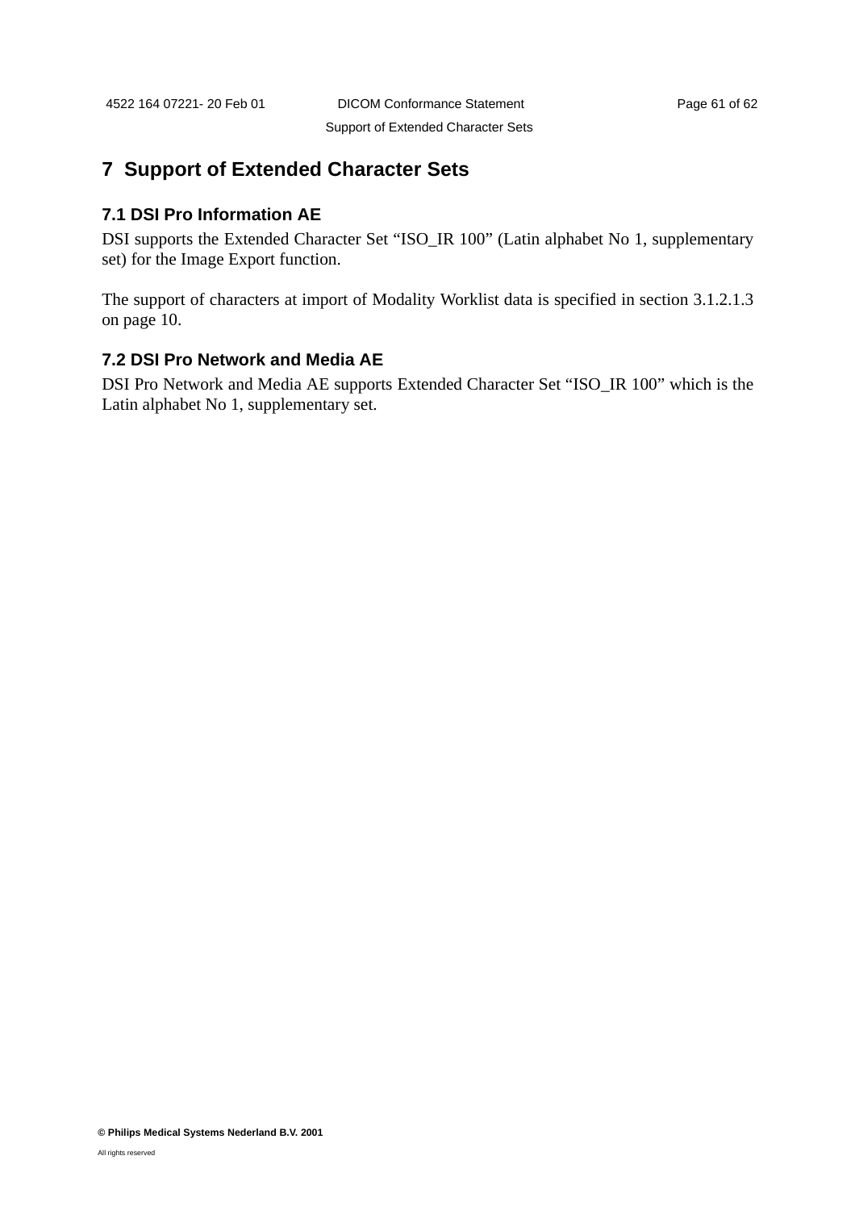# 7 Support of Extended Character Sets

## 7.1 DSI Pro Information AE

DSI supports the Extended Character Set “ISO_IR 100” (Latin alphabet No 1, supplementary set) for the Image Export function.

The support of characters at import of Modality Worklist data is specified in section 3.1.2.1.3 on page 10.

## 7.2 DSI Pro Network and Media AE

DSI Pro Network and Media AE supports Extended Character Set “ISO_IR 100” which is the Latin alphabet No 1, supplementary set.

**© Philips Medical Systems Nederland B.V. 2001**

All rights reserved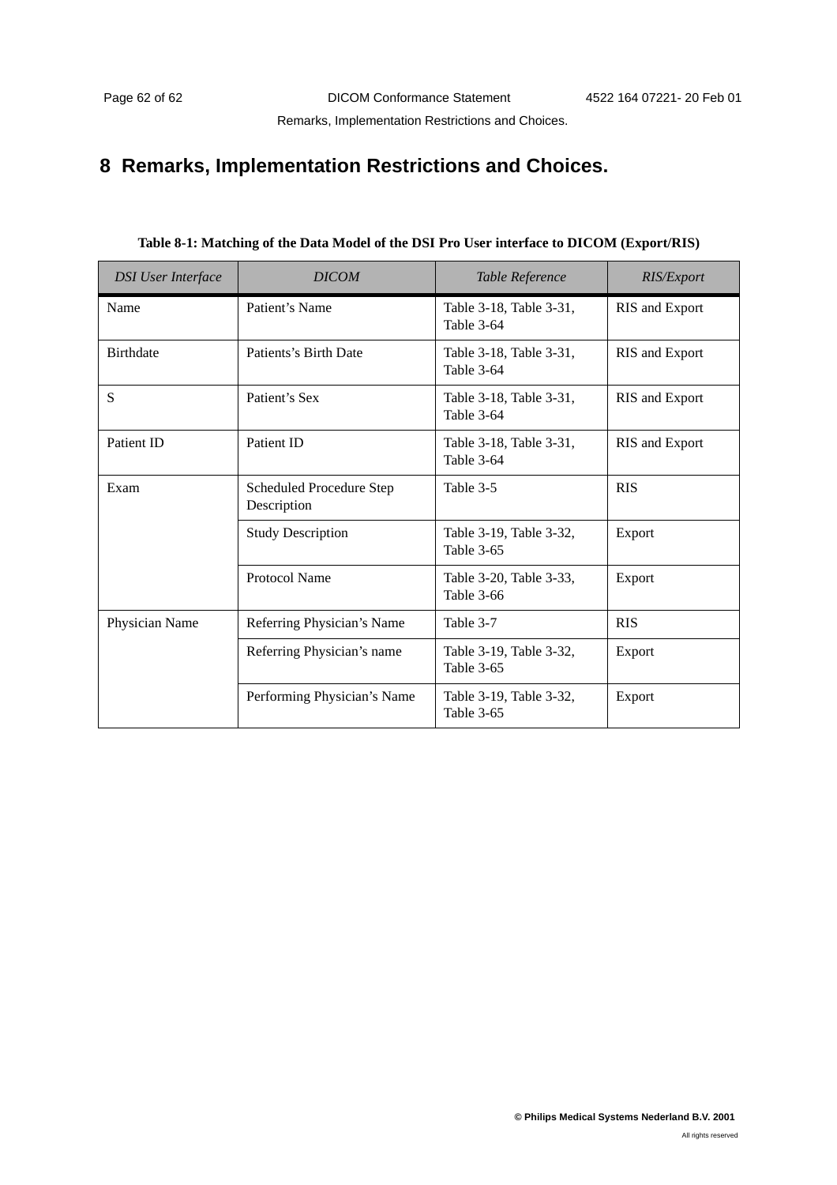# 8 Remarks, Implementation Restrictions and Choices.

**Table 8-1: Matching of the Data Model of the DSI Pro User interface to DICOM (Export/RIS)**

| *DSI User Interface* | *DICOM* | *Table Reference* | *RIS/Export* |
|---|---|---|---|
| Name | Patient's Name | Table 3-18, Table 3-31, Table 3-64 | RIS and Export |
| Birthdate | Patients's Birth Date | Table 3-18, Table 3-31, Table 3-64 | RIS and Export |
| S | Patient's Sex | Table 3-18, Table 3-31, Table 3-64 | RIS and Export |
| Patient ID | Patient ID | Table 3-18, Table 3-31, Table 3-64 | RIS and Export |
| Exam | Scheduled Procedure Step Description | Table 3-5 | RIS |
| | Study Description | Table 3-19, Table 3-32, Table 3-65 | Export |
| | Protocol Name | Table 3-20, Table 3-33, Table 3-66 | Export |
| Physician Name | Referring Physician's Name | Table 3-7 | RIS |
| | Referring Physician's name | Table 3-19, Table 3-32, Table 3-65 | Export |
| | Performing Physician's Name | Table 3-19, Table 3-32, Table 3-65 | Export |